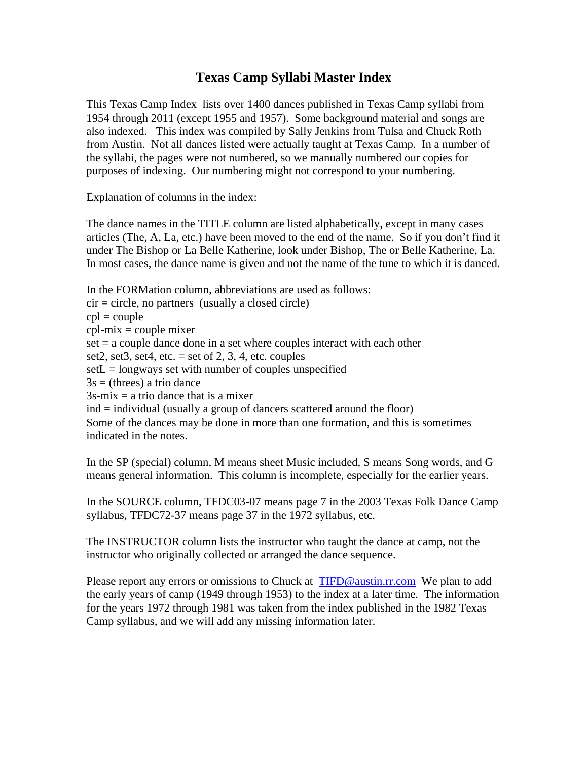# Texas Camp Syllabi Master Index

This Texas Camp Index lists over 1400 dances published in Texas Camp syllabi from 1954 through 2011 (except 1955 and 1957). Some background material and songs are also indexed. This index was compiled by Sally Jenkins from Tulsa and Chuck Roth from Austin. Not all dances listed were actually taught at Texas Camp. In a number of the syllabi, the pages were not numbered, so we manually numbered our copies for purposes of indexing. Our numbering might not correspond to your numbering.

Explanation of columns in the index:

The dance names in the TITLE column are listed alphabetically, except in many cases articles (The, A, La, etc.) have been moved to the end of the name. So if you don't find it under The Bishop or La Belle Katherine, look under Bishop, The or Belle Katherine, La. In most cases, the dance name is given and not the name of the tune to which it is danced.

In the FORMation column, abbreviations are used as follows:
cir = circle, no partners (usually a closed circle)
cpl = couple
cpl-mix = couple mixer
set = a couple dance done in a set where couples interact with each other
set2, set3, set4, etc. = set of 2, 3, 4, etc. couples
setL = longways set with number of couples unspecified
3s = (threes) a trio dance
3s-mix = a trio dance that is a mixer
ind = individual (usually a group of dancers scattered around the floor)
Some of the dances may be done in more than one formation, and this is sometimes indicated in the notes.

In the SP (special) column, M means sheet Music included, S means Song words, and G means general information. This column is incomplete, especially for the earlier years.

In the SOURCE column, TFDC03-07 means page 7 in the 2003 Texas Folk Dance Camp syllabus, TFDC72-37 means page 37 in the 1972 syllabus, etc.

The INSTRUCTOR column lists the instructor who taught the dance at camp, not the instructor who originally collected or arranged the dance sequence.

Please report any errors or omissions to Chuck at TIFD@austin.rr.com We plan to add the early years of camp (1949 through 1953) to the index at a later time. The information for the years 1972 through 1981 was taken from the index published in the 1982 Texas Camp syllabus, and we will add any missing information later.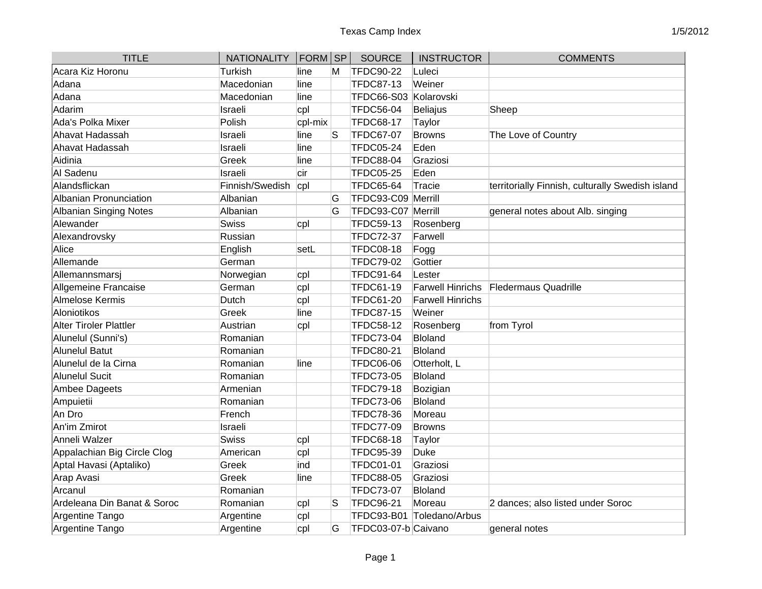| TITLE | NATIONALITY | FORM | SP | SOURCE | INSTRUCTOR | COMMENTS |
|---|---|---|---|---|---|---|
| Acara Kiz Horonu | Turkish | line | M | TFDC90-22 | Luleci | |
| Adana | Macedonian | line | | TFDC87-13 | Weiner | |
| Adana | Macedonian | line | | TFDC66-S03 | Kolarovski | |
| Adarim | Israeli | cpl | | TFDC56-04 | Beliajus | Sheep |
| Ada's Polka Mixer | Polish | cpl-mix | | TFDC68-17 | Taylor | |
| Ahavat Hadassah | Israeli | line | S | TFDC67-07 | Browns | The Love of Country |
| Ahavat Hadassah | Israeli | line | | TFDC05-24 | Eden | |
| Aidinia | Greek | line | | TFDC88-04 | Graziosi | |
| Al Sadenu | Israeli | cir | | TFDC05-25 | Eden | |
| Alandsflickan | Finnish/Swedish | cpl | | TFDC65-64 | Tracie | territorially Finnish, culturally Swedish island |
| Albanian Pronunciation | Albanian | | G | TFDC93-C09 | Merrill | |
| Albanian Singing Notes | Albanian | | G | TFDC93-C07 | Merrill | general notes about Alb. singing |
| Alewander | Swiss | cpl | | TFDC59-13 | Rosenberg | |
| Alexandrovsky | Russian | | | TFDC72-37 | Farwell | |
| Alice | English | setL | | TFDC08-18 | Fogg | |
| Allemande | German | | | TFDC79-02 | Gottier | |
| Allemannsmarsj | Norwegian | cpl | | TFDC91-64 | Lester | |
| Allgemeine Francaise | German | cpl | | TFDC61-19 | Farwell Hinrichs | Fledermaus Quadrille |
| Almelose Kermis | Dutch | cpl | | TFDC61-20 | Farwell Hinrichs | |
| Aloniotikos | Greek | line | | TFDC87-15 | Weiner | |
| Alter Tiroler Plattler | Austrian | cpl | | TFDC58-12 | Rosenberg | from Tyrol |
| Alunelul (Sunni's) | Romanian | | | TFDC73-04 | Bloland | |
| Alunelul Batut | Romanian | | | TFDC80-21 | Bloland | |
| Alunelul de la Cirna | Romanian | line | | TFDC06-06 | Otterholt, L | |
| Alunelul Sucit | Romanian | | | TFDC73-05 | Bloland | |
| Ambee Dageets | Armenian | | | TFDC79-18 | Bozigian | |
| Ampuietii | Romanian | | | TFDC73-06 | Bloland | |
| An Dro | French | | | TFDC78-36 | Moreau | |
| An'im Zmirot | Israeli | | | TFDC77-09 | Browns | |
| Anneli Walzer | Swiss | cpl | | TFDC68-18 | Taylor | |
| Appalachian Big Circle Clog | American | cpl | | TFDC95-39 | Duke | |
| Aptal Havasi (Aptaliko) | Greek | ind | | TFDC01-01 | Graziosi | |
| Arap Avasi | Greek | line | | TFDC88-05 | Graziosi | |
| Arcanul | Romanian | | | TFDC73-07 | Bloland | |
| Ardeleana Din Banat & Soroc | Romanian | cpl | S | TFDC96-21 | Moreau | 2 dances; also listed under Soroc |
| Argentine Tango | Argentine | cpl | | TFDC93-B01 | Toledano/Arbus | |
| Argentine Tango | Argentine | cpl | G | TFDC03-07-b | Caivano | general notes |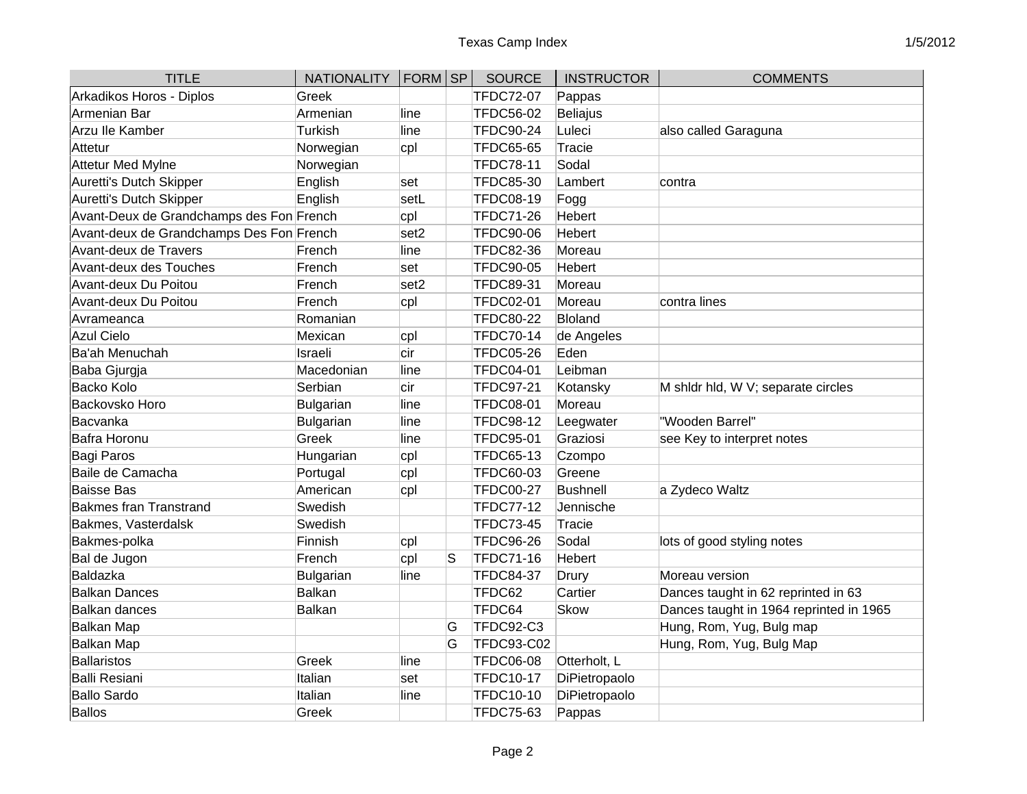| TITLE | NATIONALITY | FORM | SP | SOURCE | INSTRUCTOR | COMMENTS |
|---|---|---|---|---|---|---|
| Arkadikos Horos - Diplos | Greek | | | TFDC72-07 | Pappas | |
| Armenian Bar | Armenian | line | | TFDC56-02 | Beliajus | |
| Arzu Ile Kamber | Turkish | line | | TFDC90-24 | Luleci | also called Garaguna |
| Attetur | Norwegian | cpl | | TFDC65-65 | Tracie | |
| Attetur Med Mylne | Norwegian | | | TFDC78-11 | Sodal | |
| Auretti's Dutch Skipper | English | set | | TFDC85-30 | Lambert | contra |
| Auretti's Dutch Skipper | English | setL | | TFDC08-19 | Fogg | |
| Avant-Deux de Grandchamps des Fon | French | cpl | | TFDC71-26 | Hebert | |
| Avant-deux de Grandchamps Des Fon | French | set2 | | TFDC90-06 | Hebert | |
| Avant-deux de Travers | French | line | | TFDC82-36 | Moreau | |
| Avant-deux des Touches | French | set | | TFDC90-05 | Hebert | |
| Avant-deux Du Poitou | French | set2 | | TFDC89-31 | Moreau | |
| Avant-deux Du Poitou | French | cpl | | TFDC02-01 | Moreau | contra lines |
| Avrameanca | Romanian | | | TFDC80-22 | Bloland | |
| Azul Cielo | Mexican | cpl | | TFDC70-14 | de Angeles | |
| Ba'ah Menuchah | Israeli | cir | | TFDC05-26 | Eden | |
| Baba Gjurgja | Macedonian | line | | TFDC04-01 | Leibman | |
| Backo Kolo | Serbian | cir | | TFDC97-21 | Kotansky | M shldr hld, W V; separate circles |
| Backovsko Horo | Bulgarian | line | | TFDC08-01 | Moreau | |
| Bacvanka | Bulgarian | line | | TFDC98-12 | Leegwater | "Wooden Barrel" |
| Bafra Horonu | Greek | line | | TFDC95-01 | Graziosi | see Key to interpret notes |
| Bagi Paros | Hungarian | cpl | | TFDC65-13 | Czompo | |
| Baile de Camacha | Portugal | cpl | | TFDC60-03 | Greene | |
| Baisse Bas | American | cpl | | TFDC00-27 | Bushnell | a Zydeco Waltz |
| Bakmes fran Transtrand | Swedish | | | TFDC77-12 | Jennische | |
| Bakmes, Vasterdalsk | Swedish | | | TFDC73-45 | Tracie | |
| Bakmes-polka | Finnish | cpl | | TFDC96-26 | Sodal | lots of good styling notes |
| Bal de Jugon | French | cpl | S | TFDC71-16 | Hebert | |
| Baldazka | Bulgarian | line | | TFDC84-37 | Drury | Moreau version |
| Balkan Dances | Balkan | | | TFDC62 | Cartier | Dances taught in 62 reprinted in 63 |
| Balkan dances | Balkan | | | TFDC64 | Skow | Dances taught in 1964 reprinted in 1965 |
| Balkan Map | | | G | TFDC92-C3 | | Hung, Rom, Yug, Bulg map |
| Balkan Map | | | G | TFDC93-C02 | | Hung, Rom, Yug, Bulg Map |
| Ballaristos | Greek | line | | TFDC06-08 | Otterholt, L | |
| Balli Resiani | Italian | set | | TFDC10-17 | DiPietropaolo | |
| Ballo Sardo | Italian | line | | TFDC10-10 | DiPietropaolo | |
| Ballos | Greek | | | TFDC75-63 | Pappas | |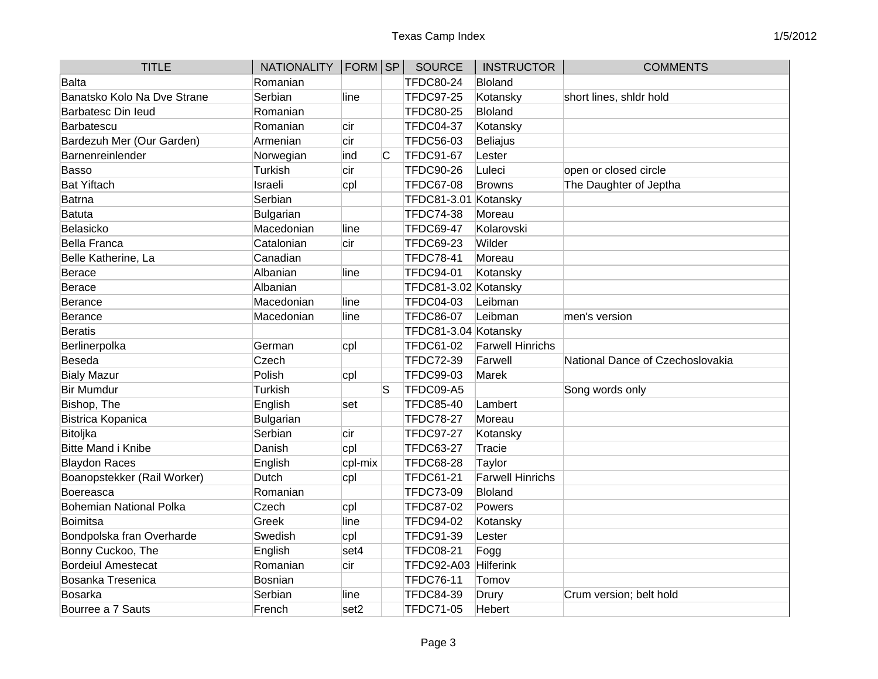| TITLE | NATIONALITY | FORM | SP | SOURCE | INSTRUCTOR | COMMENTS |
|---|---|---|---|---|---|---|
| Balta | Romanian | | | TFDC80-24 | Bloland | |
| Banatsko Kolo Na Dve Strane | Serbian | line | | TFDC97-25 | Kotansky | short lines, shldr hold |
| Barbatesc Din Ieud | Romanian | | | TFDC80-25 | Bloland | |
| Barbatescu | Romanian | cir | | TFDC04-37 | Kotansky | |
| Bardezuh Mer (Our Garden) | Armenian | cir | | TFDC56-03 | Beliajus | |
| Barnenreinlender | Norwegian | ind | C | TFDC91-67 | Lester | |
| Basso | Turkish | cir | | TFDC90-26 | Luleci | open or closed circle |
| Bat Yiftach | Israeli | cpl | | TFDC67-08 | Browns | The Daughter of Jeptha |
| Batrna | Serbian | | | TFDC81-3.01 | Kotansky | |
| Batuta | Bulgarian | | | TFDC74-38 | Moreau | |
| Belasicko | Macedonian | line | | TFDC69-47 | Kolarovski | |
| Bella Franca | Catalonian | cir | | TFDC69-23 | Wilder | |
| Belle Katherine, La | Canadian | | | TFDC78-41 | Moreau | |
| Berace | Albanian | line | | TFDC94-01 | Kotansky | |
| Berace | Albanian | | | TFDC81-3.02 | Kotansky | |
| Berance | Macedonian | line | | TFDC04-03 | Leibman | |
| Berance | Macedonian | line | | TFDC86-07 | Leibman | men's version |
| Beratis | | | | TFDC81-3.04 | Kotansky | |
| Berlinerpolka | German | cpl | | TFDC61-02 | Farwell Hinrichs | |
| Beseda | Czech | | | TFDC72-39 | Farwell | National Dance of Czechoslovakia |
| Bialy Mazur | Polish | cpl | | TFDC99-03 | Marek | |
| Bir Mumdur | Turkish | | S | TFDC09-A5 | | Song words only |
| Bishop, The | English | set | | TFDC85-40 | Lambert | |
| Bistrica Kopanica | Bulgarian | | | TFDC78-27 | Moreau | |
| Bitoljka | Serbian | cir | | TFDC97-27 | Kotansky | |
| Bitte Mand i Knibe | Danish | cpl | | TFDC63-27 | Tracie | |
| Blaydon Races | English | cpl-mix | | TFDC68-28 | Taylor | |
| Boanopstekker (Rail Worker) | Dutch | cpl | | TFDC61-21 | Farwell Hinrichs | |
| Boereasca | Romanian | | | TFDC73-09 | Bloland | |
| Bohemian National Polka | Czech | cpl | | TFDC87-02 | Powers | |
| Boimitsa | Greek | line | | TFDC94-02 | Kotansky | |
| Bondpolska fran Overharde | Swedish | cpl | | TFDC91-39 | Lester | |
| Bonny Cuckoo, The | English | set4 | | TFDC08-21 | Fogg | |
| Bordeiul Amestecat | Romanian | cir | | TFDC92-A03 | Hilferink | |
| Bosanka Tresenica | Bosnian | | | TFDC76-11 | Tomov | |
| Bosarka | Serbian | line | | TFDC84-39 | Drury | Crum version; belt hold |
| Bourree a 7 Sauts | French | set2 | | TFDC71-05 | Hebert | |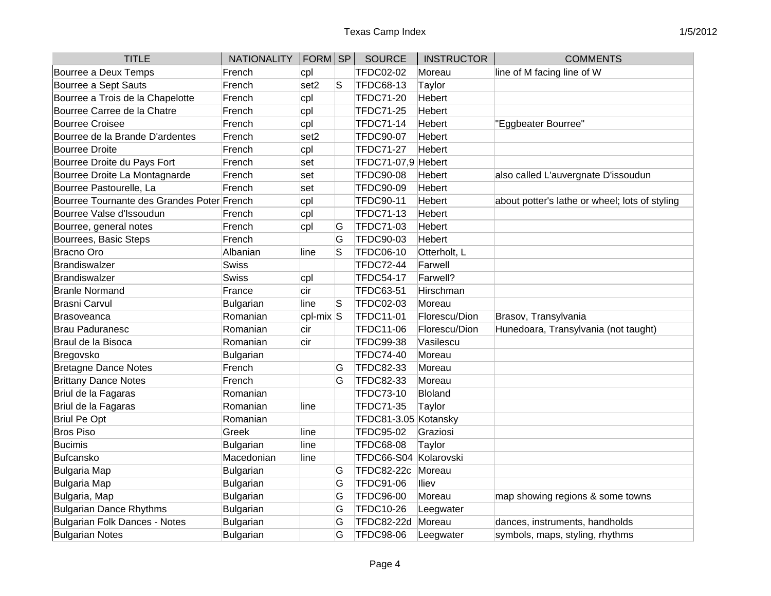| TITLE | NATIONALITY | FORM | SP | SOURCE | INSTRUCTOR | COMMENTS |
|---|---|---|---|---|---|---|
| Bourree a Deux Temps | French | cpl | | TFDC02-02 | Moreau | line of M facing line of W |
| Bourree a Sept Sauts | French | set2 | S | TFDC68-13 | Taylor | |
| Bourree a Trois de la Chapelotte | French | cpl | | TFDC71-20 | Hebert | |
| Bourree Carree de la Chatre | French | cpl | | TFDC71-25 | Hebert | |
| Bourree Croisee | French | cpl | | TFDC71-14 | Hebert | "Eggbeater Bourree" |
| Bourree de la Brande D'ardentes | French | set2 | | TFDC90-07 | Hebert | |
| Bourree Droite | French | cpl | | TFDC71-27 | Hebert | |
| Bourree Droite du Pays Fort | French | set | | TFDC71-07,9 | Hebert | |
| Bourree Droite La Montagnarde | French | set | | TFDC90-08 | Hebert | also called L'auvergnate D'issoudun |
| Bourree Pastourelle, La | French | set | | TFDC90-09 | Hebert | |
| Bourree Tournante des Grandes Poter | French | cpl | | TFDC90-11 | Hebert | about potter's lathe or wheel; lots of styling |
| Bourree Valse d'Issoudun | French | cpl | | TFDC71-13 | Hebert | |
| Bourree, general notes | French | cpl | G | TFDC71-03 | Hebert | |
| Bourrees, Basic Steps | French | | G | TFDC90-03 | Hebert | |
| Bracno Oro | Albanian | line | S | TFDC06-10 | Otterholt, L | |
| Brandiswalzer | Swiss | | | TFDC72-44 | Farwell | |
| Brandiswalzer | Swiss | cpl | | TFDC54-17 | Farwell? | |
| Branle Normand | France | cir | | TFDC63-51 | Hirschman | |
| Brasni Carvul | Bulgarian | line | S | TFDC02-03 | Moreau | |
| Brasoveanca | Romanian | cpl-mix | S | TFDC11-01 | Florescu/Dion | Brasov, Transylvania |
| Brau Paduranesc | Romanian | cir | | TFDC11-06 | Florescu/Dion | Hunedoara, Transylvania (not taught) |
| Braul de la Bisoca | Romanian | cir | | TFDC99-38 | Vasilescu | |
| Bregovsko | Bulgarian | | | TFDC74-40 | Moreau | |
| Bretagne Dance Notes | French | | G | TFDC82-33 | Moreau | |
| Brittany Dance Notes | French | | G | TFDC82-33 | Moreau | |
| Briul de la Fagaras | Romanian | | | TFDC73-10 | Bloland | |
| Briul de la Fagaras | Romanian | line | | TFDC71-35 | Taylor | |
| Briul Pe Opt | Romanian | | | TFDC81-3.05 | Kotansky | |
| Bros Piso | Greek | line | | TFDC95-02 | Graziosi | |
| Bucimis | Bulgarian | line | | TFDC68-08 | Taylor | |
| Bufcansko | Macedonian | line | | TFDC66-S04 | Kolarovski | |
| Bulgaria Map | Bulgarian | | G | TFDC82-22c | Moreau | |
| Bulgaria Map | Bulgarian | | G | TFDC91-06 | Iliev | |
| Bulgaria, Map | Bulgarian | | G | TFDC96-00 | Moreau | map showing regions & some towns |
| Bulgarian Dance Rhythms | Bulgarian | | G | TFDC10-26 | Leegwater | |
| Bulgarian Folk Dances - Notes | Bulgarian | | G | TFDC82-22d | Moreau | dances, instruments, handholds |
| Bulgarian Notes | Bulgarian | | G | TFDC98-06 | Leegwater | symbols, maps, styling, rhythms |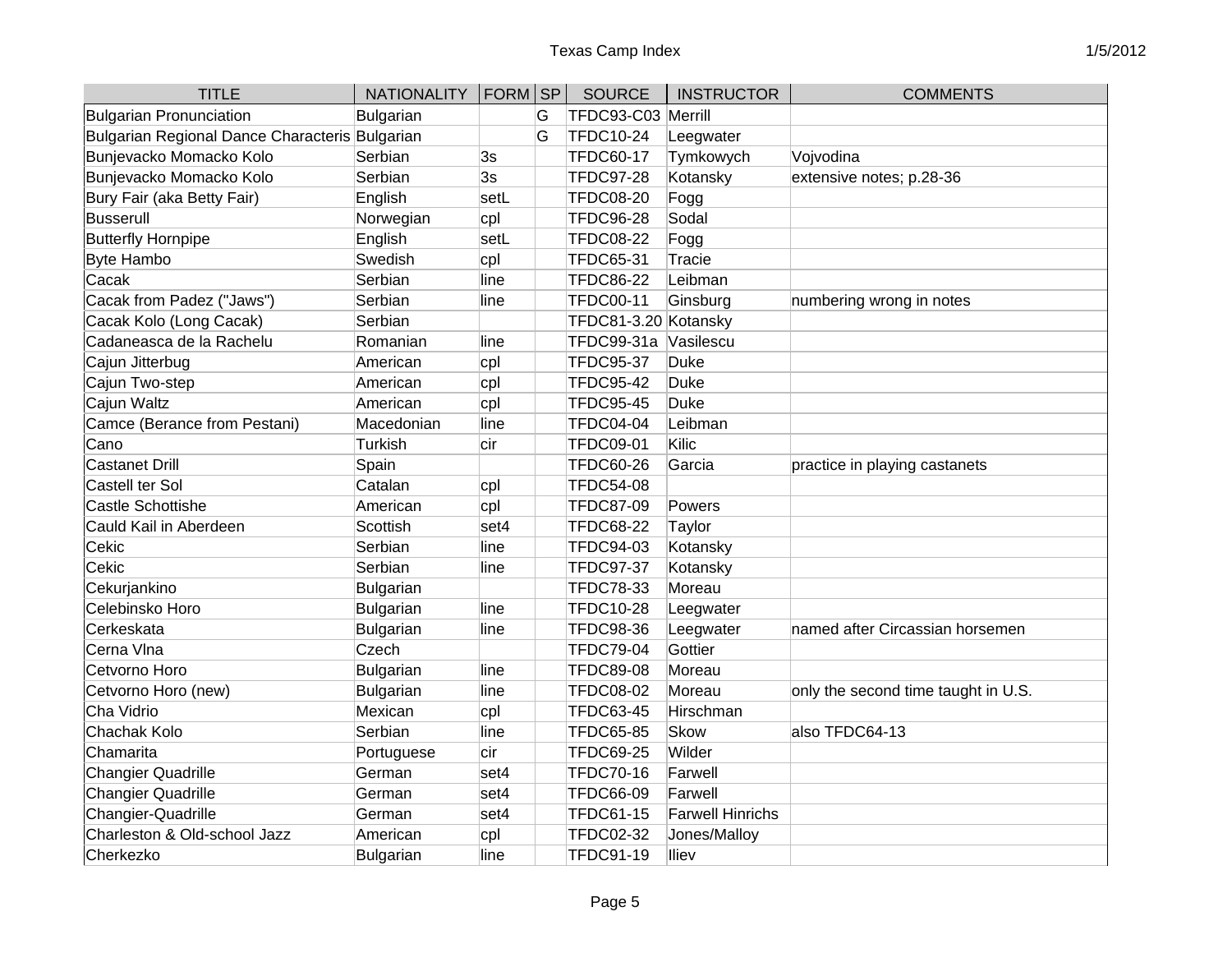| TITLE | NATIONALITY | FORM | SP | SOURCE | INSTRUCTOR | COMMENTS |
|---|---|---|---|---|---|---|
| Bulgarian Pronunciation | Bulgarian | | G | TFDC93-C03 | Merrill | |
| Bulgarian Regional Dance Characteris | Bulgarian | | G | TFDC10-24 | Leegwater | |
| Bunjevacko Momacko Kolo | Serbian | 3s | | TFDC60-17 | Tymkowych | Vojvodina |
| Bunjevacko Momacko Kolo | Serbian | 3s | | TFDC97-28 | Kotansky | extensive notes; p.28-36 |
| Bury Fair (aka Betty Fair) | English | setL | | TFDC08-20 | Fogg | |
| Busserull | Norwegian | cpl | | TFDC96-28 | Sodal | |
| Butterfly Hornpipe | English | setL | | TFDC08-22 | Fogg | |
| Byte Hambo | Swedish | cpl | | TFDC65-31 | Tracie | |
| Cacak | Serbian | line | | TFDC86-22 | Leibman | |
| Cacak from Padez ("Jaws") | Serbian | line | | TFDC00-11 | Ginsburg | numbering wrong in notes |
| Cacak Kolo (Long Cacak) | Serbian | | | TFDC81-3.20 | Kotansky | |
| Cadaneasca de la Rachelu | Romanian | line | | TFDC99-31a | Vasilescu | |
| Cajun Jitterbug | American | cpl | | TFDC95-37 | Duke | |
| Cajun Two-step | American | cpl | | TFDC95-42 | Duke | |
| Cajun Waltz | American | cpl | | TFDC95-45 | Duke | |
| Camce (Berance from Pestani) | Macedonian | line | | TFDC04-04 | Leibman | |
| Cano | Turkish | cir | | TFDC09-01 | Kilic | |
| Castanet Drill | Spain | | | TFDC60-26 | Garcia | practice in playing castanets |
| Castell ter Sol | Catalan | cpl | | TFDC54-08 | | |
| Castle Schottishe | American | cpl | | TFDC87-09 | Powers | |
| Cauld Kail in Aberdeen | Scottish | set4 | | TFDC68-22 | Taylor | |
| Cekic | Serbian | line | | TFDC94-03 | Kotansky | |
| Cekic | Serbian | line | | TFDC97-37 | Kotansky | |
| Cekurjankino | Bulgarian | | | TFDC78-33 | Moreau | |
| Celebinsko Horo | Bulgarian | line | | TFDC10-28 | Leegwater | |
| Cerkeskata | Bulgarian | line | | TFDC98-36 | Leegwater | named after Circassian horsemen |
| Cerna Vlna | Czech | | | TFDC79-04 | Gottier | |
| Cetvorno Horo | Bulgarian | line | | TFDC89-08 | Moreau | |
| Cetvorno Horo (new) | Bulgarian | line | | TFDC08-02 | Moreau | only the second time taught in U.S. |
| Cha Vidrio | Mexican | cpl | | TFDC63-45 | Hirschman | |
| Chachak Kolo | Serbian | line | | TFDC65-85 | Skow | also TFDC64-13 |
| Chamarita | Portuguese | cir | | TFDC69-25 | Wilder | |
| Changier Quadrille | German | set4 | | TFDC70-16 | Farwell | |
| Changier Quadrille | German | set4 | | TFDC66-09 | Farwell | |
| Changier-Quadrille | German | set4 | | TFDC61-15 | Farwell Hinrichs | |
| Charleston & Old-school Jazz | American | cpl | | TFDC02-32 | Jones/Malloy | |
| Cherkezko | Bulgarian | line | | TFDC91-19 | Iliev | |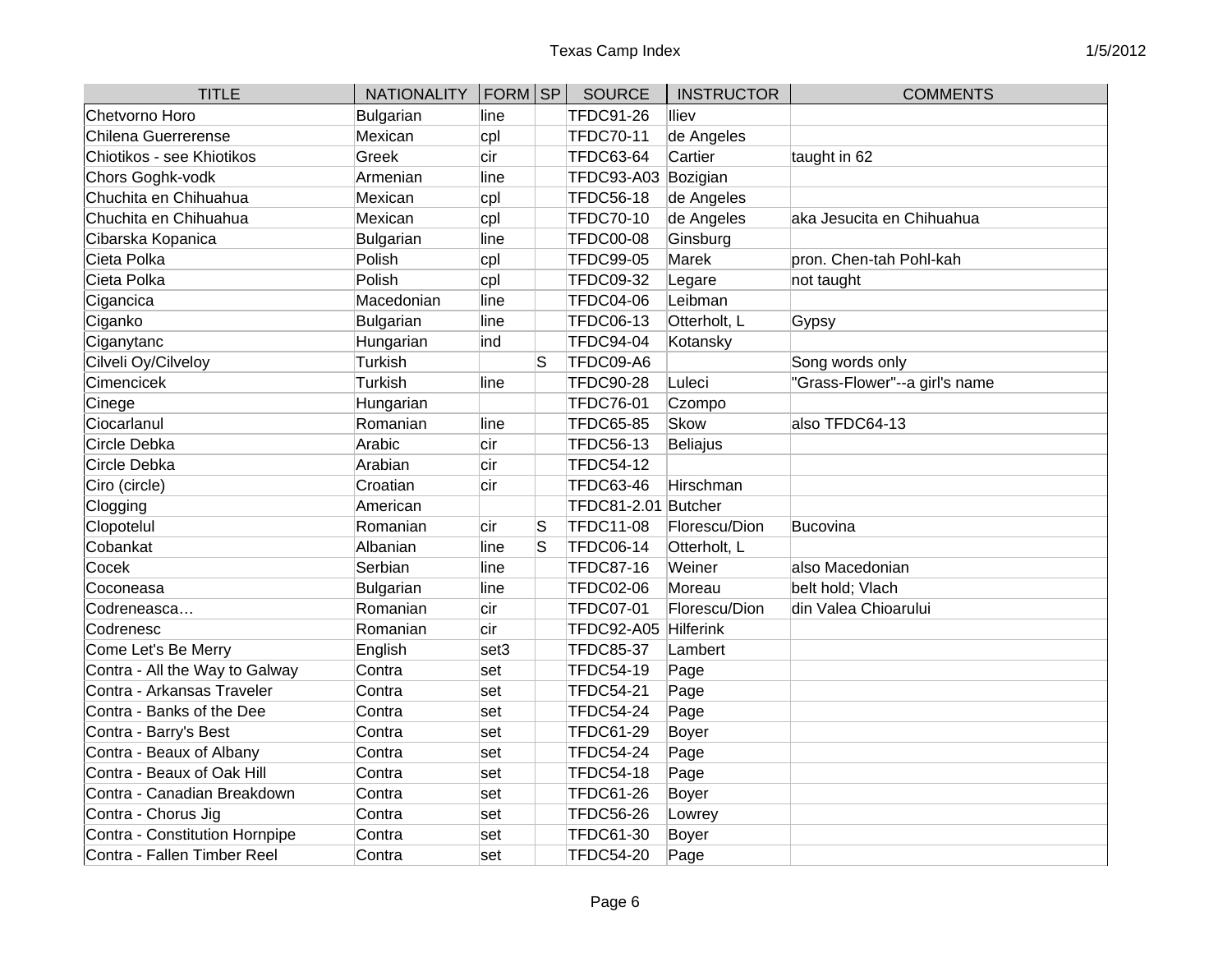| TITLE | NATIONALITY | FORM | SP | SOURCE | INSTRUCTOR | COMMENTS |
|---|---|---|---|---|---|---|
| Chetvorno Horo | Bulgarian | line | | TFDC91-26 | Iliev | |
| Chilena Guerrerense | Mexican | cpl | | TFDC70-11 | de Angeles | |
| Chiotikos - see Khiotikos | Greek | cir | | TFDC63-64 | Cartier | taught in 62 |
| Chors Goghk-vodk | Armenian | line | | TFDC93-A03 | Bozigian | |
| Chuchita en Chihuahua | Mexican | cpl | | TFDC56-18 | de Angeles | |
| Chuchita en Chihuahua | Mexican | cpl | | TFDC70-10 | de Angeles | aka Jesucita en Chihuahua |
| Cibarska Kopanica | Bulgarian | line | | TFDC00-08 | Ginsburg | |
| Cieta Polka | Polish | cpl | | TFDC99-05 | Marek | pron. Chen-tah Pohl-kah |
| Cieta Polka | Polish | cpl | | TFDC09-32 | Legare | not taught |
| Cigancica | Macedonian | line | | TFDC04-06 | Leibman | |
| Ciganko | Bulgarian | line | | TFDC06-13 | Otterholt, L | Gypsy |
| Ciganytanc | Hungarian | ind | | TFDC94-04 | Kotansky | |
| Cilveli Oy/Cilveloy | Turkish | | S | TFDC09-A6 | | Song words only |
| Cimencicek | Turkish | line | | TFDC90-28 | Luleci | "Grass-Flower"--a girl's name |
| Cinege | Hungarian | | | TFDC76-01 | Czompo | |
| Ciocarlanul | Romanian | line | | TFDC65-85 | Skow | also TFDC64-13 |
| Circle Debka | Arabic | cir | | TFDC56-13 | Beliajus | |
| Circle Debka | Arabian | cir | | TFDC54-12 | | |
| Ciro (circle) | Croatian | cir | | TFDC63-46 | Hirschman | |
| Clogging | American | | | TFDC81-2.01 | Butcher | |
| Clopotelul | Romanian | cir | S | TFDC11-08 | Florescu/Dion | Bucovina |
| Cobankat | Albanian | line | S | TFDC06-14 | Otterholt, L | |
| Cocek | Serbian | line | | TFDC87-16 | Weiner | also Macedonian |
| Coconeasa | Bulgarian | line | | TFDC02-06 | Moreau | belt hold; Vlach |
| Codreneasca… | Romanian | cir | | TFDC07-01 | Florescu/Dion | din Valea Chioarului |
| Codrenesc | Romanian | cir | | TFDC92-A05 | Hilferink | |
| Come Let's Be Merry | English | set3 | | TFDC85-37 | Lambert | |
| Contra - All the Way to Galway | Contra | set | | TFDC54-19 | Page | |
| Contra - Arkansas Traveler | Contra | set | | TFDC54-21 | Page | |
| Contra - Banks of the Dee | Contra | set | | TFDC54-24 | Page | |
| Contra - Barry's Best | Contra | set | | TFDC61-29 | Boyer | |
| Contra - Beaux of Albany | Contra | set | | TFDC54-24 | Page | |
| Contra - Beaux of Oak Hill | Contra | set | | TFDC54-18 | Page | |
| Contra - Canadian Breakdown | Contra | set | | TFDC61-26 | Boyer | |
| Contra - Chorus Jig | Contra | set | | TFDC56-26 | Lowrey | |
| Contra - Constitution Hornpipe | Contra | set | | TFDC61-30 | Boyer | |
| Contra - Fallen Timber Reel | Contra | set | | TFDC54-20 | Page | |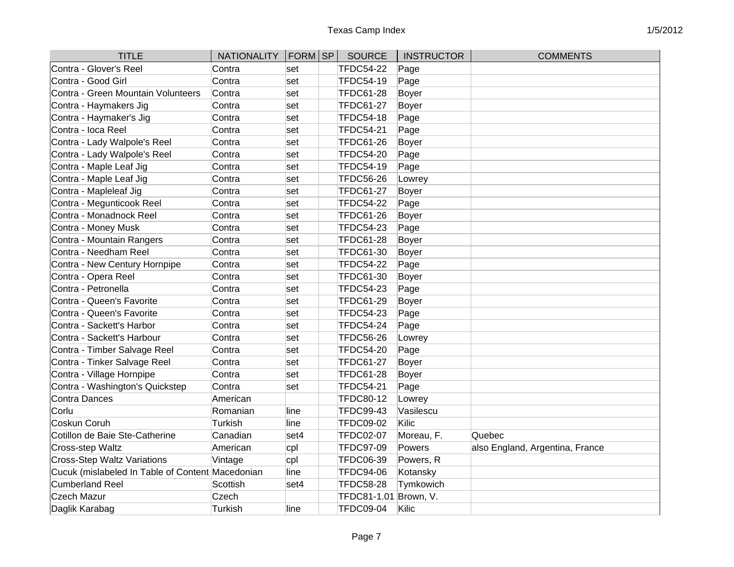| TITLE | NATIONALITY | FORM | SP | SOURCE | INSTRUCTOR | COMMENTS |
|---|---|---|---|---|---|---|
| Contra - Glover's Reel | Contra | set | | TFDC54-22 | Page | |
| Contra - Good Girl | Contra | set | | TFDC54-19 | Page | |
| Contra - Green Mountain Volunteers | Contra | set | | TFDC61-28 | Boyer | |
| Contra - Haymakers Jig | Contra | set | | TFDC61-27 | Boyer | |
| Contra - Haymaker's Jig | Contra | set | | TFDC54-18 | Page | |
| Contra - Ioca Reel | Contra | set | | TFDC54-21 | Page | |
| Contra - Lady Walpole's Reel | Contra | set | | TFDC61-26 | Boyer | |
| Contra - Lady Walpole's Reel | Contra | set | | TFDC54-20 | Page | |
| Contra - Maple Leaf Jig | Contra | set | | TFDC54-19 | Page | |
| Contra - Maple Leaf Jig | Contra | set | | TFDC56-26 | Lowrey | |
| Contra - Mapleleaf Jig | Contra | set | | TFDC61-27 | Boyer | |
| Contra - Megunticook Reel | Contra | set | | TFDC54-22 | Page | |
| Contra - Monadnock Reel | Contra | set | | TFDC61-26 | Boyer | |
| Contra - Money Musk | Contra | set | | TFDC54-23 | Page | |
| Contra - Mountain Rangers | Contra | set | | TFDC61-28 | Boyer | |
| Contra - Needham Reel | Contra | set | | TFDC61-30 | Boyer | |
| Contra - New Century Hornpipe | Contra | set | | TFDC54-22 | Page | |
| Contra - Opera Reel | Contra | set | | TFDC61-30 | Boyer | |
| Contra - Petronella | Contra | set | | TFDC54-23 | Page | |
| Contra - Queen's Favorite | Contra | set | | TFDC61-29 | Boyer | |
| Contra - Queen's Favorite | Contra | set | | TFDC54-23 | Page | |
| Contra - Sackett's Harbor | Contra | set | | TFDC54-24 | Page | |
| Contra - Sackett's Harbour | Contra | set | | TFDC56-26 | Lowrey | |
| Contra - Timber Salvage Reel | Contra | set | | TFDC54-20 | Page | |
| Contra - Tinker Salvage Reel | Contra | set | | TFDC61-27 | Boyer | |
| Contra - Village Hornpipe | Contra | set | | TFDC61-28 | Boyer | |
| Contra - Washington's Quickstep | Contra | set | | TFDC54-21 | Page | |
| Contra Dances | American | | | TFDC80-12 | Lowrey | |
| Corlu | Romanian | line | | TFDC99-43 | Vasilescu | |
| Coskun Coruh | Turkish | line | | TFDC09-02 | Kilic | |
| Cotillon de Baie Ste-Catherine | Canadian | set4 | | TFDC02-07 | Moreau, F. | Quebec |
| Cross-step Waltz | American | cpl | | TFDC97-09 | Powers | also England, Argentina, France |
| Cross-Step Waltz Variations | Vintage | cpl | | TFDC06-39 | Powers, R | |
| Cucuk (mislabeled In Table of Content | Macedonian | line | | TFDC94-06 | Kotansky | |
| Cumberland Reel | Scottish | set4 | | TFDC58-28 | Tymkowich | |
| Czech Mazur | Czech | | | TFDC81-1.01 | Brown, V. | |
| Daglik Karabag | Turkish | line | | TFDC09-04 | Kilic | |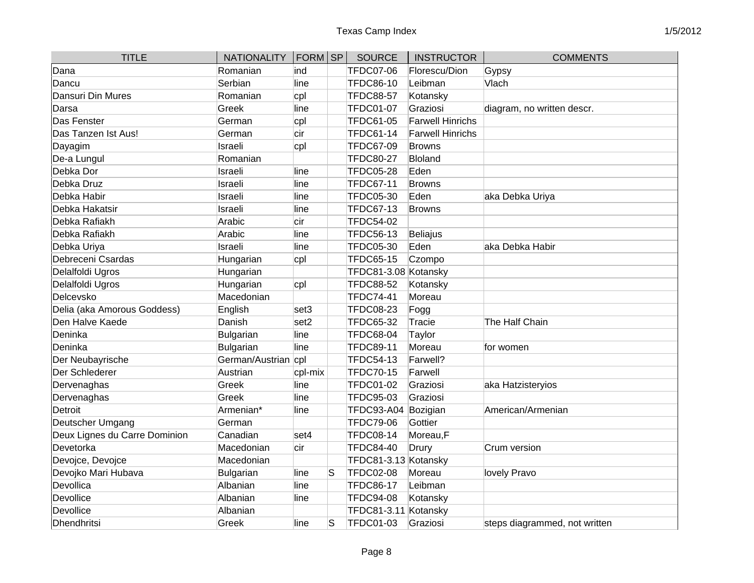| TITLE | NATIONALITY | FORM | SP | SOURCE | INSTRUCTOR | COMMENTS |
|---|---|---|---|---|---|---|
| Dana | Romanian | ind | | TFDC07-06 | Florescu/Dion | Gypsy |
| Dancu | Serbian | line | | TFDC86-10 | Leibman | Vlach |
| Dansuri Din Mures | Romanian | cpl | | TFDC88-57 | Kotansky | |
| Darsa | Greek | line | | TFDC01-07 | Graziosi | diagram, no written descr. |
| Das Fenster | German | cpl | | TFDC61-05 | Farwell Hinrichs | |
| Das Tanzen Ist Aus! | German | cir | | TFDC61-14 | Farwell Hinrichs | |
| Dayagim | Israeli | cpl | | TFDC67-09 | Browns | |
| De-a Lungul | Romanian | | | TFDC80-27 | Bloland | |
| Debka Dor | Israeli | line | | TFDC05-28 | Eden | |
| Debka Druz | Israeli | line | | TFDC67-11 | Browns | |
| Debka Habir | Israeli | line | | TFDC05-30 | Eden | aka Debka Uriya |
| Debka Hakatsir | Israeli | line | | TFDC67-13 | Browns | |
| Debka Rafiakh | Arabic | cir | | TFDC54-02 | | |
| Debka Rafiakh | Arabic | line | | TFDC56-13 | Beliajus | |
| Debka Uriya | Israeli | line | | TFDC05-30 | Eden | aka Debka Habir |
| Debreceni Csardas | Hungarian | cpl | | TFDC65-15 | Czompo | |
| Delalfoldi Ugros | Hungarian | | | TFDC81-3.08 | Kotansky | |
| Delalfoldi Ugros | Hungarian | cpl | | TFDC88-52 | Kotansky | |
| Delcevsko | Macedonian | | | TFDC74-41 | Moreau | |
| Delia (aka Amorous Goddess) | English | set3 | | TFDC08-23 | Fogg | |
| Den Halve Kaede | Danish | set2 | | TFDC65-32 | Tracie | The Half Chain |
| Deninka | Bulgarian | line | | TFDC68-04 | Taylor | |
| Deninka | Bulgarian | line | | TFDC89-11 | Moreau | for women |
| Der Neubayrische | German/Austrian | cpl | | TFDC54-13 | Farwell? | |
| Der Schlederer | Austrian | cpl-mix | | TFDC70-15 | Farwell | |
| Dervenaghas | Greek | line | | TFDC01-02 | Graziosi | aka Hatzisteryios |
| Dervenaghas | Greek | line | | TFDC95-03 | Graziosi | |
| Detroit | Armenian* | line | | TFDC93-A04 | Bozigian | American/Armenian |
| Deutscher Umgang | German | | | TFDC79-06 | Gottier | |
| Deux Lignes du Carre Dominion | Canadian | set4 | | TFDC08-14 | Moreau,F | |
| Devetorka | Macedonian | cir | | TFDC84-40 | Drury | Crum version |
| Devojce, Devojce | Macedonian | | | TFDC81-3.13 | Kotansky | |
| Devojko Mari Hubava | Bulgarian | line | S | TFDC02-08 | Moreau | lovely Pravo |
| Devollica | Albanian | line | | TFDC86-17 | Leibman | |
| Devollice | Albanian | line | | TFDC94-08 | Kotansky | |
| Devollice | Albanian | | | TFDC81-3.11 | Kotansky | |
| Dhendhritsi | Greek | line | S | TFDC01-03 | Graziosi | steps diagrammed, not written |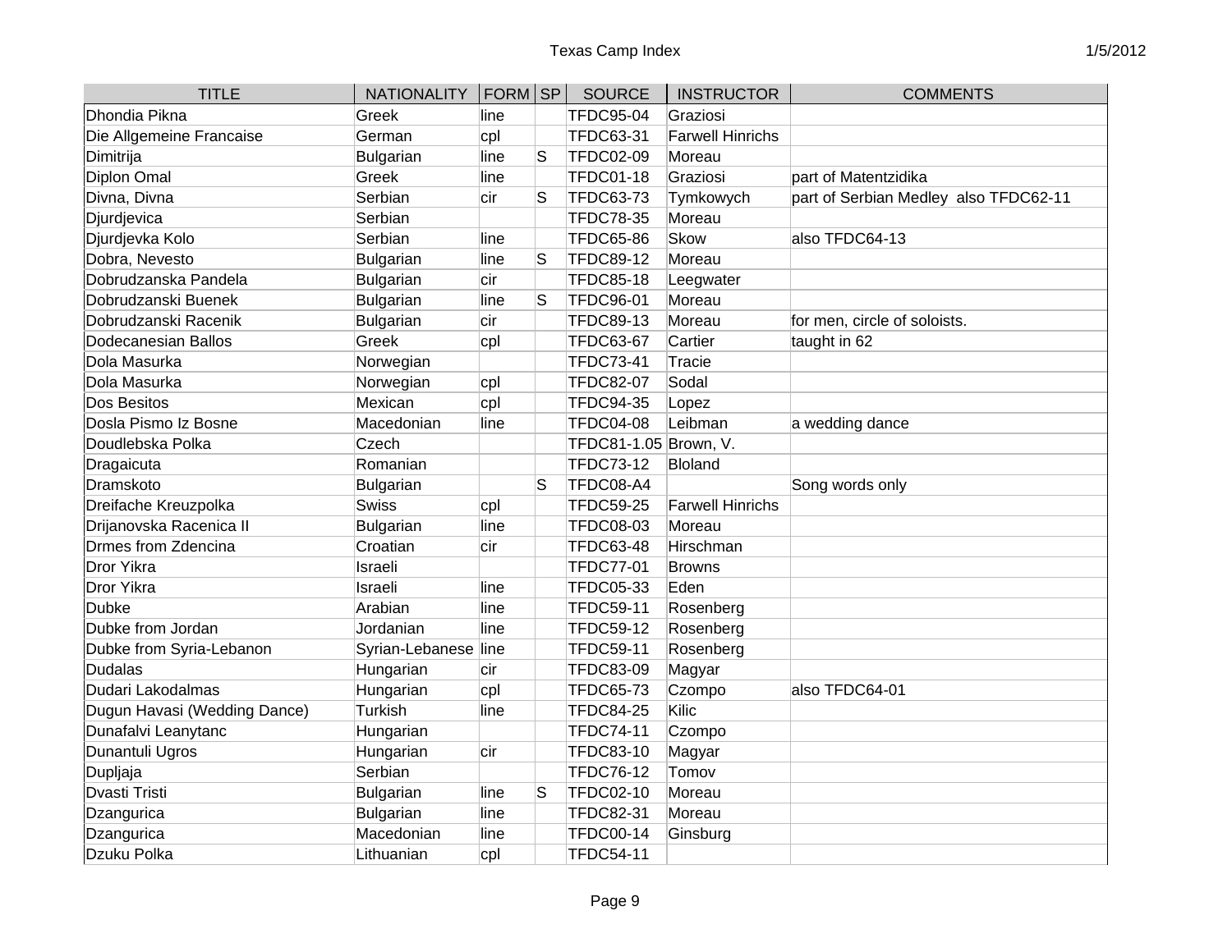| TITLE | NATIONALITY | FORM | SP | SOURCE | INSTRUCTOR | COMMENTS |
|---|---|---|---|---|---|---|
| Dhondia Pikna | Greek | line | | TFDC95-04 | Graziosi | |
| Die Allgemeine Francaise | German | cpl | | TFDC63-31 | Farwell Hinrichs | |
| Dimitrija | Bulgarian | line | S | TFDC02-09 | Moreau | |
| Diplon Omal | Greek | line | | TFDC01-18 | Graziosi | part of Matentzidika |
| Divna, Divna | Serbian | cir | S | TFDC63-73 | Tymkowych | part of Serbian Medley also TFDC62-11 |
| Djurdjevica | Serbian | | | TFDC78-35 | Moreau | |
| Djurdjevka Kolo | Serbian | line | | TFDC65-86 | Skow | also TFDC64-13 |
| Dobra, Nevesto | Bulgarian | line | S | TFDC89-12 | Moreau | |
| Dobrudzanska Pandela | Bulgarian | cir | | TFDC85-18 | Leegwater | |
| Dobrudzanski Buenek | Bulgarian | line | S | TFDC96-01 | Moreau | |
| Dobrudzanski Racenik | Bulgarian | cir | | TFDC89-13 | Moreau | for men, circle of soloists. |
| Dodecanesian Ballos | Greek | cpl | | TFDC63-67 | Cartier | taught in 62 |
| Dola Masurka | Norwegian | | | TFDC73-41 | Tracie | |
| Dola Masurka | Norwegian | cpl | | TFDC82-07 | Sodal | |
| Dos Besitos | Mexican | cpl | | TFDC94-35 | Lopez | |
| Dosla Pismo Iz Bosne | Macedonian | line | | TFDC04-08 | Leibman | a wedding dance |
| Doudlebska Polka | Czech | | | TFDC81-1.05 | Brown, V. | |
| Dragaicuta | Romanian | | | TFDC73-12 | Bloland | |
| Dramskoto | Bulgarian | | S | TFDC08-A4 | | Song words only |
| Dreifache Kreuzpolka | Swiss | cpl | | TFDC59-25 | Farwell Hinrichs | |
| Drijanovska Racenica II | Bulgarian | line | | TFDC08-03 | Moreau | |
| Drmes from Zdencina | Croatian | cir | | TFDC63-48 | Hirschman | |
| Dror Yikra | Israeli | | | TFDC77-01 | Browns | |
| Dror Yikra | Israeli | line | | TFDC05-33 | Eden | |
| Dubke | Arabian | line | | TFDC59-11 | Rosenberg | |
| Dubke from Jordan | Jordanian | line | | TFDC59-12 | Rosenberg | |
| Dubke from Syria-Lebanon | Syrian-Lebanese | line | | TFDC59-11 | Rosenberg | |
| Dudalas | Hungarian | cir | | TFDC83-09 | Magyar | |
| Dudari Lakodalmas | Hungarian | cpl | | TFDC65-73 | Czompo | also TFDC64-01 |
| Dugun Havasi (Wedding Dance) | Turkish | line | | TFDC84-25 | Kilic | |
| Dunafalvi Leanytanc | Hungarian | | | TFDC74-11 | Czompo | |
| Dunantuli Ugros | Hungarian | cir | | TFDC83-10 | Magyar | |
| Dupljaja | Serbian | | | TFDC76-12 | Tomov | |
| Dvasti Tristi | Bulgarian | line | S | TFDC02-10 | Moreau | |
| Dzangurica | Bulgarian | line | | TFDC82-31 | Moreau | |
| Dzangurica | Macedonian | line | | TFDC00-14 | Ginsburg | |
| Dzuku Polka | Lithuanian | cpl | | TFDC54-11 | | |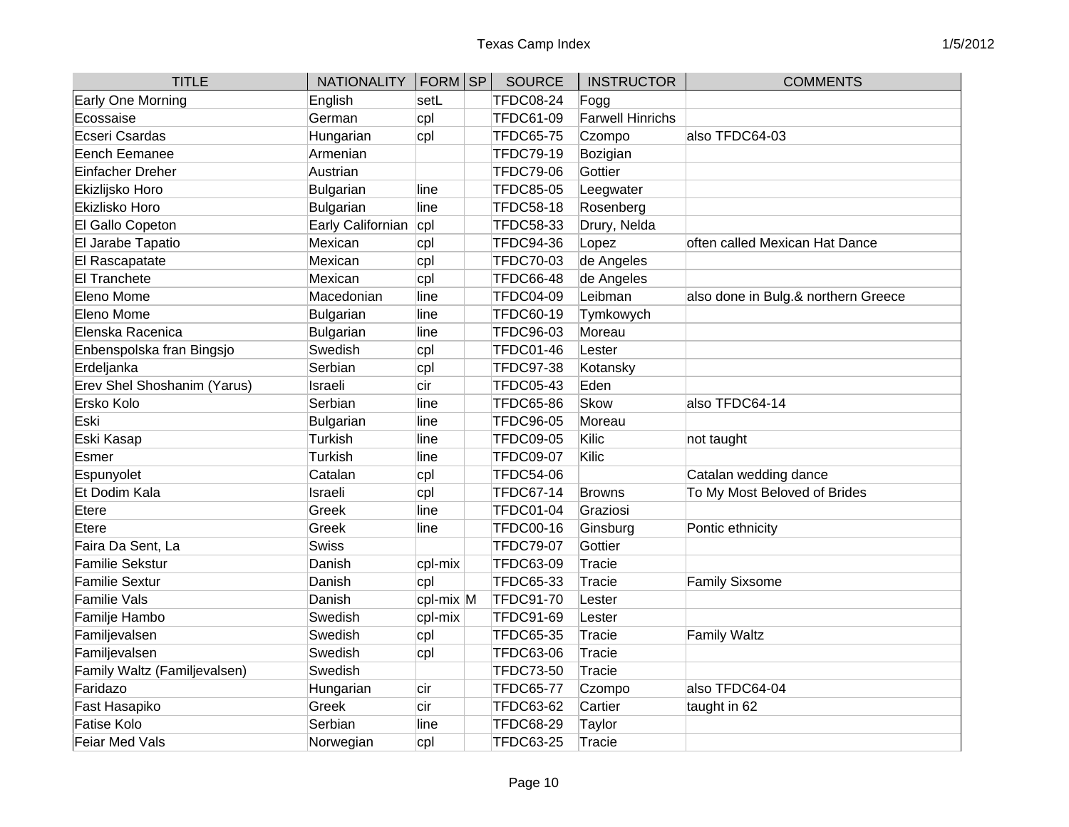| TITLE | NATIONALITY | FORM | SP | SOURCE | INSTRUCTOR | COMMENTS |
|---|---|---|---|---|---|---|
| Early One Morning | English | setL | | TFDC08-24 | Fogg | |
| Ecossaise | German | cpl | | TFDC61-09 | Farwell Hinrichs | |
| Ecseri Csardas | Hungarian | cpl | | TFDC65-75 | Czompo | also TFDC64-03 |
| Eench Eemanee | Armenian | | | TFDC79-19 | Bozigian | |
| Einfacher Dreher | Austrian | | | TFDC79-06 | Gottier | |
| Ekizlijsko Horo | Bulgarian | line | | TFDC85-05 | Leegwater | |
| Ekizlisko Horo | Bulgarian | line | | TFDC58-18 | Rosenberg | |
| El Gallo Copeton | Early Californian | cpl | | TFDC58-33 | Drury, Nelda | |
| El Jarabe Tapatio | Mexican | cpl | | TFDC94-36 | Lopez | often called Mexican Hat Dance |
| El Rascapatate | Mexican | cpl | | TFDC70-03 | de Angeles | |
| El Tranchete | Mexican | cpl | | TFDC66-48 | de Angeles | |
| Eleno Mome | Macedonian | line | | TFDC04-09 | Leibman | also done in Bulg.& northern Greece |
| Eleno Mome | Bulgarian | line | | TFDC60-19 | Tymkowych | |
| Elenska Racenica | Bulgarian | line | | TFDC96-03 | Moreau | |
| Enbenspolska fran Bingsjo | Swedish | cpl | | TFDC01-46 | Lester | |
| Erdeljanka | Serbian | cpl | | TFDC97-38 | Kotansky | |
| Erev Shel Shoshanim (Yarus) | Israeli | cir | | TFDC05-43 | Eden | |
| Ersko Kolo | Serbian | line | | TFDC65-86 | Skow | also TFDC64-14 |
| Eski | Bulgarian | line | | TFDC96-05 | Moreau | |
| Eski Kasap | Turkish | line | | TFDC09-05 | Kilic | not taught |
| Esmer | Turkish | line | | TFDC09-07 | Kilic | |
| Espunyolet | Catalan | cpl | | TFDC54-06 | | Catalan wedding dance |
| Et Dodim Kala | Israeli | cpl | | TFDC67-14 | Browns | To My Most Beloved of Brides |
| Etere | Greek | line | | TFDC01-04 | Graziosi | |
| Etere | Greek | line | | TFDC00-16 | Ginsburg | Pontic ethnicity |
| Faira Da Sent, La | Swiss | | | TFDC79-07 | Gottier | |
| Familie Sekstur | Danish | cpl-mix | | TFDC63-09 | Tracie | |
| Familie Sextur | Danish | cpl | | TFDC65-33 | Tracie | Family Sixsome |
| Familie Vals | Danish | cpl-mix | M | TFDC91-70 | Lester | |
| Familje Hambo | Swedish | cpl-mix | | TFDC91-69 | Lester | |
| Familjevalsen | Swedish | cpl | | TFDC65-35 | Tracie | Family Waltz |
| Familjevalsen | Swedish | cpl | | TFDC63-06 | Tracie | |
| Family Waltz (Familjevalsen) | Swedish | | | TFDC73-50 | Tracie | |
| Faridazo | Hungarian | cir | | TFDC65-77 | Czompo | also TFDC64-04 |
| Fast Hasapiko | Greek | cir | | TFDC63-62 | Cartier | taught in 62 |
| Fatise Kolo | Serbian | line | | TFDC68-29 | Taylor | |
| Feiar Med Vals | Norwegian | cpl | | TFDC63-25 | Tracie | |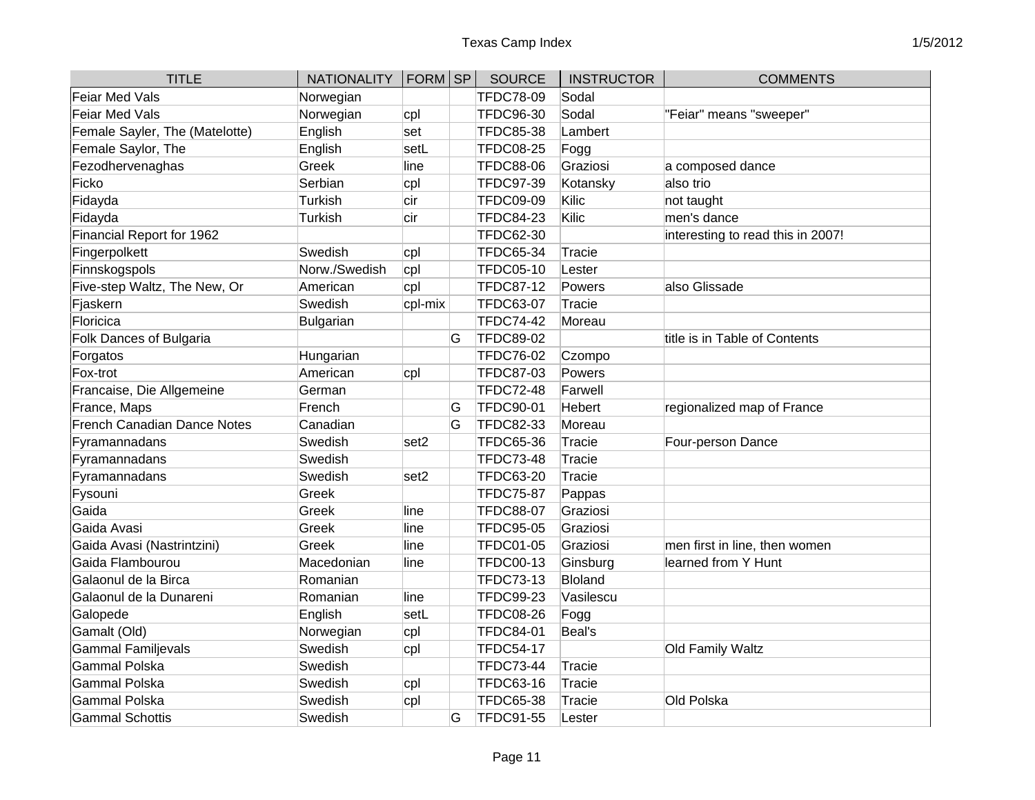| TITLE | NATIONALITY | FORM | SP | SOURCE | INSTRUCTOR | COMMENTS |
|---|---|---|---|---|---|---|
| Feiar Med Vals | Norwegian | | | TFDC78-09 | Sodal | |
| Feiar Med Vals | Norwegian | cpl | | TFDC96-30 | Sodal | "Feiar" means "sweeper" |
| Female Sayler, The (Matelotte) | English | set | | TFDC85-38 | Lambert | |
| Female Saylor, The | English | setL | | TFDC08-25 | Fogg | |
| Fezodhervenaghas | Greek | line | | TFDC88-06 | Graziosi | a composed dance |
| Ficko | Serbian | cpl | | TFDC97-39 | Kotansky | also trio |
| Fidayda | Turkish | cir | | TFDC09-09 | Kilic | not taught |
| Fidayda | Turkish | cir | | TFDC84-23 | Kilic | men's dance |
| Financial Report for 1962 | | | | TFDC62-30 | | interesting to read this in 2007! |
| Fingerpolkett | Swedish | cpl | | TFDC65-34 | Tracie | |
| Finnskogspols | Norw./Swedish | cpl | | TFDC05-10 | Lester | |
| Five-step Waltz, The New, Or | American | cpl | | TFDC87-12 | Powers | also Glissade |
| Fjaskern | Swedish | cpl-mix | | TFDC63-07 | Tracie | |
| Floricica | Bulgarian | | | TFDC74-42 | Moreau | |
| Folk Dances of Bulgaria | | | G | TFDC89-02 | | title is in Table of Contents |
| Forgatos | Hungarian | | | TFDC76-02 | Czompo | |
| Fox-trot | American | cpl | | TFDC87-03 | Powers | |
| Francaise, Die Allgemeine | German | | | TFDC72-48 | Farwell | |
| France, Maps | French | | G | TFDC90-01 | Hebert | regionalized map of France |
| French Canadian Dance Notes | Canadian | | G | TFDC82-33 | Moreau | |
| Fyramannadans | Swedish | set2 | | TFDC65-36 | Tracie | Four-person Dance |
| Fyramannadans | Swedish | | | TFDC73-48 | Tracie | |
| Fyramannadans | Swedish | set2 | | TFDC63-20 | Tracie | |
| Fysouni | Greek | | | TFDC75-87 | Pappas | |
| Gaida | Greek | line | | TFDC88-07 | Graziosi | |
| Gaida Avasi | Greek | line | | TFDC95-05 | Graziosi | |
| Gaida Avasi (Nastrintzini) | Greek | line | | TFDC01-05 | Graziosi | men first in line, then women |
| Gaida Flambourou | Macedonian | line | | TFDC00-13 | Ginsburg | learned from Y Hunt |
| Galaonul de la Birca | Romanian | | | TFDC73-13 | Bloland | |
| Galaonul de la Dunareni | Romanian | line | | TFDC99-23 | Vasilescu | |
| Galopede | English | setL | | TFDC08-26 | Fogg | |
| Gamalt (Old) | Norwegian | cpl | | TFDC84-01 | Beal's | |
| Gammal Familjevals | Swedish | cpl | | TFDC54-17 | | Old Family Waltz |
| Gammal Polska | Swedish | | | TFDC73-44 | Tracie | |
| Gammal Polska | Swedish | cpl | | TFDC63-16 | Tracie | |
| Gammal Polska | Swedish | cpl | | TFDC65-38 | Tracie | Old Polska |
| Gammal Schottis | Swedish | | G | TFDC91-55 | Lester | |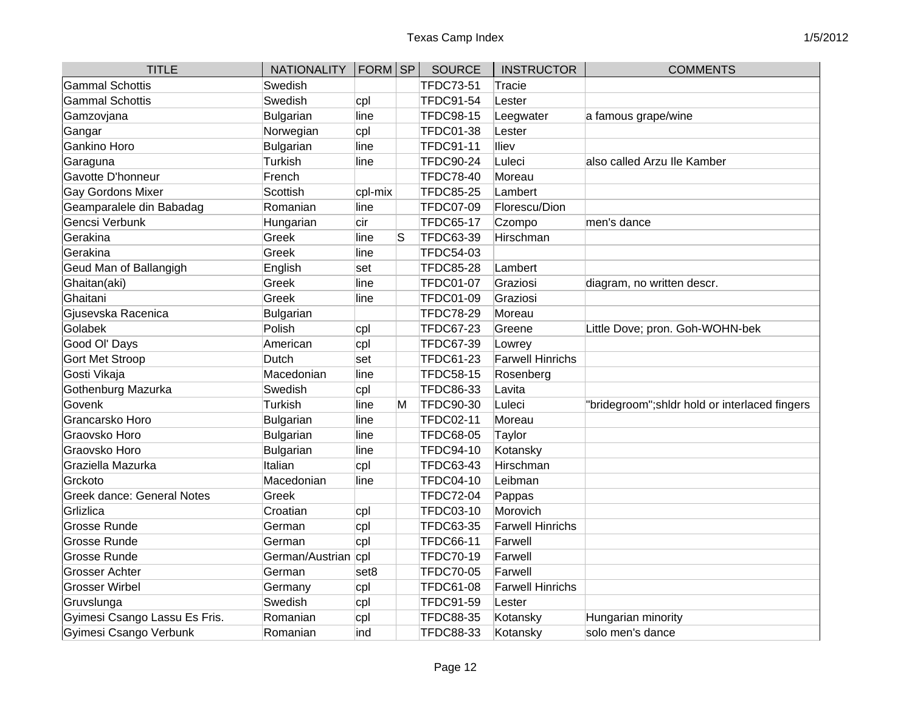| TITLE | NATIONALITY | FORM | SP | SOURCE | INSTRUCTOR | COMMENTS |
|---|---|---|---|---|---|---|
| Gammal Schottis | Swedish | | | TFDC73-51 | Tracie | |
| Gammal Schottis | Swedish | cpl | | TFDC91-54 | Lester | |
| Gamzovjana | Bulgarian | line | | TFDC98-15 | Leegwater | a famous grape/wine |
| Gangar | Norwegian | cpl | | TFDC01-38 | Lester | |
| Gankino Horo | Bulgarian | line | | TFDC91-11 | Iliev | |
| Garaguna | Turkish | line | | TFDC90-24 | Luleci | also called Arzu Ile Kamber |
| Gavotte D'honneur | French | | | TFDC78-40 | Moreau | |
| Gay Gordons Mixer | Scottish | cpl-mix | | TFDC85-25 | Lambert | |
| Geamparalele din Babadag | Romanian | line | | TFDC07-09 | Florescu/Dion | |
| Gencsi Verbunk | Hungarian | cir | | TFDC65-17 | Czompo | men's dance |
| Gerakina | Greek | line | S | TFDC63-39 | Hirschman | |
| Gerakina | Greek | line | | TFDC54-03 | | |
| Geud Man of Ballangigh | English | set | | TFDC85-28 | Lambert | |
| Ghaitan(aki) | Greek | line | | TFDC01-07 | Graziosi | diagram, no written descr. |
| Ghaitani | Greek | line | | TFDC01-09 | Graziosi | |
| Gjusevska Racenica | Bulgarian | | | TFDC78-29 | Moreau | |
| Golabek | Polish | cpl | | TFDC67-23 | Greene | Little Dove; pron. Goh-WOHN-bek |
| Good Ol' Days | American | cpl | | TFDC67-39 | Lowrey | |
| Gort Met Stroop | Dutch | set | | TFDC61-23 | Farwell Hinrichs | |
| Gosti Vikaja | Macedonian | line | | TFDC58-15 | Rosenberg | |
| Gothenburg Mazurka | Swedish | cpl | | TFDC86-33 | Lavita | |
| Govenk | Turkish | line | M | TFDC90-30 | Luleci | "bridegroom";shldr hold or interlaced fingers |
| Grancarsko Horo | Bulgarian | line | | TFDC02-11 | Moreau | |
| Graovsko Horo | Bulgarian | line | | TFDC68-05 | Taylor | |
| Graovsko Horo | Bulgarian | line | | TFDC94-10 | Kotansky | |
| Graziella Mazurka | Italian | cpl | | TFDC63-43 | Hirschman | |
| Grckoto | Macedonian | line | | TFDC04-10 | Leibman | |
| Greek dance: General Notes | Greek | | | TFDC72-04 | Pappas | |
| Grlizlica | Croatian | cpl | | TFDC03-10 | Morovich | |
| Grosse Runde | German | cpl | | TFDC63-35 | Farwell Hinrichs | |
| Grosse Runde | German | cpl | | TFDC66-11 | Farwell | |
| Grosse Runde | German/Austrian | cpl | | TFDC70-19 | Farwell | |
| Grosser Achter | German | set8 | | TFDC70-05 | Farwell | |
| Grosser Wirbel | Germany | cpl | | TFDC61-08 | Farwell Hinrichs | |
| Gruvslunga | Swedish | cpl | | TFDC91-59 | Lester | |
| Gyimesi Csango Lassu Es Fris. | Romanian | cpl | | TFDC88-35 | Kotansky | Hungarian minority |
| Gyimesi Csango Verbunk | Romanian | ind | | TFDC88-33 | Kotansky | solo men's dance |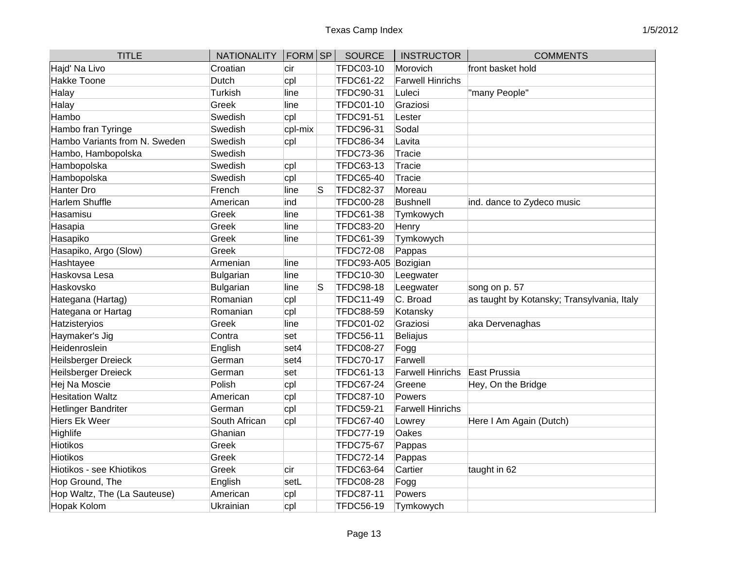| TITLE | NATIONALITY | FORM | SP | SOURCE | INSTRUCTOR | COMMENTS |
|---|---|---|---|---|---|---|
| Hajd' Na Livo | Croatian | cir | | TFDC03-10 | Morovich | front basket hold |
| Hakke Toone | Dutch | cpl | | TFDC61-22 | Farwell Hinrichs | |
| Halay | Turkish | line | | TFDC90-31 | Luleci | "many People" |
| Halay | Greek | line | | TFDC01-10 | Graziosi | |
| Hambo | Swedish | cpl | | TFDC91-51 | Lester | |
| Hambo fran Tyringe | Swedish | cpl-mix | | TFDC96-31 | Sodal | |
| Hambo Variants from N. Sweden | Swedish | cpl | | TFDC86-34 | Lavita | |
| Hambo, Hambopolska | Swedish | | | TFDC73-36 | Tracie | |
| Hambopolska | Swedish | cpl | | TFDC63-13 | Tracie | |
| Hambopolska | Swedish | cpl | | TFDC65-40 | Tracie | |
| Hanter Dro | French | line | S | TFDC82-37 | Moreau | |
| Harlem Shuffle | American | ind | | TFDC00-28 | Bushnell | ind. dance to Zydeco music |
| Hasamisu | Greek | line | | TFDC61-38 | Tymkowych | |
| Hasapia | Greek | line | | TFDC83-20 | Henry | |
| Hasapiko | Greek | line | | TFDC61-39 | Tymkowych | |
| Hasapiko, Argo (Slow) | Greek | | | TFDC72-08 | Pappas | |
| Hashtayee | Armenian | line | | TFDC93-A05 | Bozigian | |
| Haskovsa Lesa | Bulgarian | line | | TFDC10-30 | Leegwater | |
| Haskovsko | Bulgarian | line | S | TFDC98-18 | Leegwater | song on p. 57 |
| Hategana (Hartag) | Romanian | cpl | | TFDC11-49 | C. Broad | as taught by Kotansky; Transylvania, Italy |
| Hategana or Hartag | Romanian | cpl | | TFDC88-59 | Kotansky | |
| Hatzisteryios | Greek | line | | TFDC01-02 | Graziosi | aka Dervenaghas |
| Haymaker's Jig | Contra | set | | TFDC56-11 | Beliajus | |
| Heidenroslein | English | set4 | | TFDC08-27 | Fogg | |
| Heilsberger Dreieck | German | set4 | | TFDC70-17 | Farwell | |
| Heilsberger Dreieck | German | set | | TFDC61-13 | Farwell Hinrichs | East Prussia |
| Hej Na Moscie | Polish | cpl | | TFDC67-24 | Greene | Hey, On the Bridge |
| Hesitation Waltz | American | cpl | | TFDC87-10 | Powers | |
| Hetlinger Bandriter | German | cpl | | TFDC59-21 | Farwell Hinrichs | |
| Hiers Ek Weer | South African | cpl | | TFDC67-40 | Lowrey | Here I Am Again (Dutch) |
| Highlife | Ghanian | | | TFDC77-19 | Oakes | |
| Hiotikos | Greek | | | TFDC75-67 | Pappas | |
| Hiotikos | Greek | | | TFDC72-14 | Pappas | |
| Hiotikos - see Khiotikos | Greek | cir | | TFDC63-64 | Cartier | taught in 62 |
| Hop Ground, The | English | setL | | TFDC08-28 | Fogg | |
| Hop Waltz, The (La Sauteuse) | American | cpl | | TFDC87-11 | Powers | |
| Hopak Kolom | Ukrainian | cpl | | TFDC56-19 | Tymkowych | |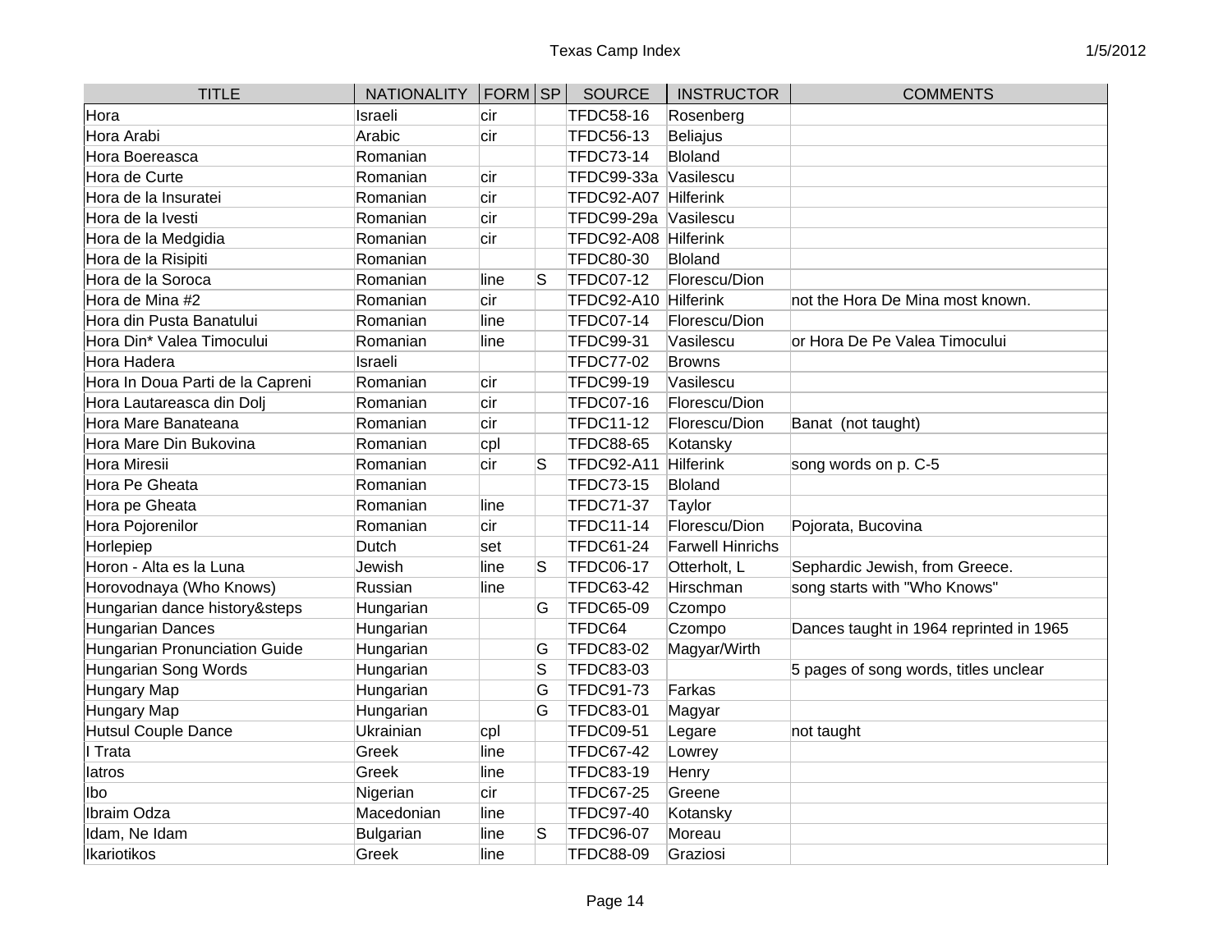| TITLE | NATIONALITY | FORM | SP | SOURCE | INSTRUCTOR | COMMENTS |
|---|---|---|---|---|---|---|
| Hora | Israeli | cir | | TFDC58-16 | Rosenberg | |
| Hora Arabi | Arabic | cir | | TFDC56-13 | Beliajus | |
| Hora Boereasca | Romanian | | | TFDC73-14 | Bloland | |
| Hora de Curte | Romanian | cir | | TFDC99-33a | Vasilescu | |
| Hora de la Insuratei | Romanian | cir | | TFDC92-A07 | Hilferink | |
| Hora de la Ivesti | Romanian | cir | | TFDC99-29a | Vasilescu | |
| Hora de la Medgidia | Romanian | cir | | TFDC92-A08 | Hilferink | |
| Hora de la Risipiti | Romanian | | | TFDC80-30 | Bloland | |
| Hora de la Soroca | Romanian | line | S | TFDC07-12 | Florescu/Dion | |
| Hora de Mina #2 | Romanian | cir | | TFDC92-A10 | Hilferink | not the Hora De Mina most known. |
| Hora din Pusta Banatului | Romanian | line | | TFDC07-14 | Florescu/Dion | |
| Hora Din* Valea Timocului | Romanian | line | | TFDC99-31 | Vasilescu | or Hora De Pe Valea Timocului |
| Hora Hadera | Israeli | | | TFDC77-02 | Browns | |
| Hora In Doua Parti de la Capreni | Romanian | cir | | TFDC99-19 | Vasilescu | |
| Hora Lautareasca din Dolj | Romanian | cir | | TFDC07-16 | Florescu/Dion | |
| Hora Mare Banateana | Romanian | cir | | TFDC11-12 | Florescu/Dion | Banat (not taught) |
| Hora Mare Din Bukovina | Romanian | cpl | | TFDC88-65 | Kotansky | |
| Hora Miresii | Romanian | cir | S | TFDC92-A11 | Hilferink | song words on p. C-5 |
| Hora Pe Gheata | Romanian | | | TFDC73-15 | Bloland | |
| Hora pe Gheata | Romanian | line | | TFDC71-37 | Taylor | |
| Hora Pojorenilor | Romanian | cir | | TFDC11-14 | Florescu/Dion | Pojorata, Bucovina |
| Horlepiep | Dutch | set | | TFDC61-24 | Farwell Hinrichs | |
| Horon - Alta es la Luna | Jewish | line | S | TFDC06-17 | Otterholt, L | Sephardic Jewish, from Greece. |
| Horovodnaya (Who Knows) | Russian | line | | TFDC63-42 | Hirschman | song starts with "Who Knows" |
| Hungarian dance history&steps | Hungarian | | G | TFDC65-09 | Czompo | |
| Hungarian Dances | Hungarian | | | TFDC64 | Czompo | Dances taught in 1964 reprinted in 1965 |
| Hungarian Pronunciation Guide | Hungarian | | G | TFDC83-02 | Magyar/Wirth | |
| Hungarian Song Words | Hungarian | | S | TFDC83-03 | | 5 pages of song words, titles unclear |
| Hungary Map | Hungarian | | G | TFDC91-73 | Farkas | |
| Hungary Map | Hungarian | | G | TFDC83-01 | Magyar | |
| Hutsul Couple Dance | Ukrainian | cpl | | TFDC09-51 | Legare | not taught |
| I Trata | Greek | line | | TFDC67-42 | Lowrey | |
| Iatros | Greek | line | | TFDC83-19 | Henry | |
| Ibo | Nigerian | cir | | TFDC67-25 | Greene | |
| Ibraim Odza | Macedonian | line | | TFDC97-40 | Kotansky | |
| Idam, Ne Idam | Bulgarian | line | S | TFDC96-07 | Moreau | |
| Ikariotikos | Greek | line | | TFDC88-09 | Graziosi | |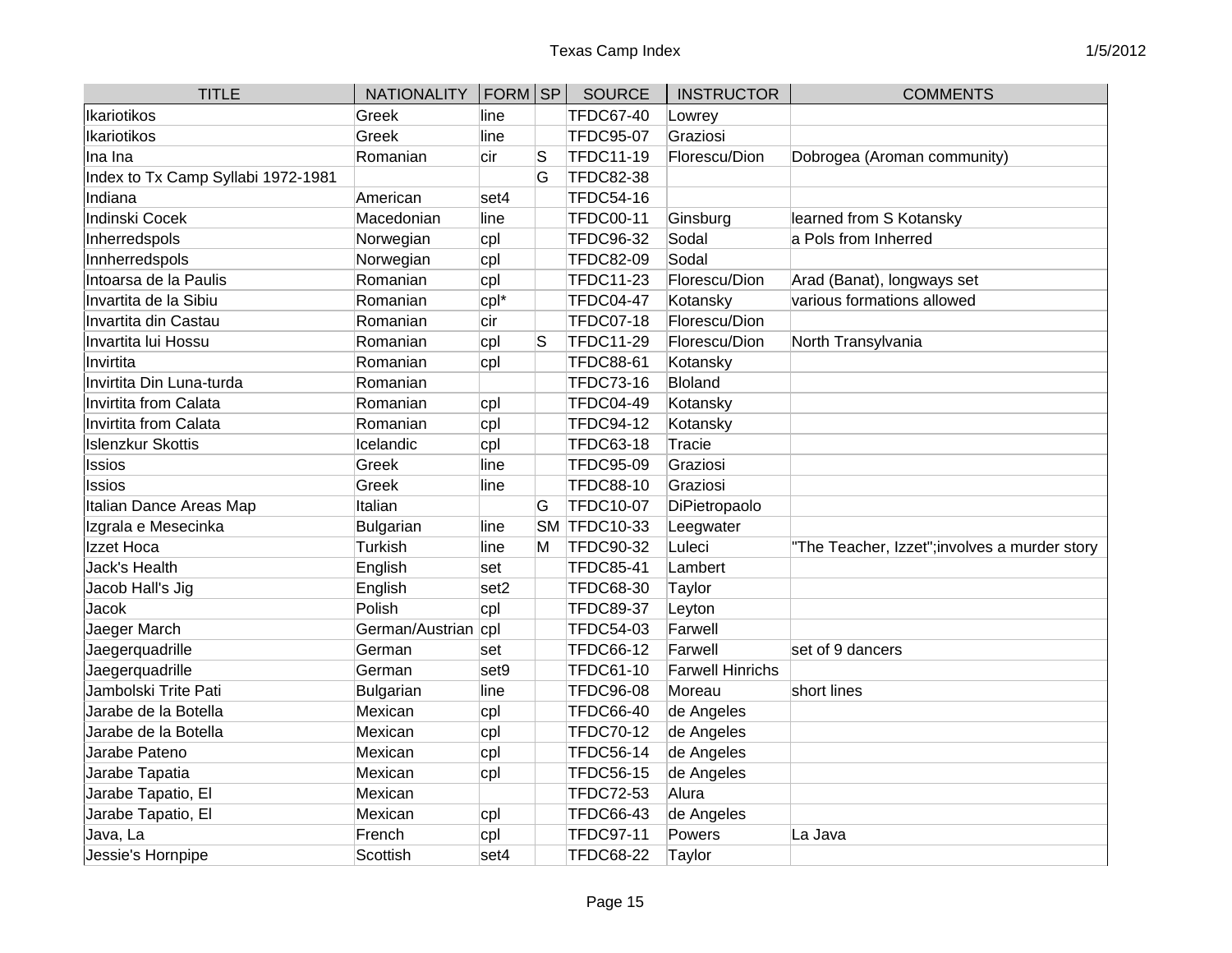| TITLE | NATIONALITY | FORM | SP | SOURCE | INSTRUCTOR | COMMENTS |
|---|---|---|---|---|---|---|
| Ikariotikos | Greek | line | | TFDC67-40 | Lowrey | |
| Ikariotikos | Greek | line | | TFDC95-07 | Graziosi | |
| Ina Ina | Romanian | cir | S | TFDC11-19 | Florescu/Dion | Dobrogea (Aroman community) |
| Index to Tx Camp Syllabi 1972-1981 | | | G | TFDC82-38 | | |
| Indiana | American | set4 | | TFDC54-16 | | |
| Indinski Cocek | Macedonian | line | | TFDC00-11 | Ginsburg | learned from S Kotansky |
| Inherredspols | Norwegian | cpl | | TFDC96-32 | Sodal | a Pols from Inherred |
| Innherredspols | Norwegian | cpl | | TFDC82-09 | Sodal | |
| Intoarsa de la Paulis | Romanian | cpl | | TFDC11-23 | Florescu/Dion | Arad (Banat), longways set |
| Invartita de la Sibiu | Romanian | cpl* | | TFDC04-47 | Kotansky | various formations allowed |
| Invartita din Castau | Romanian | cir | | TFDC07-18 | Florescu/Dion | |
| Invartita lui Hossu | Romanian | cpl | S | TFDC11-29 | Florescu/Dion | North Transylvania |
| Invirtita | Romanian | cpl | | TFDC88-61 | Kotansky | |
| Invirtita Din Luna-turda | Romanian | | | TFDC73-16 | Bloland | |
| Invirtita from Calata | Romanian | cpl | | TFDC04-49 | Kotansky | |
| Invirtita from Calata | Romanian | cpl | | TFDC94-12 | Kotansky | |
| Islenzkur Skottis | Icelandic | cpl | | TFDC63-18 | Tracie | |
| Issios | Greek | line | | TFDC95-09 | Graziosi | |
| Issios | Greek | line | | TFDC88-10 | Graziosi | |
| Italian Dance Areas Map | Italian | | G | TFDC10-07 | DiPietropaolo | |
| Izgrala e Mesecinka | Bulgarian | line | SM | TFDC10-33 | Leegwater | |
| Izzet Hoca | Turkish | line | M | TFDC90-32 | Luleci | "The Teacher, Izzet";involves a murder story |
| Jack's Health | English | set | | TFDC85-41 | Lambert | |
| Jacob Hall's Jig | English | set2 | | TFDC68-30 | Taylor | |
| Jacok | Polish | cpl | | TFDC89-37 | Leyton | |
| Jaeger March | German/Austrian | cpl | | TFDC54-03 | Farwell | |
| Jaegerquadrille | German | set | | TFDC66-12 | Farwell | set of 9 dancers |
| Jaegerquadrille | German | set9 | | TFDC61-10 | Farwell Hinrichs | |
| Jambolski Trite Pati | Bulgarian | line | | TFDC96-08 | Moreau | short lines |
| Jarabe de la Botella | Mexican | cpl | | TFDC66-40 | de Angeles | |
| Jarabe de la Botella | Mexican | cpl | | TFDC70-12 | de Angeles | |
| Jarabe Pateno | Mexican | cpl | | TFDC56-14 | de Angeles | |
| Jarabe Tapatia | Mexican | cpl | | TFDC56-15 | de Angeles | |
| Jarabe Tapatio, El | Mexican | | | TFDC72-53 | Alura | |
| Jarabe Tapatio, El | Mexican | cpl | | TFDC66-43 | de Angeles | |
| Java, La | French | cpl | | TFDC97-11 | Powers | La Java |
| Jessie's Hornpipe | Scottish | set4 | | TFDC68-22 | Taylor | |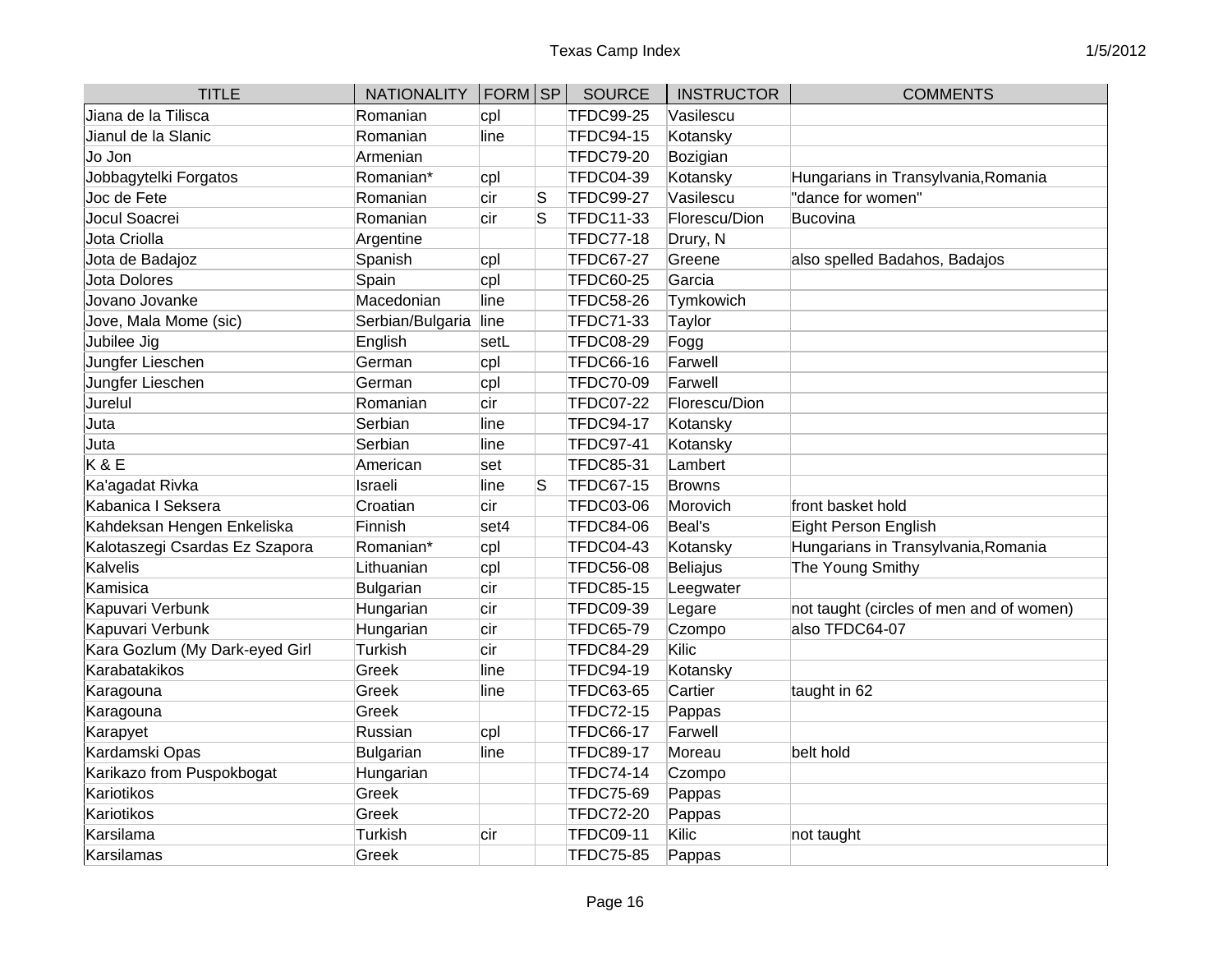| TITLE | NATIONALITY | FORM | SP | SOURCE | INSTRUCTOR | COMMENTS |
|---|---|---|---|---|---|---|
| Jiana de la Tilisca | Romanian | cpl | | TFDC99-25 | Vasilescu | |
| Jianul de la Slanic | Romanian | line | | TFDC94-15 | Kotansky | |
| Jo Jon | Armenian | | | TFDC79-20 | Bozigian | |
| Jobbagytelki Forgatos | Romanian* | cpl | | TFDC04-39 | Kotansky | Hungarians in Transylvania,Romania |
| Joc de Fete | Romanian | cir | S | TFDC99-27 | Vasilescu | "dance for women" |
| Jocul Soacrei | Romanian | cir | S | TFDC11-33 | Florescu/Dion | Bucovina |
| Jota Criolla | Argentine | | | TFDC77-18 | Drury, N | |
| Jota de Badajoz | Spanish | cpl | | TFDC67-27 | Greene | also spelled Badahos, Badajos |
| Jota Dolores | Spain | cpl | | TFDC60-25 | Garcia | |
| Jovano Jovanke | Macedonian | line | | TFDC58-26 | Tymkowich | |
| Jove, Mala Mome (sic) | Serbian/Bulgaria | line | | TFDC71-33 | Taylor | |
| Jubilee Jig | English | setL | | TFDC08-29 | Fogg | |
| Jungfer Lieschen | German | cpl | | TFDC66-16 | Farwell | |
| Jungfer Lieschen | German | cpl | | TFDC70-09 | Farwell | |
| Jurelul | Romanian | cir | | TFDC07-22 | Florescu/Dion | |
| Juta | Serbian | line | | TFDC94-17 | Kotansky | |
| Juta | Serbian | line | | TFDC97-41 | Kotansky | |
| K & E | American | set | | TFDC85-31 | Lambert | |
| Ka'agadat Rivka | Israeli | line | S | TFDC67-15 | Browns | |
| Kabanica I Seksera | Croatian | cir | | TFDC03-06 | Morovich | front basket hold |
| Kahdeksan Hengen Enkeliska | Finnish | set4 | | TFDC84-06 | Beal's | Eight Person English |
| Kalotaszegi Csardas Ez Szapora | Romanian* | cpl | | TFDC04-43 | Kotansky | Hungarians in Transylvania,Romania |
| Kalvelis | Lithuanian | cpl | | TFDC56-08 | Beliajus | The Young Smithy |
| Kamisica | Bulgarian | cir | | TFDC85-15 | Leegwater | |
| Kapuvari Verbunk | Hungarian | cir | | TFDC09-39 | Legare | not taught (circles of men and of women) |
| Kapuvari Verbunk | Hungarian | cir | | TFDC65-79 | Czompo | also TFDC64-07 |
| Kara Gozlum (My Dark-eyed Girl | Turkish | cir | | TFDC84-29 | Kilic | |
| Karabatakikos | Greek | line | | TFDC94-19 | Kotansky | |
| Karagouna | Greek | line | | TFDC63-65 | Cartier | taught in 62 |
| Karagouna | Greek | | | TFDC72-15 | Pappas | |
| Karapyet | Russian | cpl | | TFDC66-17 | Farwell | |
| Kardamski Opas | Bulgarian | line | | TFDC89-17 | Moreau | belt hold |
| Karikazo from Puspokbogat | Hungarian | | | TFDC74-14 | Czompo | |
| Kariotikos | Greek | | | TFDC75-69 | Pappas | |
| Kariotikos | Greek | | | TFDC72-20 | Pappas | |
| Karsilama | Turkish | cir | | TFDC09-11 | Kilic | not taught |
| Karsilamas | Greek | | | TFDC75-85 | Pappas | |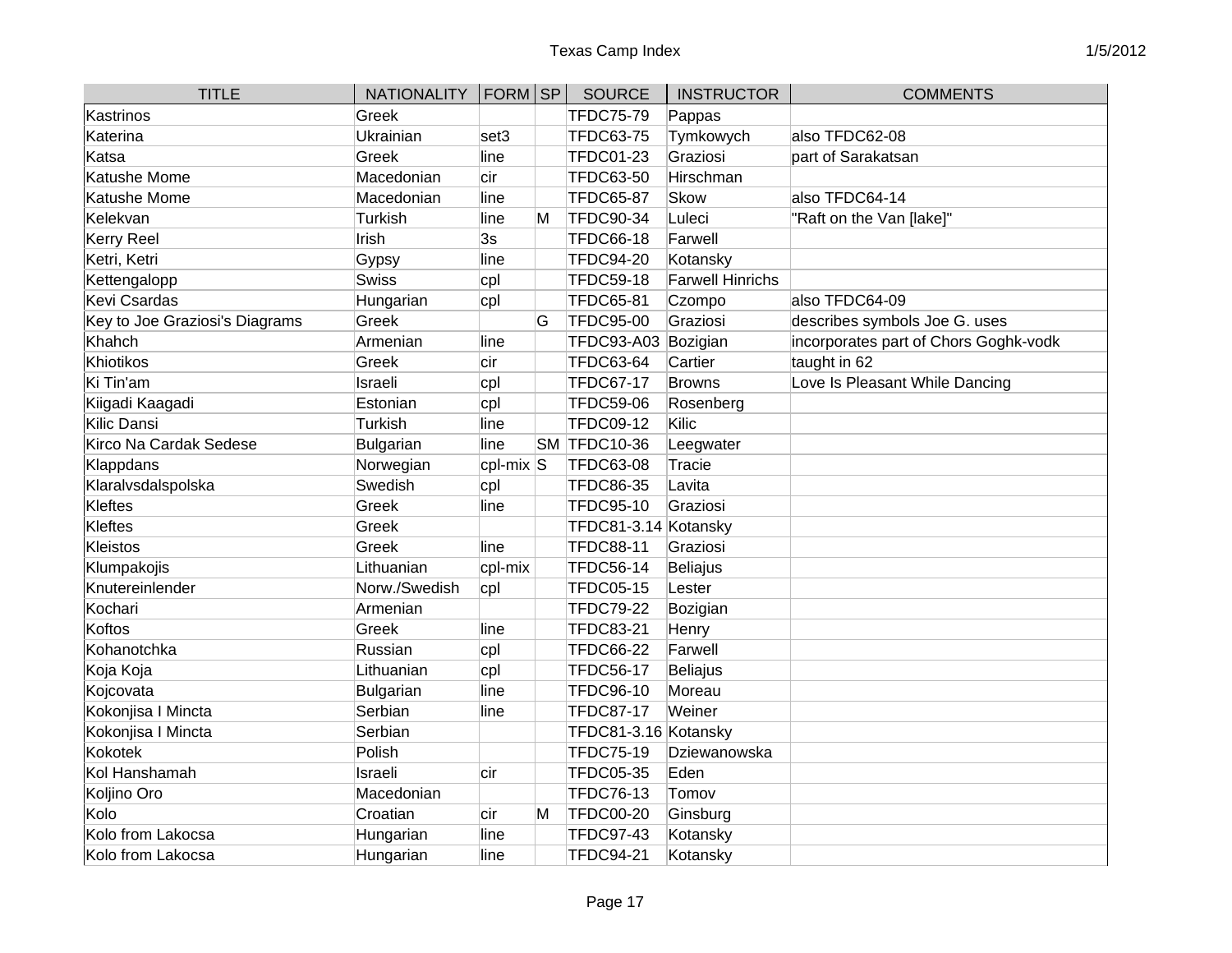| TITLE | NATIONALITY | FORM | SP | SOURCE | INSTRUCTOR | COMMENTS |
| --- | --- | --- | --- | --- | --- | --- |
| Kastrinos | Greek | | | TFDC75-79 | Pappas | |
| Katerina | Ukrainian | set3 | | TFDC63-75 | Tymkowych | also TFDC62-08 |
| Katsa | Greek | line | | TFDC01-23 | Graziosi | part of Sarakatsan |
| Katushe Mome | Macedonian | cir | | TFDC63-50 | Hirschman | |
| Katushe Mome | Macedonian | line | | TFDC65-87 | Skow | also TFDC64-14 |
| Kelekvan | Turkish | line | M | TFDC90-34 | Luleci | "Raft on the Van [lake]" |
| Kerry Reel | Irish | 3s | | TFDC66-18 | Farwell | |
| Ketri, Ketri | Gypsy | line | | TFDC94-20 | Kotansky | |
| Kettengalopp | Swiss | cpl | | TFDC59-18 | Farwell Hinrichs | |
| Kevi Csardas | Hungarian | cpl | | TFDC65-81 | Czompo | also TFDC64-09 |
| Key to Joe Graziosi's Diagrams | Greek | | G | TFDC95-00 | Graziosi | describes symbols Joe G. uses |
| Khahch | Armenian | line | | TFDC93-A03 | Bozigian | incorporates part of Chors Goghk-vodk |
| Khiotikos | Greek | cir | | TFDC63-64 | Cartier | taught in 62 |
| Ki Tin'am | Israeli | cpl | | TFDC67-17 | Browns | Love Is Pleasant While Dancing |
| Kiigadi Kaagadi | Estonian | cpl | | TFDC59-06 | Rosenberg | |
| Kilic Dansi | Turkish | line | | TFDC09-12 | Kilic | |
| Kirco Na Cardak Sedese | Bulgarian | line | SM | TFDC10-36 | Leegwater | |
| Klappdans | Norwegian | cpl-mix | S | TFDC63-08 | Tracie | |
| Klaralvsdalspolska | Swedish | cpl | | TFDC86-35 | Lavita | |
| Kleftes | Greek | line | | TFDC95-10 | Graziosi | |
| Kleftes | Greek | | | TFDC81-3.14 | Kotansky | |
| Kleistos | Greek | line | | TFDC88-11 | Graziosi | |
| Klumpakojis | Lithuanian | cpl-mix | | TFDC56-14 | Beliajus | |
| Knutereinlender | Norw./Swedish | cpl | | TFDC05-15 | Lester | |
| Kochari | Armenian | | | TFDC79-22 | Bozigian | |
| Koftos | Greek | line | | TFDC83-21 | Henry | |
| Kohanotchka | Russian | cpl | | TFDC66-22 | Farwell | |
| Koja Koja | Lithuanian | cpl | | TFDC56-17 | Beliajus | |
| Kojcovata | Bulgarian | line | | TFDC96-10 | Moreau | |
| Kokonjisa I Mincta | Serbian | line | | TFDC87-17 | Weiner | |
| Kokonjisa I Mincta | Serbian | | | TFDC81-3.16 | Kotansky | |
| Kokotek | Polish | | | TFDC75-19 | Dziewanowska | |
| Kol Hanshamah | Israeli | cir | | TFDC05-35 | Eden | |
| Koljino Oro | Macedonian | | | TFDC76-13 | Tomov | |
| Kolo | Croatian | cir | M | TFDC00-20 | Ginsburg | |
| Kolo from Lakocsa | Hungarian | line | | TFDC97-43 | Kotansky | |
| Kolo from Lakocsa | Hungarian | line | | TFDC94-21 | Kotansky | |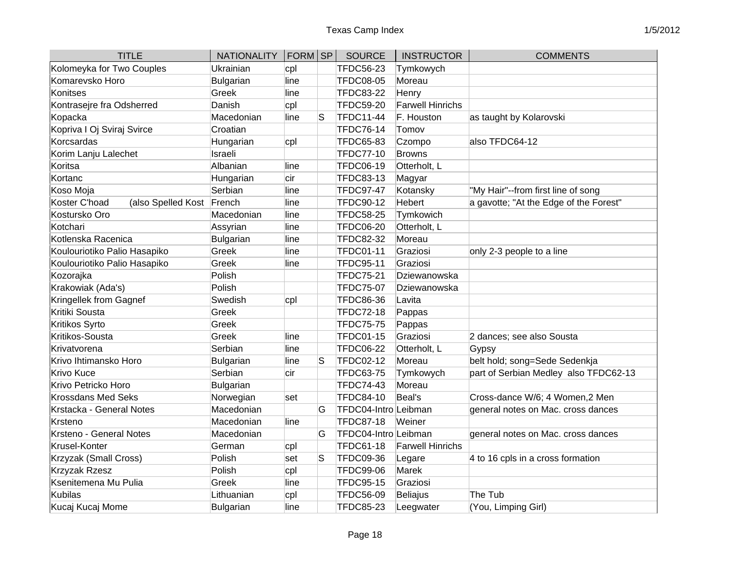| TITLE | NATIONALITY | FORM | SP | SOURCE | INSTRUCTOR | COMMENTS |
|---|---|---|---|---|---|---|
| Kolomeyka for Two Couples | Ukrainian | cpl | | TFDC56-23 | Tymkowych | |
| Komarevsko Horo | Bulgarian | line | | TFDC08-05 | Moreau | |
| Konitses | Greek | line | | TFDC83-22 | Henry | |
| Kontrasejre fra Odsherred | Danish | cpl | | TFDC59-20 | Farwell Hinrichs | |
| Kopacka | Macedonian | line | S | TFDC11-44 | F. Houston | as taught by Kolarovski |
| Kopriva I Oj Sviraj Svirce | Croatian | | | TFDC76-14 | Tomov | |
| Korcsardas | Hungarian | cpl | | TFDC65-83 | Czompo | also TFDC64-12 |
| Korim Lanju Lalechet | Israeli | | | TFDC77-10 | Browns | |
| Koritsa | Albanian | line | | TFDC06-19 | Otterholt, L | |
| Kortanc | Hungarian | cir | | TFDC83-13 | Magyar | |
| Koso Moja | Serbian | line | | TFDC97-47 | Kotansky | "My Hair"--from first line of song |
| Koster C'hoad (also Spelled Kost | French | line | | TFDC90-12 | Hebert | a gavotte; "At the Edge of the Forest" |
| Kostursko Oro | Macedonian | line | | TFDC58-25 | Tymkowich | |
| Kotchari | Assyrian | line | | TFDC06-20 | Otterholt, L | |
| Kotlenska Racenica | Bulgarian | line | | TFDC82-32 | Moreau | |
| Koulouriotiko Palio Hasapiko | Greek | line | | TFDC01-11 | Graziosi | only 2-3 people to a line |
| Koulouriotiko Palio Hasapiko | Greek | line | | TFDC95-11 | Graziosi | |
| Kozorajka | Polish | | | TFDC75-21 | Dziewanowska | |
| Krakowiak (Ada's) | Polish | | | TFDC75-07 | Dziewanowska | |
| Kringellek from Gagnef | Swedish | cpl | | TFDC86-36 | Lavita | |
| Kritiki Sousta | Greek | | | TFDC72-18 | Pappas | |
| Kritikos Syrto | Greek | | | TFDC75-75 | Pappas | |
| Kritikos-Sousta | Greek | line | | TFDC01-15 | Graziosi | 2 dances; see also Sousta |
| Krivatvorena | Serbian | line | | TFDC06-22 | Otterholt, L | Gypsy |
| Krivo Ihtimansko Horo | Bulgarian | line | S | TFDC02-12 | Moreau | belt hold; song=Sede Sedenkja |
| Krivo Kuce | Serbian | cir | | TFDC63-75 | Tymkowych | part of Serbian Medley also TFDC62-13 |
| Krivo Petricko Horo | Bulgarian | | | TFDC74-43 | Moreau | |
| Krossdans Med Seks | Norwegian | set | | TFDC84-10 | Beal's | Cross-dance W/6; 4 Women,2 Men |
| Krstacka - General Notes | Macedonian | | G | TFDC04-Intro | Leibman | general notes on Mac. cross dances |
| Krsteno | Macedonian | line | | TFDC87-18 | Weiner | |
| Krsteno - General Notes | Macedonian | | G | TFDC04-Intro | Leibman | general notes on Mac. cross dances |
| Krusel-Konter | German | cpl | | TFDC61-18 | Farwell Hinrichs | |
| Krzyzak (Small Cross) | Polish | set | S | TFDC09-36 | Legare | 4 to 16 cpls in a cross formation |
| Krzyzak Rzesz | Polish | cpl | | TFDC99-06 | Marek | |
| Ksenitemena Mu Pulia | Greek | line | | TFDC95-15 | Graziosi | |
| Kubilas | Lithuanian | cpl | | TFDC56-09 | Beliajus | The Tub |
| Kucaj Kucaj Mome | Bulgarian | line | | TFDC85-23 | Leegwater | (You, Limping Girl) |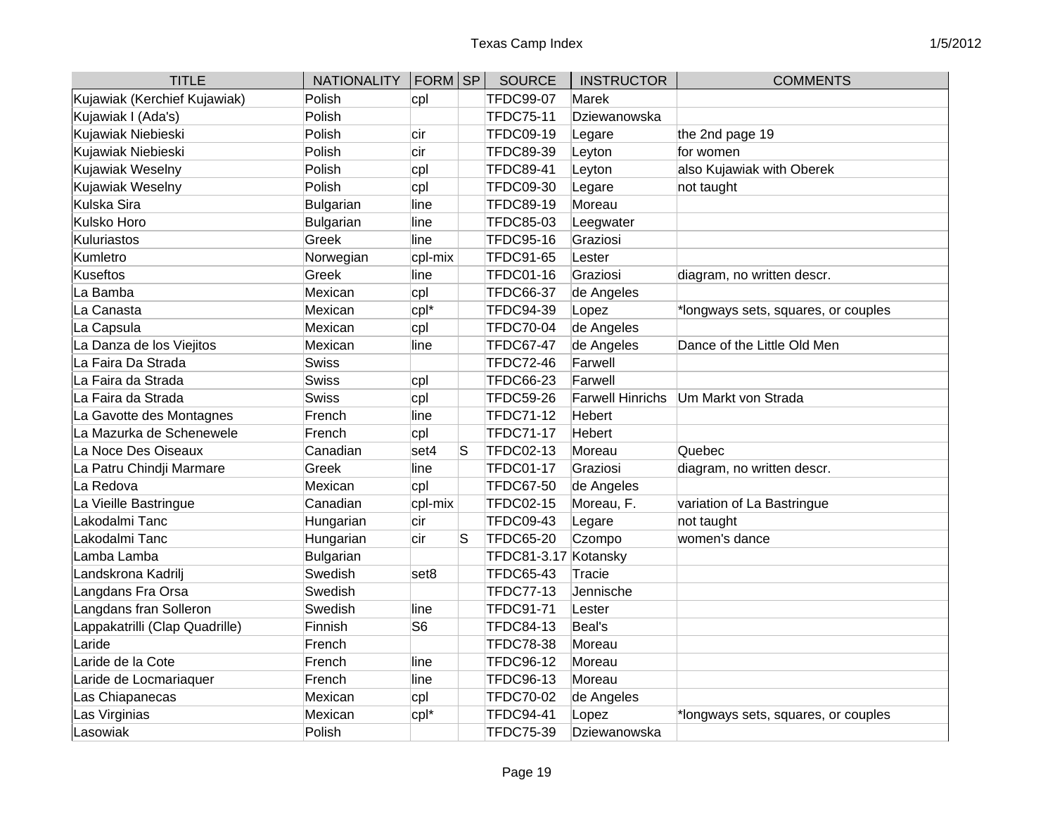| TITLE | NATIONALITY | FORM | SP | SOURCE | INSTRUCTOR | COMMENTS |
|---|---|---|---|---|---|---|
| Kujawiak (Kerchief Kujawiak) | Polish | cpl | | TFDC99-07 | Marek | |
| Kujawiak I (Ada's) | Polish | | | TFDC75-11 | Dziewanowska | |
| Kujawiak Niebieski | Polish | cir | | TFDC09-19 | Legare | the 2nd page 19 |
| Kujawiak Niebieski | Polish | cir | | TFDC89-39 | Leyton | for women |
| Kujawiak Weselny | Polish | cpl | | TFDC89-41 | Leyton | also Kujawiak with Oberek |
| Kujawiak Weselny | Polish | cpl | | TFDC09-30 | Legare | not taught |
| Kulska Sira | Bulgarian | line | | TFDC89-19 | Moreau | |
| Kulsko Horo | Bulgarian | line | | TFDC85-03 | Leegwater | |
| Kuluriastos | Greek | line | | TFDC95-16 | Graziosi | |
| Kumletro | Norwegian | cpl-mix | | TFDC91-65 | Lester | |
| Kuseftos | Greek | line | | TFDC01-16 | Graziosi | diagram, no written descr. |
| La Bamba | Mexican | cpl | | TFDC66-37 | de Angeles | |
| La Canasta | Mexican | cpl* | | TFDC94-39 | Lopez | *longways sets, squares, or couples |
| La Capsula | Mexican | cpl | | TFDC70-04 | de Angeles | |
| La Danza de los Viejitos | Mexican | line | | TFDC67-47 | de Angeles | Dance of the Little Old Men |
| La Faira Da Strada | Swiss | | | TFDC72-46 | Farwell | |
| La Faira da Strada | Swiss | cpl | | TFDC66-23 | Farwell | |
| La Faira da Strada | Swiss | cpl | | TFDC59-26 | Farwell Hinrichs | Um Markt von Strada |
| La Gavotte des Montagnes | French | line | | TFDC71-12 | Hebert | |
| La Mazurka de Schenewele | French | cpl | | TFDC71-17 | Hebert | |
| La Noce Des Oiseaux | Canadian | set4 | S | TFDC02-13 | Moreau | Quebec |
| La Patru Chindji Marmare | Greek | line | | TFDC01-17 | Graziosi | diagram, no written descr. |
| La Redova | Mexican | cpl | | TFDC67-50 | de Angeles | |
| La Vieille Bastringue | Canadian | cpl-mix | | TFDC02-15 | Moreau, F. | variation of La Bastringue |
| Lakodalmi Tanc | Hungarian | cir | | TFDC09-43 | Legare | not taught |
| Lakodalmi Tanc | Hungarian | cir | S | TFDC65-20 | Czompo | women's dance |
| Lamba Lamba | Bulgarian | | | TFDC81-3.17 | Kotansky | |
| Landskrona Kadrilj | Swedish | set8 | | TFDC65-43 | Tracie | |
| Langdans Fra Orsa | Swedish | | | TFDC77-13 | Jennische | |
| Langdans fran Solleron | Swedish | line | | TFDC91-71 | Lester | |
| Lappakatrilli (Clap Quadrille) | Finnish | S6 | | TFDC84-13 | Beal's | |
| Laride | French | | | TFDC78-38 | Moreau | |
| Laride de la Cote | French | line | | TFDC96-12 | Moreau | |
| Laride de Locmariaquer | French | line | | TFDC96-13 | Moreau | |
| Las Chiapanecas | Mexican | cpl | | TFDC70-02 | de Angeles | |
| Las Virginias | Mexican | cpl* | | TFDC94-41 | Lopez | *longways sets, squares, or couples |
| Lasowiak | Polish | | | TFDC75-39 | Dziewanowska | |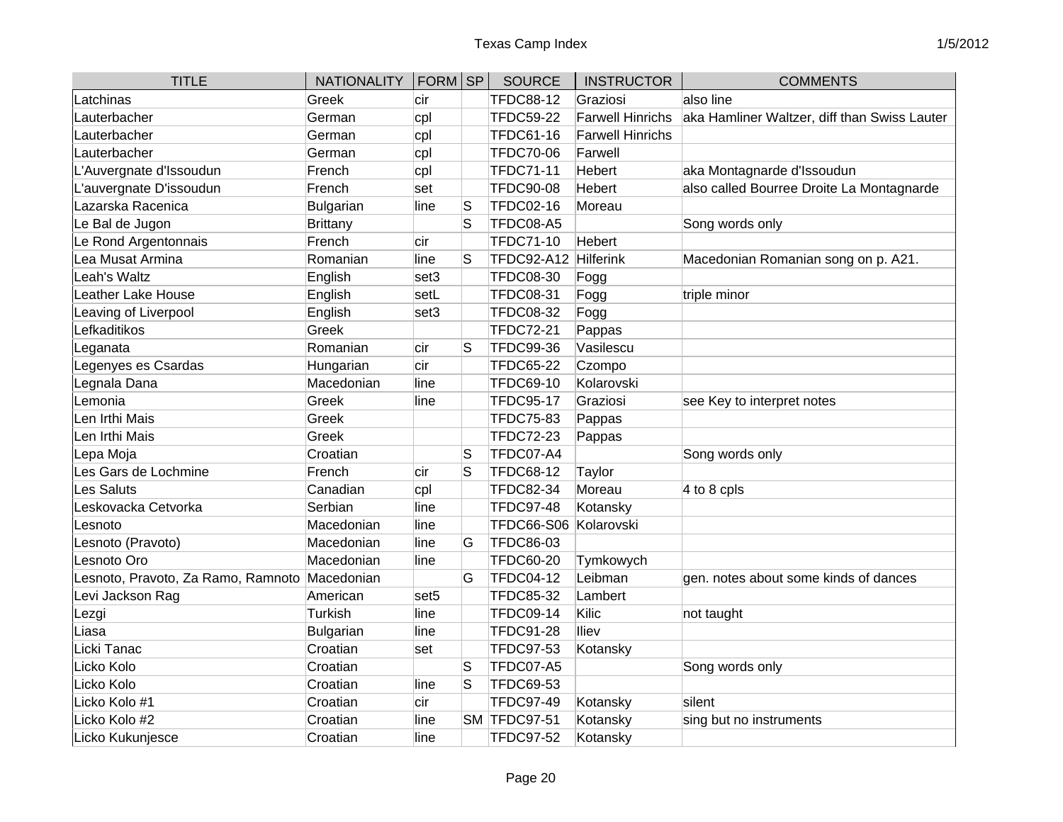| TITLE | NATIONALITY | FORM | SP | SOURCE | INSTRUCTOR | COMMENTS |
|---|---|---|---|---|---|---|
| Latchinas | Greek | cir | | TFDC88-12 | Graziosi | also line |
| Lauterbacher | German | cpl | | TFDC59-22 | Farwell Hinrichs | aka Hamliner Waltzer, diff than Swiss Lauter |
| Lauterbacher | German | cpl | | TFDC61-16 | Farwell Hinrichs | |
| Lauterbacher | German | cpl | | TFDC70-06 | Farwell | |
| L'Auvergnate d'Issoudun | French | cpl | | TFDC71-11 | Hebert | aka Montagnarde d'Issoudun |
| L'auvergnate D'issoudun | French | set | | TFDC90-08 | Hebert | also called Bourree Droite La Montagnarde |
| Lazarska Racenica | Bulgarian | line | S | TFDC02-16 | Moreau | |
| Le Bal de Jugon | Brittany | | S | TFDC08-A5 | | Song words only |
| Le Rond Argentonnais | French | cir | | TFDC71-10 | Hebert | |
| Lea Musat Armina | Romanian | line | S | TFDC92-A12 | Hilferink | Macedonian Romanian song on p. A21. |
| Leah's Waltz | English | set3 | | TFDC08-30 | Fogg | |
| Leather Lake House | English | setL | | TFDC08-31 | Fogg | triple minor |
| Leaving of Liverpool | English | set3 | | TFDC08-32 | Fogg | |
| Lefkaditikos | Greek | | | TFDC72-21 | Pappas | |
| Leganata | Romanian | cir | S | TFDC99-36 | Vasilescu | |
| Legenyes es Csardas | Hungarian | cir | | TFDC65-22 | Czompo | |
| Legnala Dana | Macedonian | line | | TFDC69-10 | Kolarovski | |
| Lemonia | Greek | line | | TFDC95-17 | Graziosi | see Key to interpret notes |
| Len Irthi Mais | Greek | | | TFDC75-83 | Pappas | |
| Len Irthi Mais | Greek | | | TFDC72-23 | Pappas | |
| Lepa Moja | Croatian | | S | TFDC07-A4 | | Song words only |
| Les Gars de Lochmine | French | cir | S | TFDC68-12 | Taylor | |
| Les Saluts | Canadian | cpl | | TFDC82-34 | Moreau | 4 to 8 cpls |
| Leskovacka Cetvorka | Serbian | line | | TFDC97-48 | Kotansky | |
| Lesnoto | Macedonian | line | | TFDC66-S06 | Kolarovski | |
| Lesnoto (Pravoto) | Macedonian | line | G | TFDC86-03 | | |
| Lesnoto Oro | Macedonian | line | | TFDC60-20 | Tymkowych | |
| Lesnoto, Pravoto, Za Ramo, Ramnoto | Macedonian | | G | TFDC04-12 | Leibman | gen. notes about some kinds of dances |
| Levi Jackson Rag | American | set5 | | TFDC85-32 | Lambert | |
| Lezgi | Turkish | line | | TFDC09-14 | Kilic | not taught |
| Liasa | Bulgarian | line | | TFDC91-28 | Iliev | |
| Licki Tanac | Croatian | set | | TFDC97-53 | Kotansky | |
| Licko Kolo | Croatian | | S | TFDC07-A5 | | Song words only |
| Licko Kolo | Croatian | line | S | TFDC69-53 | | |
| Licko Kolo #1 | Croatian | cir | | TFDC97-49 | Kotansky | silent |
| Licko Kolo #2 | Croatian | line | SM | TFDC97-51 | Kotansky | sing but no instruments |
| Licko Kukunjesce | Croatian | line | | TFDC97-52 | Kotansky | |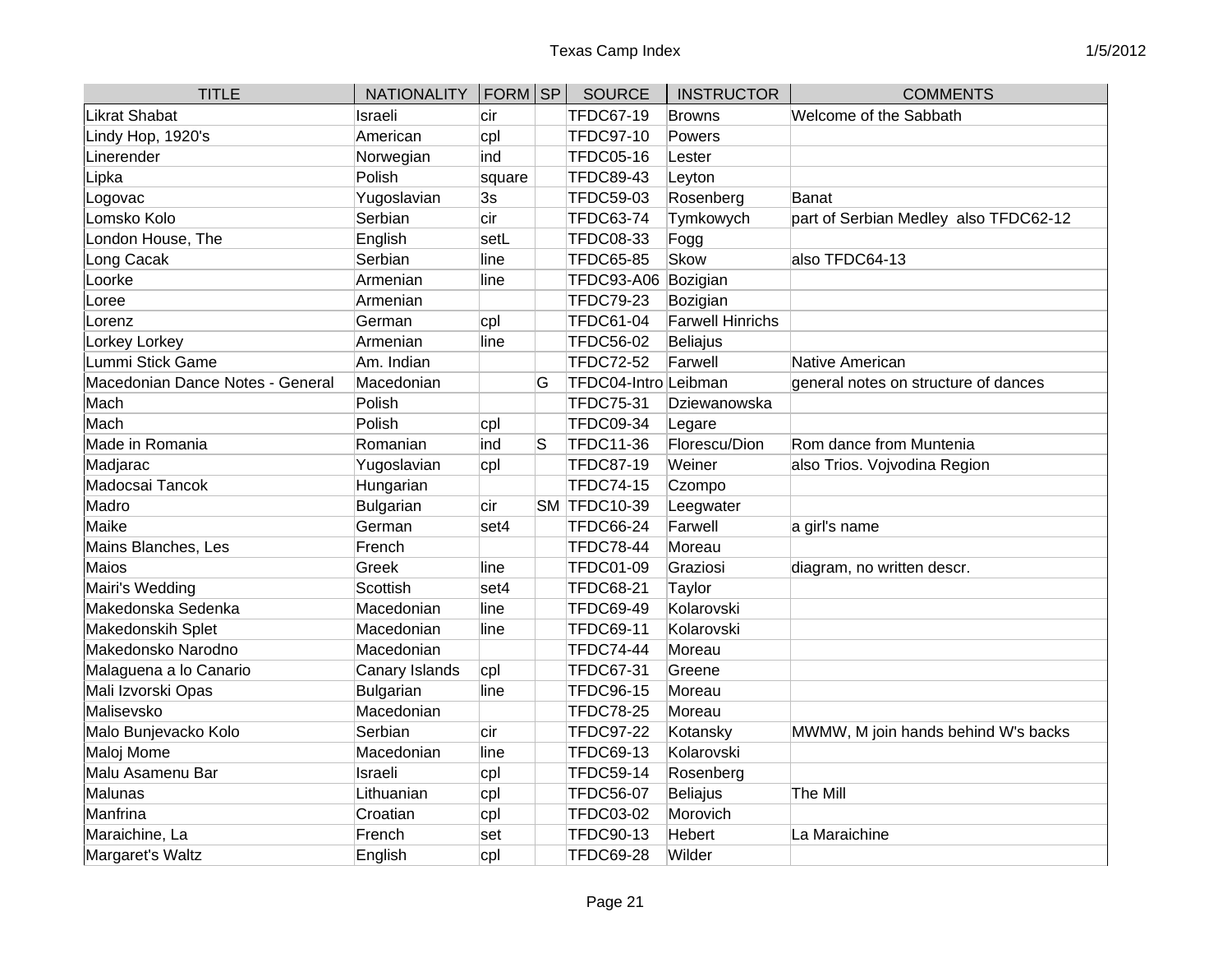| TITLE | NATIONALITY | FORM | SP | SOURCE | INSTRUCTOR | COMMENTS |
|---|---|---|---|---|---|---|
| Likrat Shabat | Israeli | cir | | TFDC67-19 | Browns | Welcome of the Sabbath |
| Lindy Hop, 1920's | American | cpl | | TFDC97-10 | Powers | |
| Linerender | Norwegian | ind | | TFDC05-16 | Lester | |
| Lipka | Polish | square | | TFDC89-43 | Leyton | |
| Logovac | Yugoslavian | 3s | | TFDC59-03 | Rosenberg | Banat |
| Lomsko Kolo | Serbian | cir | | TFDC63-74 | Tymkowych | part of Serbian Medley also TFDC62-12 |
| London House, The | English | setL | | TFDC08-33 | Fogg | |
| Long Cacak | Serbian | line | | TFDC65-85 | Skow | also TFDC64-13 |
| Loorke | Armenian | line | | TFDC93-A06 | Bozigian | |
| Loree | Armenian | | | TFDC79-23 | Bozigian | |
| Lorenz | German | cpl | | TFDC61-04 | Farwell Hinrichs | |
| Lorkey Lorkey | Armenian | line | | TFDC56-02 | Beliajus | |
| Lummi Stick Game | Am. Indian | | | TFDC72-52 | Farwell | Native American |
| Macedonian Dance Notes - General | Macedonian | | G | TFDC04-Intro | Leibman | general notes on structure of dances |
| Mach | Polish | | | TFDC75-31 | Dziewanowska | |
| Mach | Polish | cpl | | TFDC09-34 | Legare | |
| Made in Romania | Romanian | ind | S | TFDC11-36 | Florescu/Dion | Rom dance from Muntenia |
| Madjarac | Yugoslavian | cpl | | TFDC87-19 | Weiner | also Trios. Vojvodina Region |
| Madocsai Tancok | Hungarian | | | TFDC74-15 | Czompo | |
| Madro | Bulgarian | cir | SM | TFDC10-39 | Leegwater | |
| Maike | German | set4 | | TFDC66-24 | Farwell | a girl's name |
| Mains Blanches, Les | French | | | TFDC78-44 | Moreau | |
| Maios | Greek | line | | TFDC01-09 | Graziosi | diagram, no written descr. |
| Mairi's Wedding | Scottish | set4 | | TFDC68-21 | Taylor | |
| Makedonska Sedenka | Macedonian | line | | TFDC69-49 | Kolarovski | |
| Makedonskih Splet | Macedonian | line | | TFDC69-11 | Kolarovski | |
| Makedonsko Narodno | Macedonian | | | TFDC74-44 | Moreau | |
| Malaguena a lo Canario | Canary Islands | cpl | | TFDC67-31 | Greene | |
| Mali Izvorski Opas | Bulgarian | line | | TFDC96-15 | Moreau | |
| Malisevsko | Macedonian | | | TFDC78-25 | Moreau | |
| Malo Bunjevacko Kolo | Serbian | cir | | TFDC97-22 | Kotansky | MWMW, M join hands behind W's backs |
| Maloj Mome | Macedonian | line | | TFDC69-13 | Kolarovski | |
| Malu Asamenu Bar | Israeli | cpl | | TFDC59-14 | Rosenberg | |
| Malunas | Lithuanian | cpl | | TFDC56-07 | Beliajus | The Mill |
| Manfrina | Croatian | cpl | | TFDC03-02 | Morovich | |
| Maraichine, La | French | set | | TFDC90-13 | Hebert | La Maraichine |
| Margaret's Waltz | English | cpl | | TFDC69-28 | Wilder | |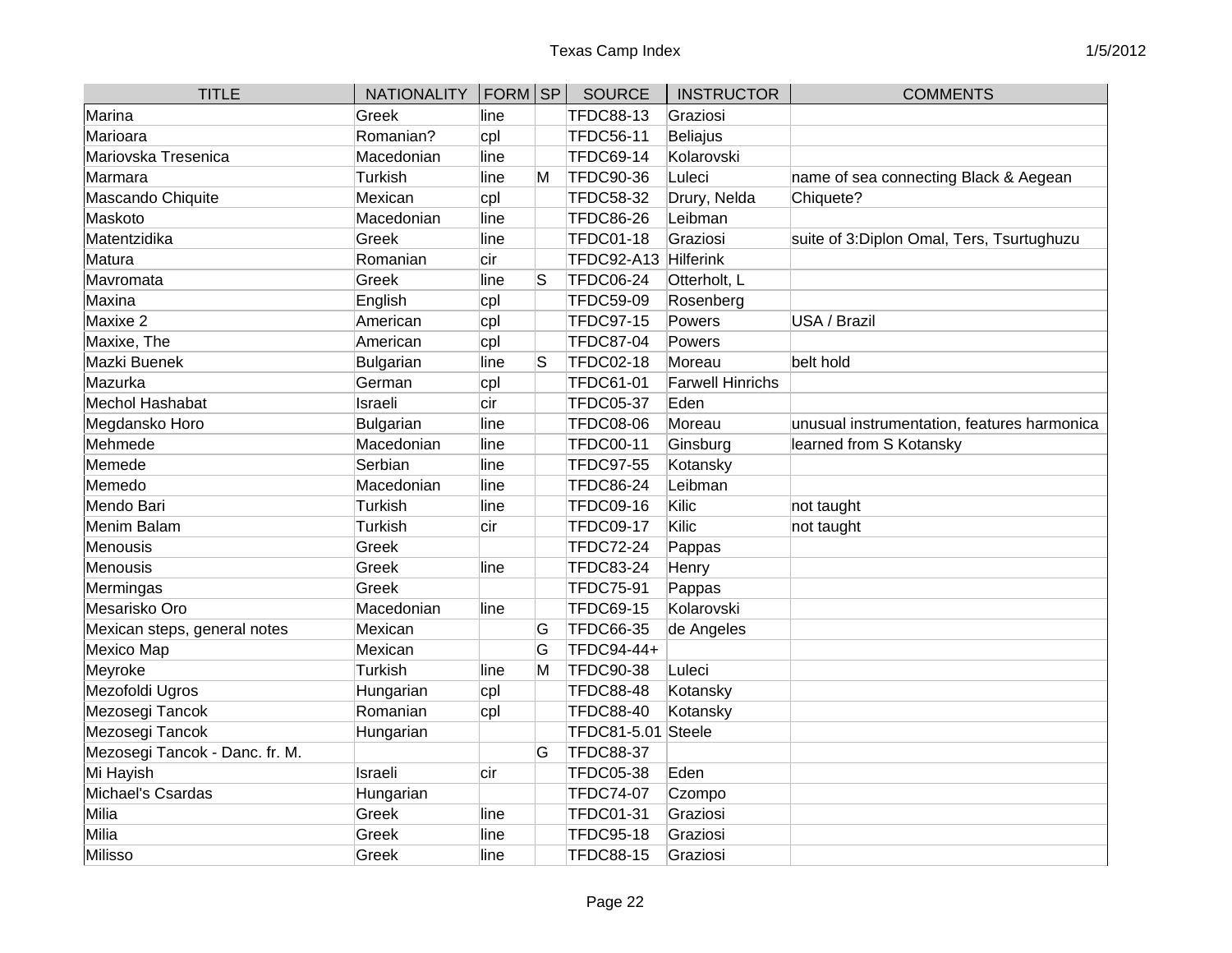| TITLE | NATIONALITY | FORM | SP | SOURCE | INSTRUCTOR | COMMENTS |
|---|---|---|---|---|---|---|
| Marina | Greek | line | | TFDC88-13 | Graziosi | |
| Marioara | Romanian? | cpl | | TFDC56-11 | Beliajus | |
| Mariovska Tresenica | Macedonian | line | | TFDC69-14 | Kolarovski | |
| Marmara | Turkish | line | M | TFDC90-36 | Luleci | name of sea connecting Black & Aegean |
| Mascando Chiquite | Mexican | cpl | | TFDC58-32 | Drury, Nelda | Chiquete? |
| Maskoto | Macedonian | line | | TFDC86-26 | Leibman | |
| Matentzidika | Greek | line | | TFDC01-18 | Graziosi | suite of 3:Diplon Omal, Ters, Tsurtughuzu |
| Matura | Romanian | cir | | TFDC92-A13 | Hilferink | |
| Mavromata | Greek | line | S | TFDC06-24 | Otterholt, L | |
| Maxina | English | cpl | | TFDC59-09 | Rosenberg | |
| Maxixe 2 | American | cpl | | TFDC97-15 | Powers | USA / Brazil |
| Maxixe, The | American | cpl | | TFDC87-04 | Powers | |
| Mazki Buenek | Bulgarian | line | S | TFDC02-18 | Moreau | belt hold |
| Mazurka | German | cpl | | TFDC61-01 | Farwell Hinrichs | |
| Mechol Hashabat | Israeli | cir | | TFDC05-37 | Eden | |
| Megdansko Horo | Bulgarian | line | | TFDC08-06 | Moreau | unusual instrumentation, features harmonica |
| Mehmede | Macedonian | line | | TFDC00-11 | Ginsburg | learned from S Kotansky |
| Memede | Serbian | line | | TFDC97-55 | Kotansky | |
| Memedo | Macedonian | line | | TFDC86-24 | Leibman | |
| Mendo Bari | Turkish | line | | TFDC09-16 | Kilic | not taught |
| Menim Balam | Turkish | cir | | TFDC09-17 | Kilic | not taught |
| Menousis | Greek | | | TFDC72-24 | Pappas | |
| Menousis | Greek | line | | TFDC83-24 | Henry | |
| Mermingas | Greek | | | TFDC75-91 | Pappas | |
| Mesarisko Oro | Macedonian | line | | TFDC69-15 | Kolarovski | |
| Mexican steps, general notes | Mexican | | G | TFDC66-35 | de Angeles | |
| Mexico Map | Mexican | | G | TFDC94-44+ | | |
| Meyroke | Turkish | line | M | TFDC90-38 | Luleci | |
| Mezofoldi Ugros | Hungarian | cpl | | TFDC88-48 | Kotansky | |
| Mezosegi Tancok | Romanian | cpl | | TFDC88-40 | Kotansky | |
| Mezosegi Tancok | Hungarian | | | TFDC81-5.01 | Steele | |
| Mezosegi Tancok - Danc. fr. M. | | | G | TFDC88-37 | | |
| Mi Hayish | Israeli | cir | | TFDC05-38 | Eden | |
| Michael's Csardas | Hungarian | | | TFDC74-07 | Czompo | |
| Milia | Greek | line | | TFDC01-31 | Graziosi | |
| Milia | Greek | line | | TFDC95-18 | Graziosi | |
| Milisso | Greek | line | | TFDC88-15 | Graziosi | |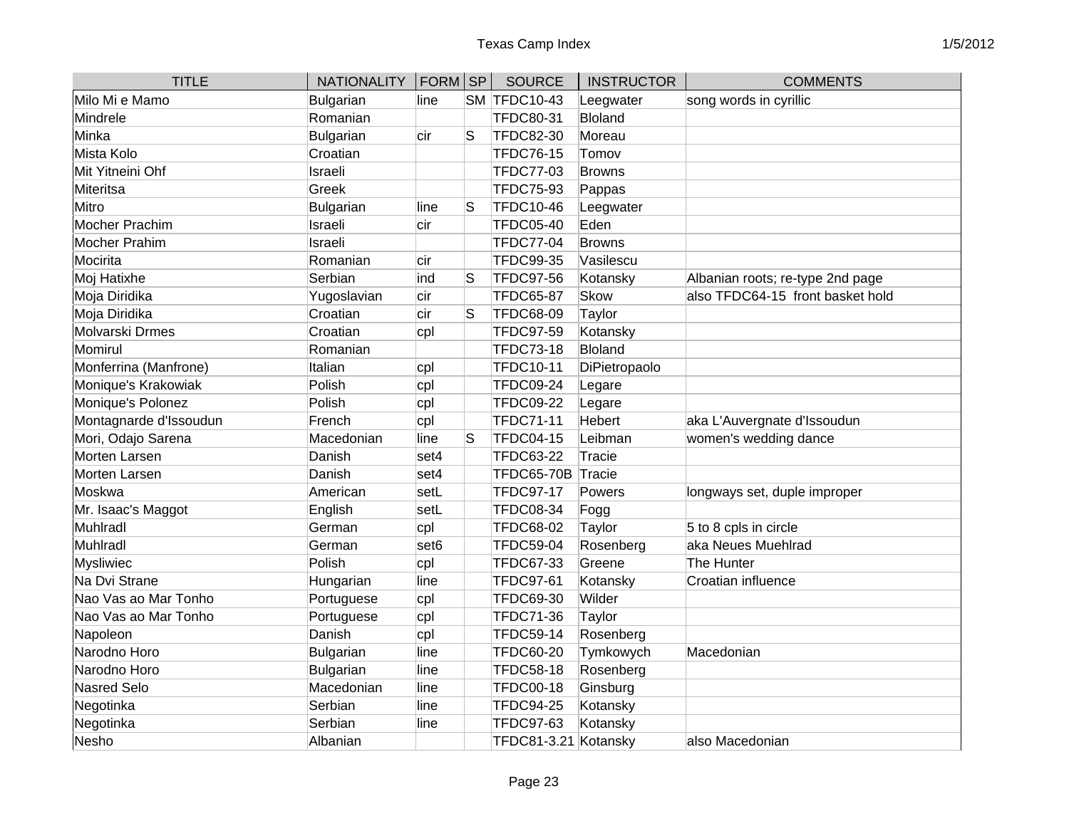| TITLE | NATIONALITY | FORM | SP | SOURCE | INSTRUCTOR | COMMENTS |
|---|---|---|---|---|---|---|
| Milo Mi e Mamo | Bulgarian | line | SM | TFDC10-43 | Leegwater | song words in cyrillic |
| Mindrele | Romanian | | | TFDC80-31 | Bloland | |
| Minka | Bulgarian | cir | S | TFDC82-30 | Moreau | |
| Mista Kolo | Croatian | | | TFDC76-15 | Tomov | |
| Mit Yitneini Ohf | Israeli | | | TFDC77-03 | Browns | |
| Miteritsa | Greek | | | TFDC75-93 | Pappas | |
| Mitro | Bulgarian | line | S | TFDC10-46 | Leegwater | |
| Mocher Prachim | Israeli | cir | | TFDC05-40 | Eden | |
| Mocher Prahim | Israeli | | | TFDC77-04 | Browns | |
| Mocirita | Romanian | cir | | TFDC99-35 | Vasilescu | |
| Moj Hatixhe | Serbian | ind | S | TFDC97-56 | Kotansky | Albanian roots; re-type 2nd page |
| Moja Diridika | Yugoslavian | cir | | TFDC65-87 | Skow | also TFDC64-15 front basket hold |
| Moja Diridika | Croatian | cir | S | TFDC68-09 | Taylor | |
| Molvarski Drmes | Croatian | cpl | | TFDC97-59 | Kotansky | |
| Momirul | Romanian | | | TFDC73-18 | Bloland | |
| Monferrina (Manfrone) | Italian | cpl | | TFDC10-11 | DiPietropaolo | |
| Monique's Krakowiak | Polish | cpl | | TFDC09-24 | Legare | |
| Monique's Polonez | Polish | cpl | | TFDC09-22 | Legare | |
| Montagnarde d'Issoudun | French | cpl | | TFDC71-11 | Hebert | aka L'Auvergnate d'Issoudun |
| Mori, Odajo Sarena | Macedonian | line | S | TFDC04-15 | Leibman | women's wedding dance |
| Morten Larsen | Danish | set4 | | TFDC63-22 | Tracie | |
| Morten Larsen | Danish | set4 | | TFDC65-70B | Tracie | |
| Moskwa | American | setL | | TFDC97-17 | Powers | longways set, duple improper |
| Mr. Isaac's Maggot | English | setL | | TFDC08-34 | Fogg | |
| Muhlradl | German | cpl | | TFDC68-02 | Taylor | 5 to 8 cpls in circle |
| Muhlradl | German | set6 | | TFDC59-04 | Rosenberg | aka Neues Muehlrad |
| Mysliwiec | Polish | cpl | | TFDC67-33 | Greene | The Hunter |
| Na Dvi Strane | Hungarian | line | | TFDC97-61 | Kotansky | Croatian influence |
| Nao Vas ao Mar Tonho | Portuguese | cpl | | TFDC69-30 | Wilder | |
| Nao Vas ao Mar Tonho | Portuguese | cpl | | TFDC71-36 | Taylor | |
| Napoleon | Danish | cpl | | TFDC59-14 | Rosenberg | |
| Narodno Horo | Bulgarian | line | | TFDC60-20 | Tymkowych | Macedonian |
| Narodno Horo | Bulgarian | line | | TFDC58-18 | Rosenberg | |
| Nasred Selo | Macedonian | line | | TFDC00-18 | Ginsburg | |
| Negotinka | Serbian | line | | TFDC94-25 | Kotansky | |
| Negotinka | Serbian | line | | TFDC97-63 | Kotansky | |
| Nesho | Albanian | | | TFDC81-3.21 | Kotansky | also Macedonian |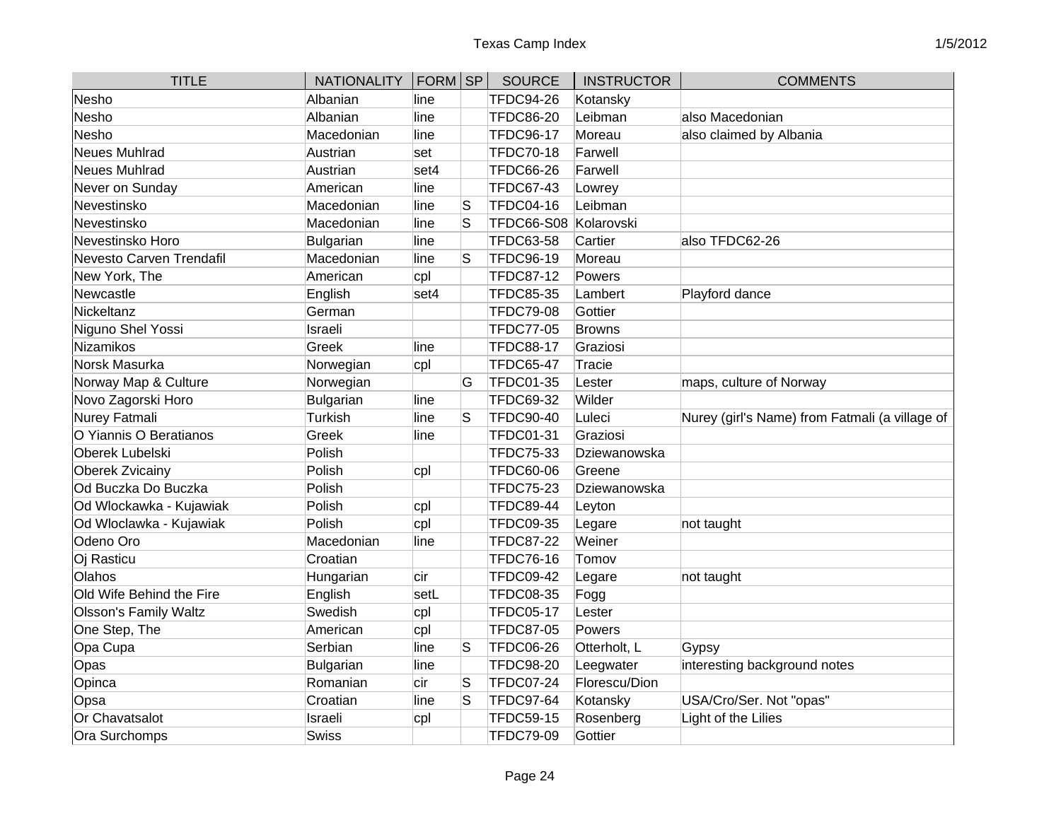| TITLE | NATIONALITY | FORM | SP | SOURCE | INSTRUCTOR | COMMENTS |
|---|---|---|---|---|---|---|
| Nesho | Albanian | line | | TFDC94-26 | Kotansky | |
| Nesho | Albanian | line | | TFDC86-20 | Leibman | also Macedonian |
| Nesho | Macedonian | line | | TFDC96-17 | Moreau | also claimed by Albania |
| Neues Muhlrad | Austrian | set | | TFDC70-18 | Farwell | |
| Neues Muhlrad | Austrian | set4 | | TFDC66-26 | Farwell | |
| Never on Sunday | American | line | | TFDC67-43 | Lowrey | |
| Nevestinsko | Macedonian | line | S | TFDC04-16 | Leibman | |
| Nevestinsko | Macedonian | line | S | TFDC66-S08 | Kolarovski | |
| Nevestinsko Horo | Bulgarian | line | | TFDC63-58 | Cartier | also TFDC62-26 |
| Nevesto Carven Trendafil | Macedonian | line | S | TFDC96-19 | Moreau | |
| New York, The | American | cpl | | TFDC87-12 | Powers | |
| Newcastle | English | set4 | | TFDC85-35 | Lambert | Playford dance |
| Nickeltanz | German | | | TFDC79-08 | Gottier | |
| Niguno Shel Yossi | Israeli | | | TFDC77-05 | Browns | |
| Nizamikos | Greek | line | | TFDC88-17 | Graziosi | |
| Norsk Masurka | Norwegian | cpl | | TFDC65-47 | Tracie | |
| Norway Map & Culture | Norwegian | | G | TFDC01-35 | Lester | maps, culture of Norway |
| Novo Zagorski Horo | Bulgarian | line | | TFDC69-32 | Wilder | |
| Nurey Fatmali | Turkish | line | S | TFDC90-40 | Luleci | Nurey (girl's Name) from Fatmali (a village of |
| O Yiannis O Beratianos | Greek | line | | TFDC01-31 | Graziosi | |
| Oberek Lubelski | Polish | | | TFDC75-33 | Dziewanowska | |
| Oberek Zvicainy | Polish | cpl | | TFDC60-06 | Greene | |
| Od Buczka Do Buczka | Polish | | | TFDC75-23 | Dziewanowska | |
| Od Wlockawka - Kujawiak | Polish | cpl | | TFDC89-44 | Leyton | |
| Od Wloclawka - Kujawiak | Polish | cpl | | TFDC09-35 | Legare | not taught |
| Odeno Oro | Macedonian | line | | TFDC87-22 | Weiner | |
| Oj Rasticu | Croatian | | | TFDC76-16 | Tomov | |
| Olahos | Hungarian | cir | | TFDC09-42 | Legare | not taught |
| Old Wife Behind the Fire | English | setL | | TFDC08-35 | Fogg | |
| Olsson's Family Waltz | Swedish | cpl | | TFDC05-17 | Lester | |
| One Step, The | American | cpl | | TFDC87-05 | Powers | |
| Opa Cupa | Serbian | line | S | TFDC06-26 | Otterholt, L | Gypsy |
| Opas | Bulgarian | line | | TFDC98-20 | Leegwater | interesting background notes |
| Opinca | Romanian | cir | S | TFDC07-24 | Florescu/Dion | |
| Opsa | Croatian | line | S | TFDC97-64 | Kotansky | USA/Cro/Ser. Not "opas" |
| Or Chavatsalot | Israeli | cpl | | TFDC59-15 | Rosenberg | Light of the Lilies |
| Ora Surchomps | Swiss | | | TFDC79-09 | Gottier | |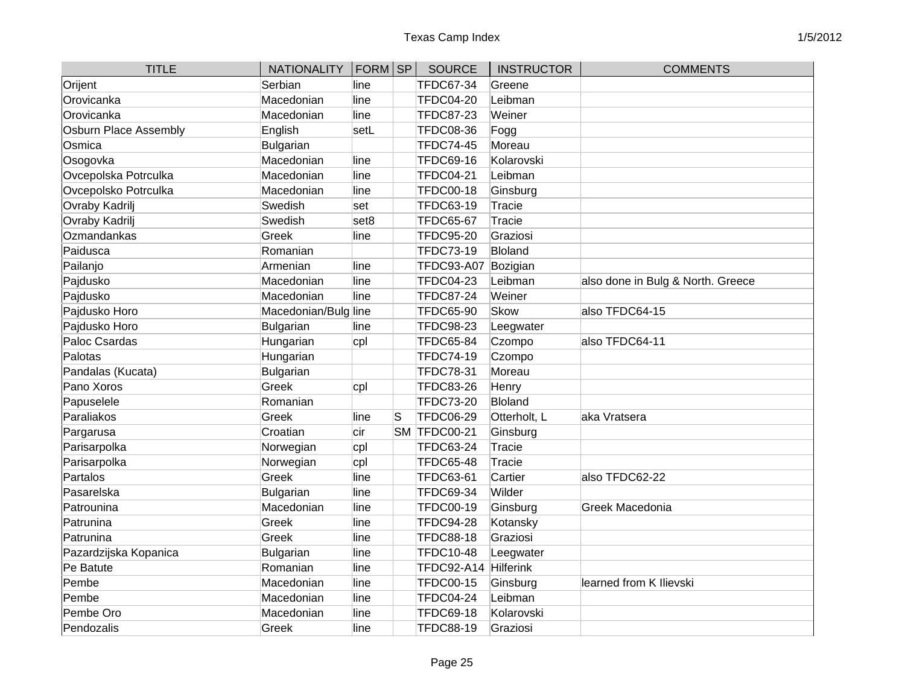| TITLE | NATIONALITY | FORM | SP | SOURCE | INSTRUCTOR | COMMENTS |
|---|---|---|---|---|---|---|
| Orijent | Serbian | line | | TFDC67-34 | Greene | |
| Orovicanka | Macedonian | line | | TFDC04-20 | Leibman | |
| Orovicanka | Macedonian | line | | TFDC87-23 | Weiner | |
| Osburn Place Assembly | English | setL | | TFDC08-36 | Fogg | |
| Osmica | Bulgarian | | | TFDC74-45 | Moreau | |
| Osogovka | Macedonian | line | | TFDC69-16 | Kolarovski | |
| Ovcepolska Potrculka | Macedonian | line | | TFDC04-21 | Leibman | |
| Ovcepolsko Potrculka | Macedonian | line | | TFDC00-18 | Ginsburg | |
| Ovraby Kadrilj | Swedish | set | | TFDC63-19 | Tracie | |
| Ovraby Kadrilj | Swedish | set8 | | TFDC65-67 | Tracie | |
| Ozmandankas | Greek | line | | TFDC95-20 | Graziosi | |
| Paidusca | Romanian | | | TFDC73-19 | Bloland | |
| Pailanjo | Armenian | line | | TFDC93-A07 | Bozigian | |
| Pajdusko | Macedonian | line | | TFDC04-23 | Leibman | also done in Bulg & North. Greece |
| Pajdusko | Macedonian | line | | TFDC87-24 | Weiner | |
| Pajdusko Horo | Macedonian/Bulg | line | | TFDC65-90 | Skow | also TFDC64-15 |
| Pajdusko Horo | Bulgarian | line | | TFDC98-23 | Leegwater | |
| Paloc Csardas | Hungarian | cpl | | TFDC65-84 | Czompo | also TFDC64-11 |
| Palotas | Hungarian | | | TFDC74-19 | Czompo | |
| Pandalas (Kucata) | Bulgarian | | | TFDC78-31 | Moreau | |
| Pano Xoros | Greek | cpl | | TFDC83-26 | Henry | |
| Papuselele | Romanian | | | TFDC73-20 | Bloland | |
| Paraliakos | Greek | line | S | TFDC06-29 | Otterholt, L | aka Vratsera |
| Pargarusa | Croatian | cir | SM | TFDC00-21 | Ginsburg | |
| Parisarpolka | Norwegian | cpl | | TFDC63-24 | Tracie | |
| Parisarpolka | Norwegian | cpl | | TFDC65-48 | Tracie | |
| Partalos | Greek | line | | TFDC63-61 | Cartier | also TFDC62-22 |
| Pasarelska | Bulgarian | line | | TFDC69-34 | Wilder | |
| Patrounina | Macedonian | line | | TFDC00-19 | Ginsburg | Greek Macedonia |
| Patrunina | Greek | line | | TFDC94-28 | Kotansky | |
| Patrunina | Greek | line | | TFDC88-18 | Graziosi | |
| Pazardzijska Kopanica | Bulgarian | line | | TFDC10-48 | Leegwater | |
| Pe Batute | Romanian | line | | TFDC92-A14 | Hilferink | |
| Pembe | Macedonian | line | | TFDC00-15 | Ginsburg | learned from K Ilievski |
| Pembe | Macedonian | line | | TFDC04-24 | Leibman | |
| Pembe Oro | Macedonian | line | | TFDC69-18 | Kolarovski | |
| Pendozalis | Greek | line | | TFDC88-19 | Graziosi | |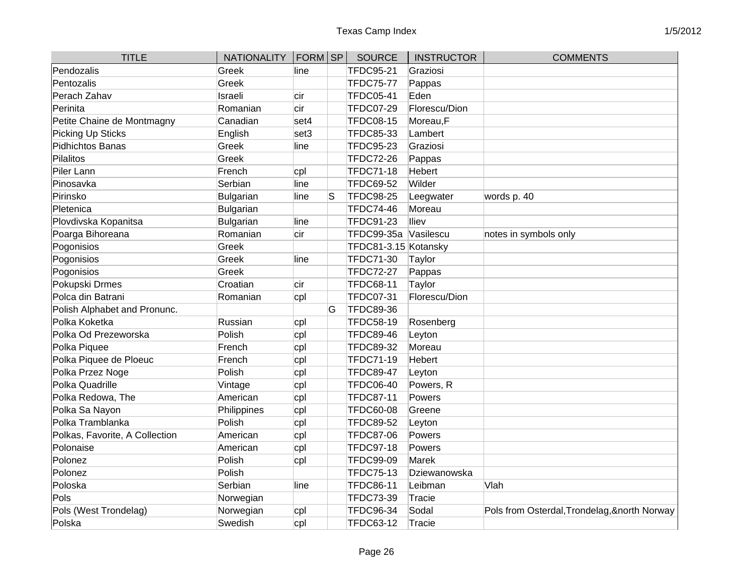| TITLE | NATIONALITY | FORM | SP | SOURCE | INSTRUCTOR | COMMENTS |
|---|---|---|---|---|---|---|
| Pendozalis | Greek | line | | TFDC95-21 | Graziosi | |
| Pentozalis | Greek | | | TFDC75-77 | Pappas | |
| Perach Zahav | Israeli | cir | | TFDC05-41 | Eden | |
| Perinita | Romanian | cir | | TFDC07-29 | Florescu/Dion | |
| Petite Chaine de Montmagny | Canadian | set4 | | TFDC08-15 | Moreau,F | |
| Picking Up Sticks | English | set3 | | TFDC85-33 | Lambert | |
| Pidhichtos Banas | Greek | line | | TFDC95-23 | Graziosi | |
| Pilalitos | Greek | | | TFDC72-26 | Pappas | |
| Piler Lann | French | cpl | | TFDC71-18 | Hebert | |
| Pinosavka | Serbian | line | | TFDC69-52 | Wilder | |
| Pirinsko | Bulgarian | line | S | TFDC98-25 | Leegwater | words p. 40 |
| Pletenica | Bulgarian | | | TFDC74-46 | Moreau | |
| Plovdivska Kopanitsa | Bulgarian | line | | TFDC91-23 | Iliev | |
| Poarga Bihoreana | Romanian | cir | | TFDC99-35a | Vasilescu | notes in symbols only |
| Pogonisios | Greek | | | TFDC81-3.15 | Kotansky | |
| Pogonisios | Greek | line | | TFDC71-30 | Taylor | |
| Pogonisios | Greek | | | TFDC72-27 | Pappas | |
| Pokupski Drmes | Croatian | cir | | TFDC68-11 | Taylor | |
| Polca din Batrani | Romanian | cpl | | TFDC07-31 | Florescu/Dion | |
| Polish Alphabet and Pronunc. | | | G | TFDC89-36 | | |
| Polka Koketka | Russian | cpl | | TFDC58-19 | Rosenberg | |
| Polka Od Prezeworska | Polish | cpl | | TFDC89-46 | Leyton | |
| Polka Piquee | French | cpl | | TFDC89-32 | Moreau | |
| Polka Piquee de Ploeuc | French | cpl | | TFDC71-19 | Hebert | |
| Polka Przez Noge | Polish | cpl | | TFDC89-47 | Leyton | |
| Polka Quadrille | Vintage | cpl | | TFDC06-40 | Powers, R | |
| Polka Redowa, The | American | cpl | | TFDC87-11 | Powers | |
| Polka Sa Nayon | Philippines | cpl | | TFDC60-08 | Greene | |
| Polka Tramblanka | Polish | cpl | | TFDC89-52 | Leyton | |
| Polkas, Favorite, A Collection | American | cpl | | TFDC87-06 | Powers | |
| Polonaise | American | cpl | | TFDC97-18 | Powers | |
| Polonez | Polish | cpl | | TFDC99-09 | Marek | |
| Polonez | Polish | | | TFDC75-13 | Dziewanowska | |
| Poloska | Serbian | line | | TFDC86-11 | Leibman | Vlah |
| Pols | Norwegian | | | TFDC73-39 | Tracie | |
| Pols (West Trondelag) | Norwegian | cpl | | TFDC96-34 | Sodal | Pols from Osterdal,Trondelag,&north Norway |
| Polska | Swedish | cpl | | TFDC63-12 | Tracie | |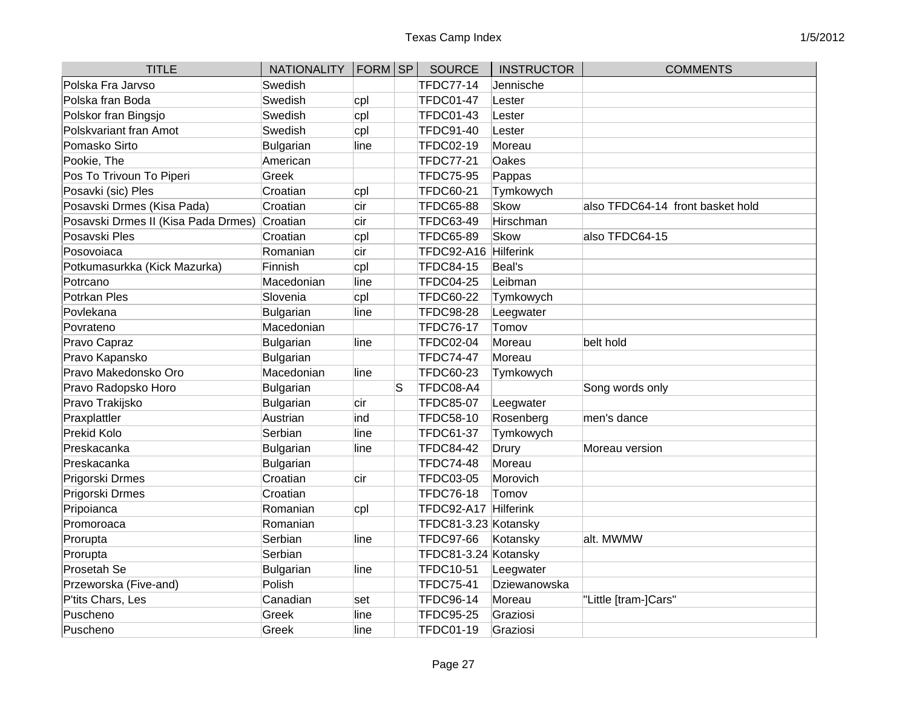| TITLE | NATIONALITY | FORM | SP | SOURCE | INSTRUCTOR | COMMENTS |
| --- | --- | --- | --- | --- | --- | --- |
| Polska Fra Jarvso | Swedish | | | TFDC77-14 | Jennische | |
| Polska fran Boda | Swedish | cpl | | TFDC01-47 | Lester | |
| Polskor fran Bingsjo | Swedish | cpl | | TFDC01-43 | Lester | |
| Polskvariant fran Amot | Swedish | cpl | | TFDC91-40 | Lester | |
| Pomasko Sirto | Bulgarian | line | | TFDC02-19 | Moreau | |
| Pookie, The | American | | | TFDC77-21 | Oakes | |
| Pos To Trivoun To Piperi | Greek | | | TFDC75-95 | Pappas | |
| Posavki (sic) Ples | Croatian | cpl | | TFDC60-21 | Tymkowych | |
| Posavski Drmes (Kisa Pada) | Croatian | cir | | TFDC65-88 | Skow | also TFDC64-14 front basket hold |
| Posavski Drmes II (Kisa Pada Drmes) | Croatian | cir | | TFDC63-49 | Hirschman | |
| Posavski Ples | Croatian | cpl | | TFDC65-89 | Skow | also TFDC64-15 |
| Posovoiaca | Romanian | cir | | TFDC92-A16 | Hilferink | |
| Potkumasurkka (Kick Mazurka) | Finnish | cpl | | TFDC84-15 | Beal's | |
| Potrcano | Macedonian | line | | TFDC04-25 | Leibman | |
| Potrkan Ples | Slovenia | cpl | | TFDC60-22 | Tymkowych | |
| Povlekana | Bulgarian | line | | TFDC98-28 | Leegwater | |
| Povrateno | Macedonian | | | TFDC76-17 | Tomov | |
| Pravo Capraz | Bulgarian | line | | TFDC02-04 | Moreau | belt hold |
| Pravo Kapansko | Bulgarian | | | TFDC74-47 | Moreau | |
| Pravo Makedonsko Oro | Macedonian | line | | TFDC60-23 | Tymkowych | |
| Pravo Radopsko Horo | Bulgarian | | S | TFDC08-A4 | | Song words only |
| Pravo Trakijsko | Bulgarian | cir | | TFDC85-07 | Leegwater | |
| Praxplattler | Austrian | ind | | TFDC58-10 | Rosenberg | men's dance |
| Prekid Kolo | Serbian | line | | TFDC61-37 | Tymkowych | |
| Preskacanka | Bulgarian | line | | TFDC84-42 | Drury | Moreau version |
| Preskacanka | Bulgarian | | | TFDC74-48 | Moreau | |
| Prigorski Drmes | Croatian | cir | | TFDC03-05 | Morovich | |
| Prigorski Drmes | Croatian | | | TFDC76-18 | Tomov | |
| Pripoianca | Romanian | cpl | | TFDC92-A17 | Hilferink | |
| Promoroaca | Romanian | | | TFDC81-3.23 | Kotansky | |
| Prorupta | Serbian | line | | TFDC97-66 | Kotansky | alt. MWMW |
| Prorupta | Serbian | | | TFDC81-3.24 | Kotansky | |
| Prosetah Se | Bulgarian | line | | TFDC10-51 | Leegwater | |
| Przeworska (Five-and) | Polish | | | TFDC75-41 | Dziewanowska | |
| P'tits Chars, Les | Canadian | set | | TFDC96-14 | Moreau | "Little [tram-]Cars" |
| Puscheno | Greek | line | | TFDC95-25 | Graziosi | |
| Puscheno | Greek | line | | TFDC01-19 | Graziosi | |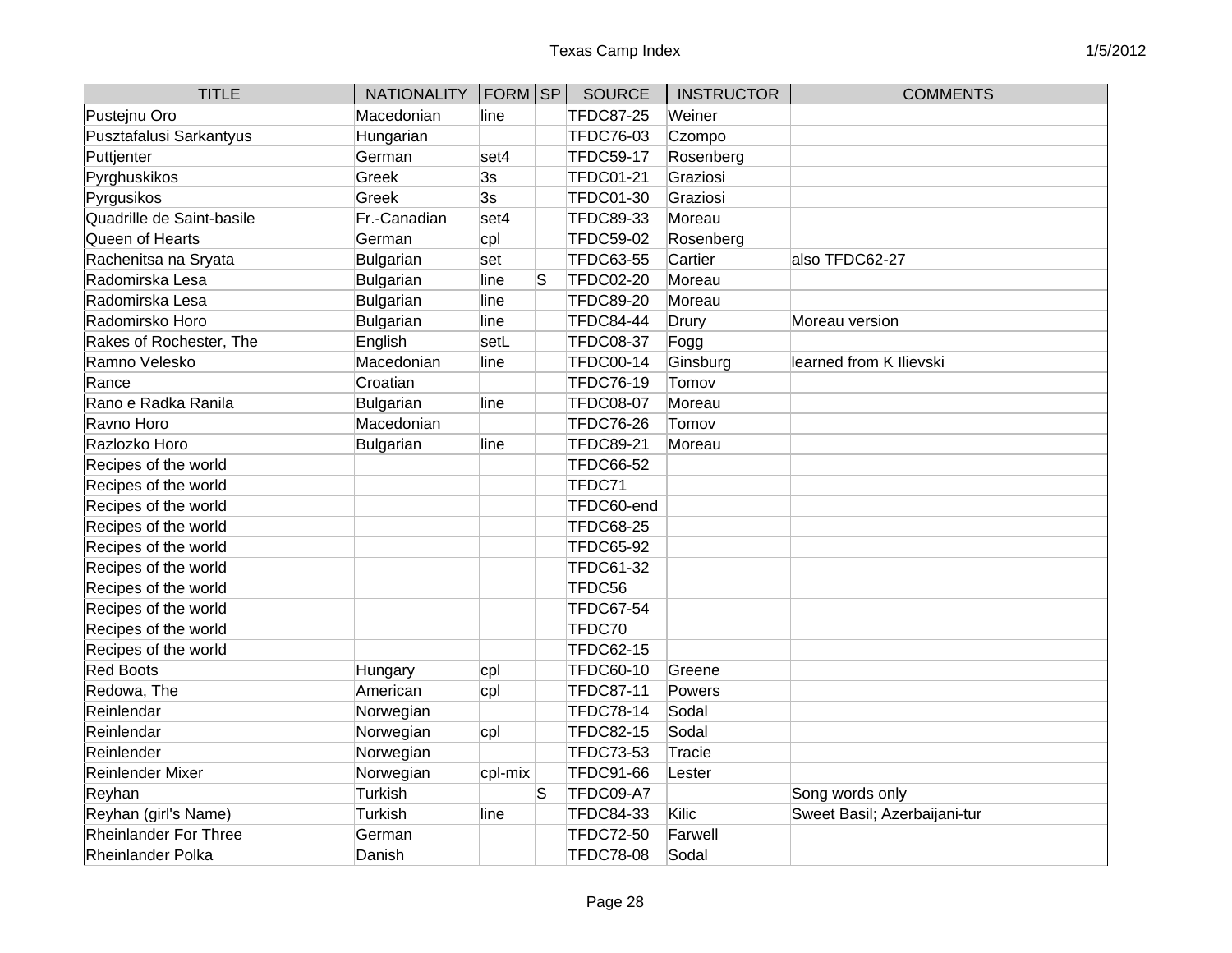| TITLE | NATIONALITY | FORM | SP | SOURCE | INSTRUCTOR | COMMENTS |
|---|---|---|---|---|---|---|
| Pustejnu Oro | Macedonian | line | | TFDC87-25 | Weiner | |
| Pusztafalusi Sarkantyus | Hungarian | | | TFDC76-03 | Czompo | |
| Puttjenter | German | set4 | | TFDC59-17 | Rosenberg | |
| Pyrghuskikos | Greek | 3s | | TFDC01-21 | Graziosi | |
| Pyrgusikos | Greek | 3s | | TFDC01-30 | Graziosi | |
| Quadrille de Saint-basile | Fr.-Canadian | set4 | | TFDC89-33 | Moreau | |
| Queen of Hearts | German | cpl | | TFDC59-02 | Rosenberg | |
| Rachenitsa na Sryata | Bulgarian | set | | TFDC63-55 | Cartier | also TFDC62-27 |
| Radomirska Lesa | Bulgarian | line | S | TFDC02-20 | Moreau | |
| Radomirska Lesa | Bulgarian | line | | TFDC89-20 | Moreau | |
| Radomirsko Horo | Bulgarian | line | | TFDC84-44 | Drury | Moreau version |
| Rakes of Rochester, The | English | setL | | TFDC08-37 | Fogg | |
| Ramno Velesko | Macedonian | line | | TFDC00-14 | Ginsburg | learned from K Ilievski |
| Rance | Croatian | | | TFDC76-19 | Tomov | |
| Rano e Radka Ranila | Bulgarian | line | | TFDC08-07 | Moreau | |
| Ravno Horo | Macedonian | | | TFDC76-26 | Tomov | |
| Razlozko Horo | Bulgarian | line | | TFDC89-21 | Moreau | |
| Recipes of the world | | | | TFDC66-52 | | |
| Recipes of the world | | | | TFDC71 | | |
| Recipes of the world | | | | TFDC60-end | | |
| Recipes of the world | | | | TFDC68-25 | | |
| Recipes of the world | | | | TFDC65-92 | | |
| Recipes of the world | | | | TFDC61-32 | | |
| Recipes of the world | | | | TFDC56 | | |
| Recipes of the world | | | | TFDC67-54 | | |
| Recipes of the world | | | | TFDC70 | | |
| Recipes of the world | | | | TFDC62-15 | | |
| Red Boots | Hungary | cpl | | TFDC60-10 | Greene | |
| Redowa, The | American | cpl | | TFDC87-11 | Powers | |
| Reinlendar | Norwegian | | | TFDC78-14 | Sodal | |
| Reinlendar | Norwegian | cpl | | TFDC82-15 | Sodal | |
| Reinlender | Norwegian | | | TFDC73-53 | Tracie | |
| Reinlender Mixer | Norwegian | cpl-mix | | TFDC91-66 | Lester | |
| Reyhan | Turkish | | S | TFDC09-A7 | | Song words only |
| Reyhan (girl's Name) | Turkish | line | | TFDC84-33 | Kilic | Sweet Basil; Azerbaijani-tur |
| Rheinlander For Three | German | | | TFDC72-50 | Farwell | |
| Rheinlander Polka | Danish | | | TFDC78-08 | Sodal | |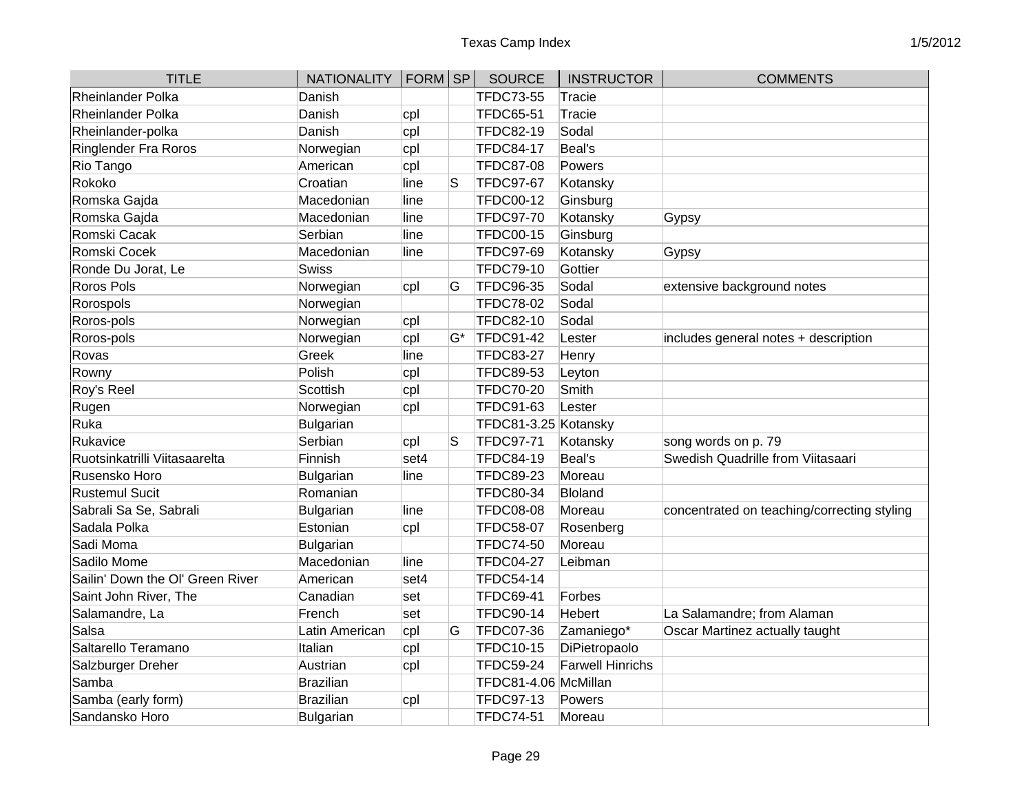| TITLE | NATIONALITY | FORM | SP | SOURCE | INSTRUCTOR | COMMENTS |
|---|---|---|---|---|---|---|
| Rheinlander Polka | Danish | | | TFDC73-55 | Tracie | |
| Rheinlander Polka | Danish | cpl | | TFDC65-51 | Tracie | |
| Rheinlander-polka | Danish | cpl | | TFDC82-19 | Sodal | |
| Ringlender Fra Roros | Norwegian | cpl | | TFDC84-17 | Beal's | |
| Rio Tango | American | cpl | | TFDC87-08 | Powers | |
| Rokoko | Croatian | line | S | TFDC97-67 | Kotansky | |
| Romska Gajda | Macedonian | line | | TFDC00-12 | Ginsburg | |
| Romska Gajda | Macedonian | line | | TFDC97-70 | Kotansky | Gypsy |
| Romski Cacak | Serbian | line | | TFDC00-15 | Ginsburg | |
| Romski Cocek | Macedonian | line | | TFDC97-69 | Kotansky | Gypsy |
| Ronde Du Jorat, Le | Swiss | | | TFDC79-10 | Gottier | |
| Roros Pols | Norwegian | cpl | G | TFDC96-35 | Sodal | extensive background notes |
| Rorospols | Norwegian | | | TFDC78-02 | Sodal | |
| Roros-pols | Norwegian | cpl | | TFDC82-10 | Sodal | |
| Roros-pols | Norwegian | cpl | G* | TFDC91-42 | Lester | includes general notes + description |
| Rovas | Greek | line | | TFDC83-27 | Henry | |
| Rowny | Polish | cpl | | TFDC89-53 | Leyton | |
| Roy's Reel | Scottish | cpl | | TFDC70-20 | Smith | |
| Rugen | Norwegian | cpl | | TFDC91-63 | Lester | |
| Ruka | Bulgarian | | | TFDC81-3.25 | Kotansky | |
| Rukavice | Serbian | cpl | S | TFDC97-71 | Kotansky | song words on p. 79 |
| Ruotsinkatrilli Viitasaarelta | Finnish | set4 | | TFDC84-19 | Beal's | Swedish Quadrille from Viitasaari |
| Rusensko Horo | Bulgarian | line | | TFDC89-23 | Moreau | |
| Rustemul Sucit | Romanian | | | TFDC80-34 | Bloland | |
| Sabrali Sa Se, Sabrali | Bulgarian | line | | TFDC08-08 | Moreau | concentrated on teaching/correcting styling |
| Sadala Polka | Estonian | cpl | | TFDC58-07 | Rosenberg | |
| Sadi Moma | Bulgarian | | | TFDC74-50 | Moreau | |
| Sadilo Mome | Macedonian | line | | TFDC04-27 | Leibman | |
| Sailin' Down the Ol' Green River | American | set4 | | TFDC54-14 | | |
| Saint John River, The | Canadian | set | | TFDC69-41 | Forbes | |
| Salamandre, La | French | set | | TFDC90-14 | Hebert | La Salamandre; from Alaman |
| Salsa | Latin American | cpl | G | TFDC07-36 | Zamaniego* | Oscar Martinez actually taught |
| Saltarello Teramano | Italian | cpl | | TFDC10-15 | DiPietropaolo | |
| Salzburger Dreher | Austrian | cpl | | TFDC59-24 | Farwell Hinrichs | |
| Samba | Brazilian | | | TFDC81-4.06 | McMillan | |
| Samba (early form) | Brazilian | cpl | | TFDC97-13 | Powers | |
| Sandansko Horo | Bulgarian | | | TFDC74-51 | Moreau | |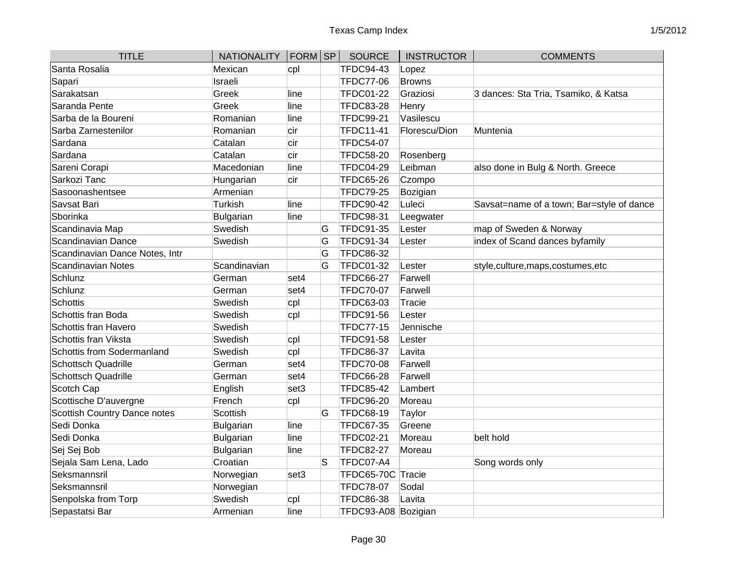| TITLE | NATIONALITY | FORM | SP | SOURCE | INSTRUCTOR | COMMENTS |
|---|---|---|---|---|---|---|
| Santa Rosalia | Mexican | cpl | | TFDC94-43 | Lopez | |
| Sapari | Israeli | | | TFDC77-06 | Browns | |
| Sarakatsan | Greek | line | | TFDC01-22 | Graziosi | 3 dances: Sta Tria, Tsamiko, & Katsa |
| Saranda Pente | Greek | line | | TFDC83-28 | Henry | |
| Sarba de la Boureni | Romanian | line | | TFDC99-21 | Vasilescu | |
| Sarba Zarnestenilor | Romanian | cir | | TFDC11-41 | Florescu/Dion | Muntenia |
| Sardana | Catalan | cir | | TFDC54-07 | | |
| Sardana | Catalan | cir | | TFDC58-20 | Rosenberg | |
| Sareni Corapi | Macedonian | line | | TFDC04-29 | Leibman | also done in Bulg & North. Greece |
| Sarkozi Tanc | Hungarian | cir | | TFDC65-26 | Czompo | |
| Sasoonashentsee | Armenian | | | TFDC79-25 | Bozigian | |
| Savsat Bari | Turkish | line | | TFDC90-42 | Luleci | Savsat=name of a town; Bar=style of dance |
| Sborinka | Bulgarian | line | | TFDC98-31 | Leegwater | |
| Scandinavia Map | Swedish | | G | TFDC91-35 | Lester | map of Sweden & Norway |
| Scandinavian Dance | Swedish | | G | TFDC91-34 | Lester | index of Scand dances byfamily |
| Scandinavian Dance Notes, Intr | | | G | TFDC86-32 | | |
| Scandinavian Notes | Scandinavian | | G | TFDC01-32 | Lester | style,culture,maps,costumes,etc |
| Schlunz | German | set4 | | TFDC66-27 | Farwell | |
| Schlunz | German | set4 | | TFDC70-07 | Farwell | |
| Schottis | Swedish | cpl | | TFDC63-03 | Tracie | |
| Schottis fran Boda | Swedish | cpl | | TFDC91-56 | Lester | |
| Schottis fran Havero | Swedish | | | TFDC77-15 | Jennische | |
| Schottis fran Viksta | Swedish | cpl | | TFDC91-58 | Lester | |
| Schottis from Sodermanland | Swedish | cpl | | TFDC86-37 | Lavita | |
| Schottsch Quadrille | German | set4 | | TFDC70-08 | Farwell | |
| Schottsch Quadrille | German | set4 | | TFDC66-28 | Farwell | |
| Scotch Cap | English | set3 | | TFDC85-42 | Lambert | |
| Scottische D'auvergne | French | cpl | | TFDC96-20 | Moreau | |
| Scottish Country Dance notes | Scottish | | G | TFDC68-19 | Taylor | |
| Sedi Donka | Bulgarian | line | | TFDC67-35 | Greene | |
| Sedi Donka | Bulgarian | line | | TFDC02-21 | Moreau | belt hold |
| Sej Sej Bob | Bulgarian | line | | TFDC82-27 | Moreau | |
| Sejala Sam Lena, Lado | Croatian | | S | TFDC07-A4 | | Song words only |
| Seksmannsril | Norwegian | set3 | | TFDC65-70C | Tracie | |
| Seksmannsril | Norwegian | | | TFDC78-07 | Sodal | |
| Senpolska from Torp | Swedish | cpl | | TFDC86-38 | Lavita | |
| Sepastatsi Bar | Armenian | line | | TFDC93-A08 | Bozigian | |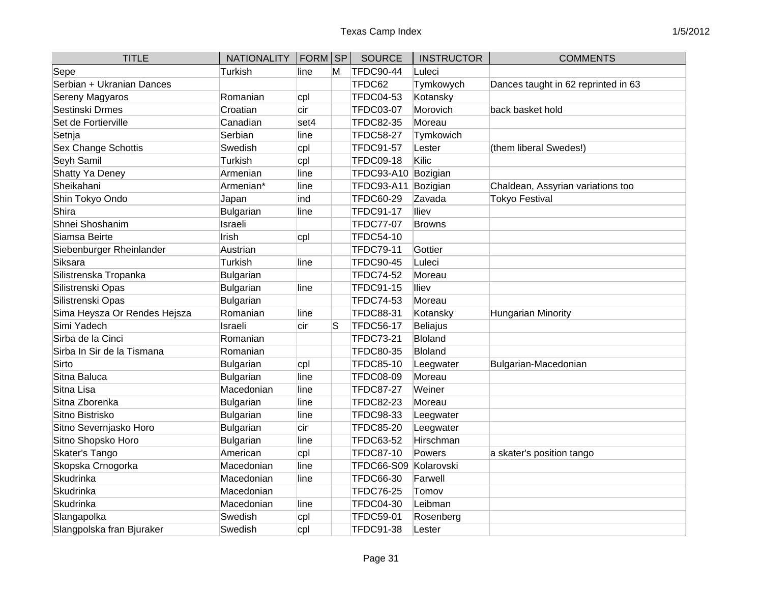| TITLE | NATIONALITY | FORM | SP | SOURCE | INSTRUCTOR | COMMENTS |
|---|---|---|---|---|---|---|
| Sepe | Turkish | line | M | TFDC90-44 | Luleci | |
| Serbian + Ukranian Dances | | | | TFDC62 | Tymkowych | Dances taught in 62 reprinted in 63 |
| Sereny Magyaros | Romanian | cpl | | TFDC04-53 | Kotansky | |
| Sestinski Drmes | Croatian | cir | | TFDC03-07 | Morovich | back basket hold |
| Set de Fortierville | Canadian | set4 | | TFDC82-35 | Moreau | |
| Setnja | Serbian | line | | TFDC58-27 | Tymkowich | |
| Sex Change Schottis | Swedish | cpl | | TFDC91-57 | Lester | (them liberal Swedes!) |
| Seyh Samil | Turkish | cpl | | TFDC09-18 | Kilic | |
| Shatty Ya Deney | Armenian | line | | TFDC93-A10 | Bozigian | |
| Sheikahani | Armenian* | line | | TFDC93-A11 | Bozigian | Chaldean, Assyrian variations too |
| Shin Tokyo Ondo | Japan | ind | | TFDC60-29 | Zavada | Tokyo Festival |
| Shira | Bulgarian | line | | TFDC91-17 | Iliev | |
| Shnei Shoshanim | Israeli | | | TFDC77-07 | Browns | |
| Siamsa Beirte | Irish | cpl | | TFDC54-10 | | |
| Siebenburger Rheinlander | Austrian | | | TFDC79-11 | Gottier | |
| Siksara | Turkish | line | | TFDC90-45 | Luleci | |
| Silistrenska Tropanka | Bulgarian | | | TFDC74-52 | Moreau | |
| Silistrenski Opas | Bulgarian | line | | TFDC91-15 | Iliev | |
| Silistrenski Opas | Bulgarian | | | TFDC74-53 | Moreau | |
| Sima Heysza Or Rendes Hejsza | Romanian | line | | TFDC88-31 | Kotansky | Hungarian Minority |
| Simi Yadech | Israeli | cir | S | TFDC56-17 | Beliajus | |
| Sirba de la Cinci | Romanian | | | TFDC73-21 | Bloland | |
| Sirba In Sir de la Tismana | Romanian | | | TFDC80-35 | Bloland | |
| Sirto | Bulgarian | cpl | | TFDC85-10 | Leegwater | Bulgarian-Macedonian |
| Sitna Baluca | Bulgarian | line | | TFDC08-09 | Moreau | |
| Sitna Lisa | Macedonian | line | | TFDC87-27 | Weiner | |
| Sitna Zborenka | Bulgarian | line | | TFDC82-23 | Moreau | |
| Sitno Bistrisko | Bulgarian | line | | TFDC98-33 | Leegwater | |
| Sitno Severnjasko Horo | Bulgarian | cir | | TFDC85-20 | Leegwater | |
| Sitno Shopsko Horo | Bulgarian | line | | TFDC63-52 | Hirschman | |
| Skater's Tango | American | cpl | | TFDC87-10 | Powers | a skater's position tango |
| Skopska Crnogorka | Macedonian | line | | TFDC66-S09 | Kolarovski | |
| Skudrinka | Macedonian | line | | TFDC66-30 | Farwell | |
| Skudrinka | Macedonian | | | TFDC76-25 | Tomov | |
| Skudrinka | Macedonian | line | | TFDC04-30 | Leibman | |
| Slangapolka | Swedish | cpl | | TFDC59-01 | Rosenberg | |
| Slangpolska fran Bjuraker | Swedish | cpl | | TFDC91-38 | Lester | |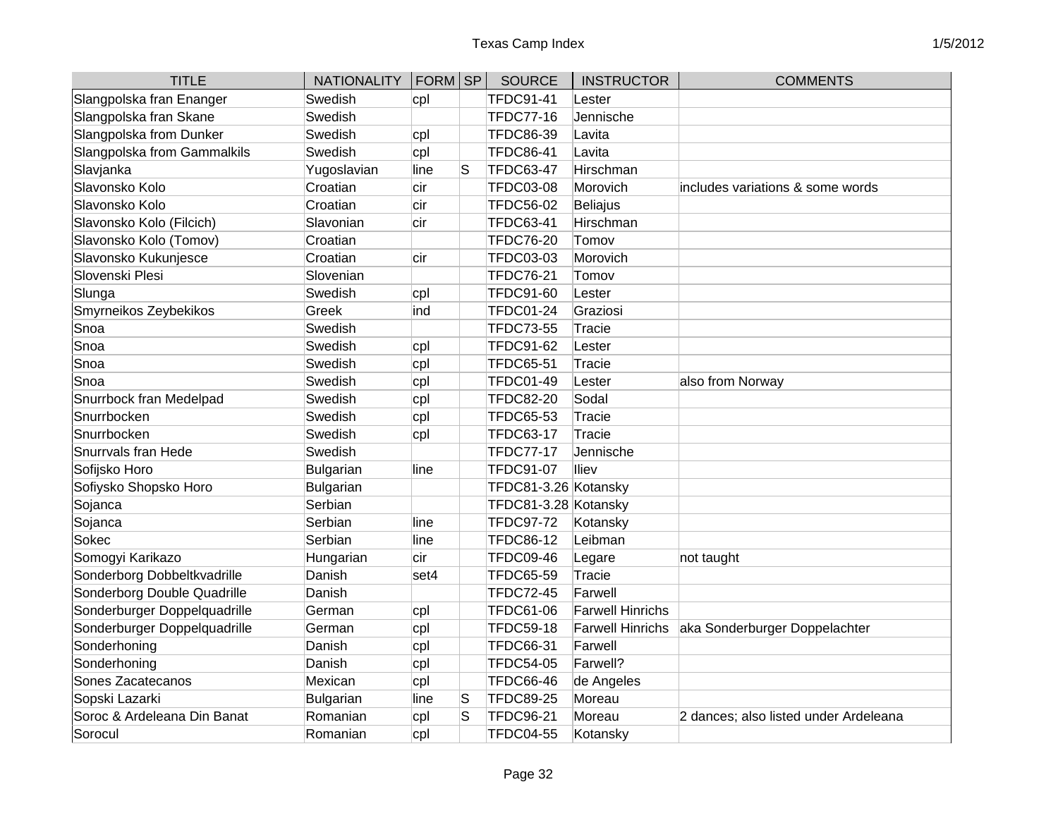| TITLE | NATIONALITY | FORM | SP | SOURCE | INSTRUCTOR | COMMENTS |
|---|---|---|---|---|---|---|
| Slangpolska fran Enanger | Swedish | cpl | | TFDC91-41 | Lester | |
| Slangpolska fran Skane | Swedish | | | TFDC77-16 | Jennische | |
| Slangpolska from Dunker | Swedish | cpl | | TFDC86-39 | Lavita | |
| Slangpolska from Gammalkils | Swedish | cpl | | TFDC86-41 | Lavita | |
| Slavjanka | Yugoslavian | line | S | TFDC63-47 | Hirschman | |
| Slavonsko Kolo | Croatian | cir | | TFDC03-08 | Morovich | includes variations & some words |
| Slavonsko Kolo | Croatian | cir | | TFDC56-02 | Beliajus | |
| Slavonsko Kolo (Filcich) | Slavonian | cir | | TFDC63-41 | Hirschman | |
| Slavonsko Kolo (Tomov) | Croatian | | | TFDC76-20 | Tomov | |
| Slavonsko Kukunjesce | Croatian | cir | | TFDC03-03 | Morovich | |
| Slovenski Plesi | Slovenian | | | TFDC76-21 | Tomov | |
| Slunga | Swedish | cpl | | TFDC91-60 | Lester | |
| Smyrneikos Zeybekikos | Greek | ind | | TFDC01-24 | Graziosi | |
| Snoa | Swedish | | | TFDC73-55 | Tracie | |
| Snoa | Swedish | cpl | | TFDC91-62 | Lester | |
| Snoa | Swedish | cpl | | TFDC65-51 | Tracie | |
| Snoa | Swedish | cpl | | TFDC01-49 | Lester | also from Norway |
| Snurrbock fran Medelpad | Swedish | cpl | | TFDC82-20 | Sodal | |
| Snurrbocken | Swedish | cpl | | TFDC65-53 | Tracie | |
| Snurrbocken | Swedish | cpl | | TFDC63-17 | Tracie | |
| Snurrvals fran Hede | Swedish | | | TFDC77-17 | Jennische | |
| Sofijsko Horo | Bulgarian | line | | TFDC91-07 | Iliev | |
| Sofiysko Shopsko Horo | Bulgarian | | | TFDC81-3.26 | Kotansky | |
| Sojanca | Serbian | | | TFDC81-3.28 | Kotansky | |
| Sojanca | Serbian | line | | TFDC97-72 | Kotansky | |
| Sokec | Serbian | line | | TFDC86-12 | Leibman | |
| Somogyi Karikazo | Hungarian | cir | | TFDC09-46 | Legare | not taught |
| Sonderborg Dobbeltkvadrille | Danish | set4 | | TFDC65-59 | Tracie | |
| Sonderborg Double Quadrille | Danish | | | TFDC72-45 | Farwell | |
| Sonderburger Doppelquadrille | German | cpl | | TFDC61-06 | Farwell Hinrichs | |
| Sonderburger Doppelquadrille | German | cpl | | TFDC59-18 | Farwell Hinrichs | aka Sonderburger Doppelachter |
| Sonderhoning | Danish | cpl | | TFDC66-31 | Farwell | |
| Sonderhoning | Danish | cpl | | TFDC54-05 | Farwell? | |
| Sones Zacatecanos | Mexican | cpl | | TFDC66-46 | de Angeles | |
| Sopski Lazarki | Bulgarian | line | S | TFDC89-25 | Moreau | |
| Soroc & Ardeleana Din Banat | Romanian | cpl | S | TFDC96-21 | Moreau | 2 dances; also listed under Ardeleana |
| Sorocul | Romanian | cpl | | TFDC04-55 | Kotansky | |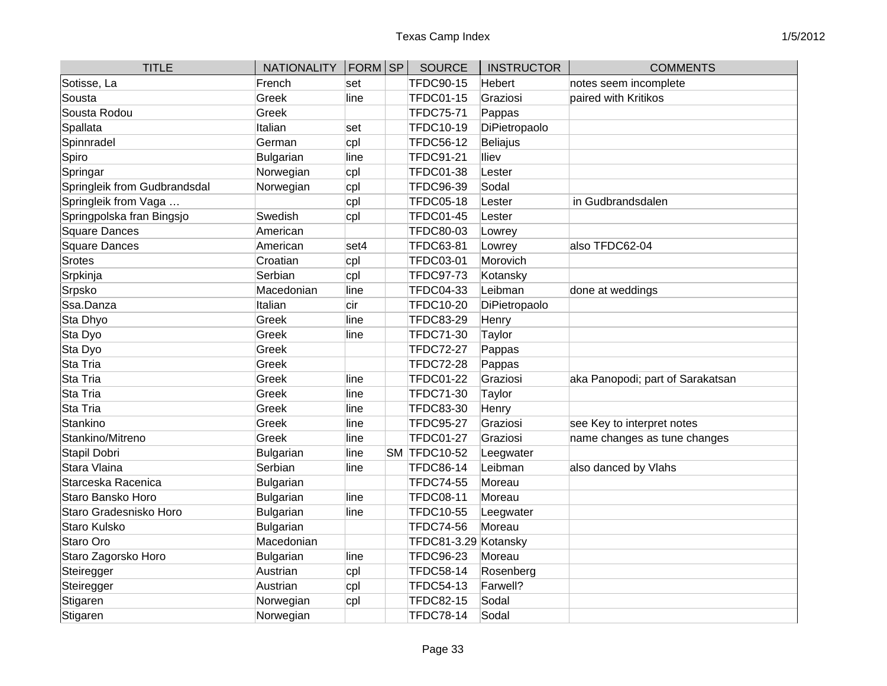| TITLE | NATIONALITY | FORM | SP | SOURCE | INSTRUCTOR | COMMENTS |
|---|---|---|---|---|---|---|
| Sotisse, La | French | set | | TFDC90-15 | Hebert | notes seem incomplete |
| Sousta | Greek | line | | TFDC01-15 | Graziosi | paired with Kritikos |
| Sousta Rodou | Greek | | | TFDC75-71 | Pappas | |
| Spallata | Italian | set | | TFDC10-19 | DiPietropaolo | |
| Spinnradel | German | cpl | | TFDC56-12 | Beliajus | |
| Spiro | Bulgarian | line | | TFDC91-21 | Iliev | |
| Springar | Norwegian | cpl | | TFDC01-38 | Lester | |
| Springleik from Gudbrandsdal | Norwegian | cpl | | TFDC96-39 | Sodal | |
| Springleik from Vaga … | | cpl | | TFDC05-18 | Lester | in Gudbrandsdalen |
| Springpolska fran Bingsjo | Swedish | cpl | | TFDC01-45 | Lester | |
| Square Dances | American | | | TFDC80-03 | Lowrey | |
| Square Dances | American | set4 | | TFDC63-81 | Lowrey | also TFDC62-04 |
| Srotes | Croatian | cpl | | TFDC03-01 | Morovich | |
| Srpkinja | Serbian | cpl | | TFDC97-73 | Kotansky | |
| Srpsko | Macedonian | line | | TFDC04-33 | Leibman | done at weddings |
| Ssa.Danza | Italian | cir | | TFDC10-20 | DiPietropaolo | |
| Sta Dhyo | Greek | line | | TFDC83-29 | Henry | |
| Sta Dyo | Greek | line | | TFDC71-30 | Taylor | |
| Sta Dyo | Greek | | | TFDC72-27 | Pappas | |
| Sta Tria | Greek | | | TFDC72-28 | Pappas | |
| Sta Tria | Greek | line | | TFDC01-22 | Graziosi | aka Panopodi; part of Sarakatsan |
| Sta Tria | Greek | line | | TFDC71-30 | Taylor | |
| Sta Tria | Greek | line | | TFDC83-30 | Henry | |
| Stankino | Greek | line | | TFDC95-27 | Graziosi | see Key to interpret notes |
| Stankino/Mitreno | Greek | line | | TFDC01-27 | Graziosi | name changes as tune changes |
| Stapil Dobri | Bulgarian | line | SM | TFDC10-52 | Leegwater | |
| Stara Vlaina | Serbian | line | | TFDC86-14 | Leibman | also danced by Vlahs |
| Starceska Racenica | Bulgarian | | | TFDC74-55 | Moreau | |
| Staro Bansko Horo | Bulgarian | line | | TFDC08-11 | Moreau | |
| Staro Gradesnisko Horo | Bulgarian | line | | TFDC10-55 | Leegwater | |
| Staro Kulsko | Bulgarian | | | TFDC74-56 | Moreau | |
| Staro Oro | Macedonian | | | TFDC81-3.29 | Kotansky | |
| Staro Zagorsko Horo | Bulgarian | line | | TFDC96-23 | Moreau | |
| Steiregger | Austrian | cpl | | TFDC58-14 | Rosenberg | |
| Steiregger | Austrian | cpl | | TFDC54-13 | Farwell? | |
| Stigaren | Norwegian | cpl | | TFDC82-15 | Sodal | |
| Stigaren | Norwegian | | | TFDC78-14 | Sodal | |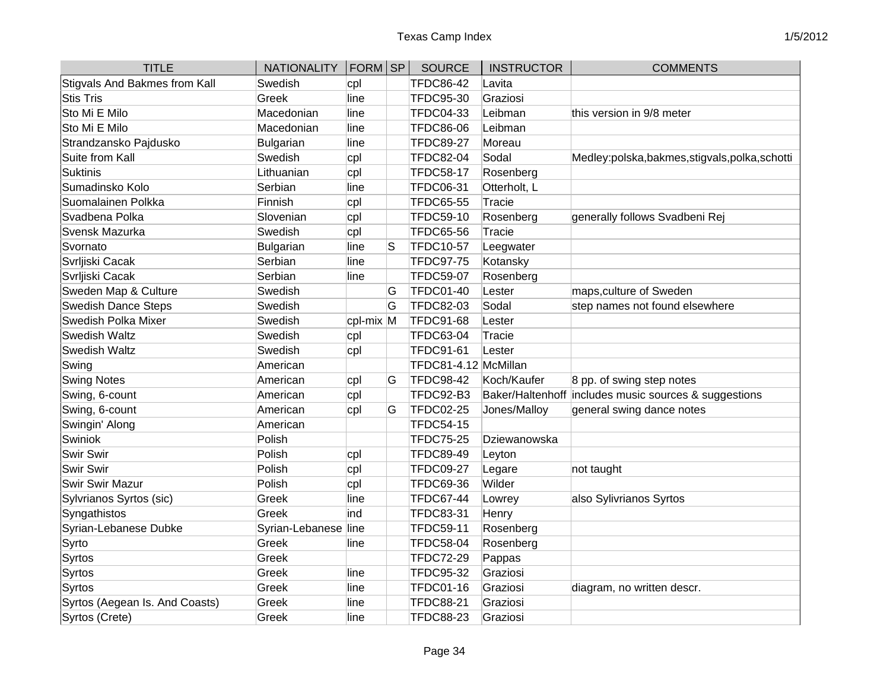| TITLE | NATIONALITY | FORM | SP | SOURCE | INSTRUCTOR | COMMENTS |
|---|---|---|---|---|---|---|
| Stigvals And Bakmes from Kall | Swedish | cpl | | TFDC86-42 | Lavita | |
| Stis Tris | Greek | line | | TFDC95-30 | Graziosi | |
| Sto Mi E Milo | Macedonian | line | | TFDC04-33 | Leibman | this version in 9/8 meter |
| Sto Mi E Milo | Macedonian | line | | TFDC86-06 | Leibman | |
| Strandzansko Pajdusko | Bulgarian | line | | TFDC89-27 | Moreau | |
| Suite from Kall | Swedish | cpl | | TFDC82-04 | Sodal | Medley:polska,bakmes,stigvals,polka,schotti |
| Suktinis | Lithuanian | cpl | | TFDC58-17 | Rosenberg | |
| Sumadinsko Kolo | Serbian | line | | TFDC06-31 | Otterholt, L | |
| Suomalainen Polkka | Finnish | cpl | | TFDC65-55 | Tracie | |
| Svadbena Polka | Slovenian | cpl | | TFDC59-10 | Rosenberg | generally follows Svadbeni Rej |
| Svensk Mazurka | Swedish | cpl | | TFDC65-56 | Tracie | |
| Svornato | Bulgarian | line | S | TFDC10-57 | Leegwater | |
| Svrljiski Cacak | Serbian | line | | TFDC97-75 | Kotansky | |
| Svrljiski Cacak | Serbian | line | | TFDC59-07 | Rosenberg | |
| Sweden Map & Culture | Swedish | | G | TFDC01-40 | Lester | maps,culture of Sweden |
| Swedish Dance Steps | Swedish | | G | TFDC82-03 | Sodal | step names not found elsewhere |
| Swedish Polka Mixer | Swedish | cpl-mix | M | TFDC91-68 | Lester | |
| Swedish Waltz | Swedish | cpl | | TFDC63-04 | Tracie | |
| Swedish Waltz | Swedish | cpl | | TFDC91-61 | Lester | |
| Swing | American | | | TFDC81-4.12 | McMillan | |
| Swing Notes | American | cpl | G | TFDC98-42 | Koch/Kaufer | 8 pp. of swing step notes |
| Swing, 6-count | American | cpl | | TFDC92-B3 | Baker/Haltenhoff | includes music sources & suggestions |
| Swing, 6-count | American | cpl | G | TFDC02-25 | Jones/Malloy | general swing dance notes |
| Swingin' Along | American | | | TFDC54-15 | | |
| Swiniok | Polish | | | TFDC75-25 | Dziewanowska | |
| Swir Swir | Polish | cpl | | TFDC89-49 | Leyton | |
| Swir Swir | Polish | cpl | | TFDC09-27 | Legare | not taught |
| Swir Swir Mazur | Polish | cpl | | TFDC69-36 | Wilder | |
| Sylvrianos Syrtos (sic) | Greek | line | | TFDC67-44 | Lowrey | also Sylivrianos Syrtos |
| Syngathistos | Greek | ind | | TFDC83-31 | Henry | |
| Syrian-Lebanese Dubke | Syrian-Lebanese | line | | TFDC59-11 | Rosenberg | |
| Syrto | Greek | line | | TFDC58-04 | Rosenberg | |
| Syrtos | Greek | | | TFDC72-29 | Pappas | |
| Syrtos | Greek | line | | TFDC95-32 | Graziosi | |
| Syrtos | Greek | line | | TFDC01-16 | Graziosi | diagram, no written descr. |
| Syrtos (Aegean Is. And Coasts) | Greek | line | | TFDC88-21 | Graziosi | |
| Syrtos (Crete) | Greek | line | | TFDC88-23 | Graziosi | |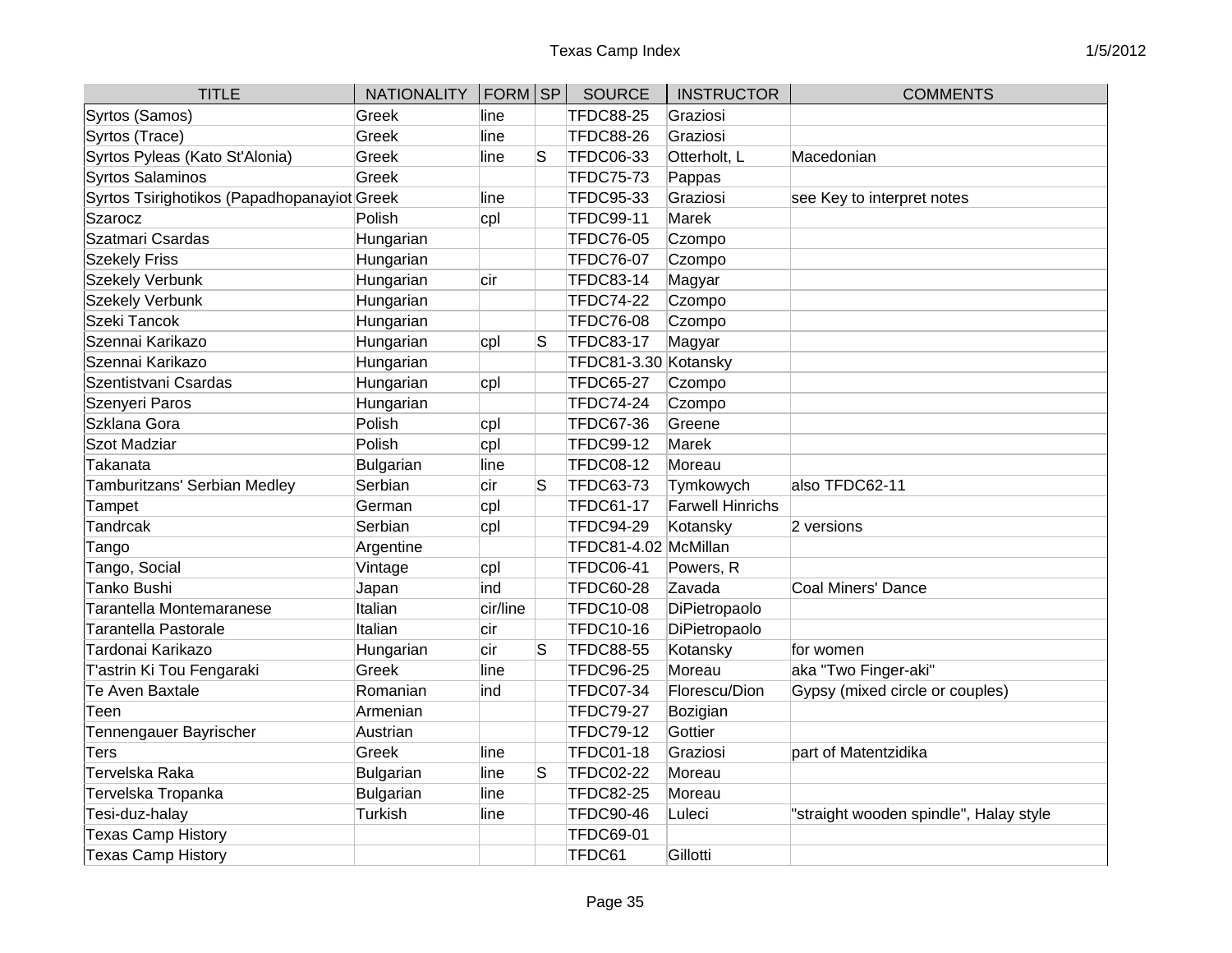| TITLE | NATIONALITY | FORM | SP | SOURCE | INSTRUCTOR | COMMENTS |
|---|---|---|---|---|---|---|
| Syrtos (Samos) | Greek | line | | TFDC88-25 | Graziosi | |
| Syrtos (Trace) | Greek | line | | TFDC88-26 | Graziosi | |
| Syrtos Pyleas (Kato St'Alonia) | Greek | line | S | TFDC06-33 | Otterholt, L | Macedonian |
| Syrtos Salaminos | Greek | | | TFDC75-73 | Pappas | |
| Syrtos Tsirighotikos (Papadhopanayiot | Greek | line | | TFDC95-33 | Graziosi | see Key to interpret notes |
| Szarocz | Polish | cpl | | TFDC99-11 | Marek | |
| Szatmari Csardas | Hungarian | | | TFDC76-05 | Czompo | |
| Szekely Friss | Hungarian | | | TFDC76-07 | Czompo | |
| Szekely Verbunk | Hungarian | cir | | TFDC83-14 | Magyar | |
| Szekely Verbunk | Hungarian | | | TFDC74-22 | Czompo | |
| Szeki Tancok | Hungarian | | | TFDC76-08 | Czompo | |
| Szennai Karikazo | Hungarian | cpl | S | TFDC83-17 | Magyar | |
| Szennai Karikazo | Hungarian | | | TFDC81-3.30 | Kotansky | |
| Szentistvani Csardas | Hungarian | cpl | | TFDC65-27 | Czompo | |
| Szenyeri Paros | Hungarian | | | TFDC74-24 | Czompo | |
| Szklana Gora | Polish | cpl | | TFDC67-36 | Greene | |
| Szot Madziar | Polish | cpl | | TFDC99-12 | Marek | |
| Takanata | Bulgarian | line | | TFDC08-12 | Moreau | |
| Tamburitzans' Serbian Medley | Serbian | cir | S | TFDC63-73 | Tymkowych | also TFDC62-11 |
| Tampet | German | cpl | | TFDC61-17 | Farwell Hinrichs | |
| Tandrcak | Serbian | cpl | | TFDC94-29 | Kotansky | 2 versions |
| Tango | Argentine | | | TFDC81-4.02 | McMillan | |
| Tango, Social | Vintage | cpl | | TFDC06-41 | Powers, R | |
| Tanko Bushi | Japan | ind | | TFDC60-28 | Zavada | Coal Miners' Dance |
| Tarantella Montemaranese | Italian | cir/line | | TFDC10-08 | DiPietropaolo | |
| Tarantella Pastorale | Italian | cir | | TFDC10-16 | DiPietropaolo | |
| Tardonai Karikazo | Hungarian | cir | S | TFDC88-55 | Kotansky | for women |
| T'astrin Ki Tou Fengaraki | Greek | line | | TFDC96-25 | Moreau | aka "Two Finger-aki" |
| Te Aven Baxtale | Romanian | ind | | TFDC07-34 | Florescu/Dion | Gypsy (mixed circle or couples) |
| Teen | Armenian | | | TFDC79-27 | Bozigian | |
| Tennengauer Bayrischer | Austrian | | | TFDC79-12 | Gottier | |
| Ters | Greek | line | | TFDC01-18 | Graziosi | part of Matentzidika |
| Tervelska Raka | Bulgarian | line | S | TFDC02-22 | Moreau | |
| Tervelska Tropanka | Bulgarian | line | | TFDC82-25 | Moreau | |
| Tesi-duz-halay | Turkish | line | | TFDC90-46 | Luleci | "straight wooden spindle", Halay style |
| Texas Camp History | | | | TFDC69-01 | | |
| Texas Camp History | | | | TFDC61 | Gillotti | |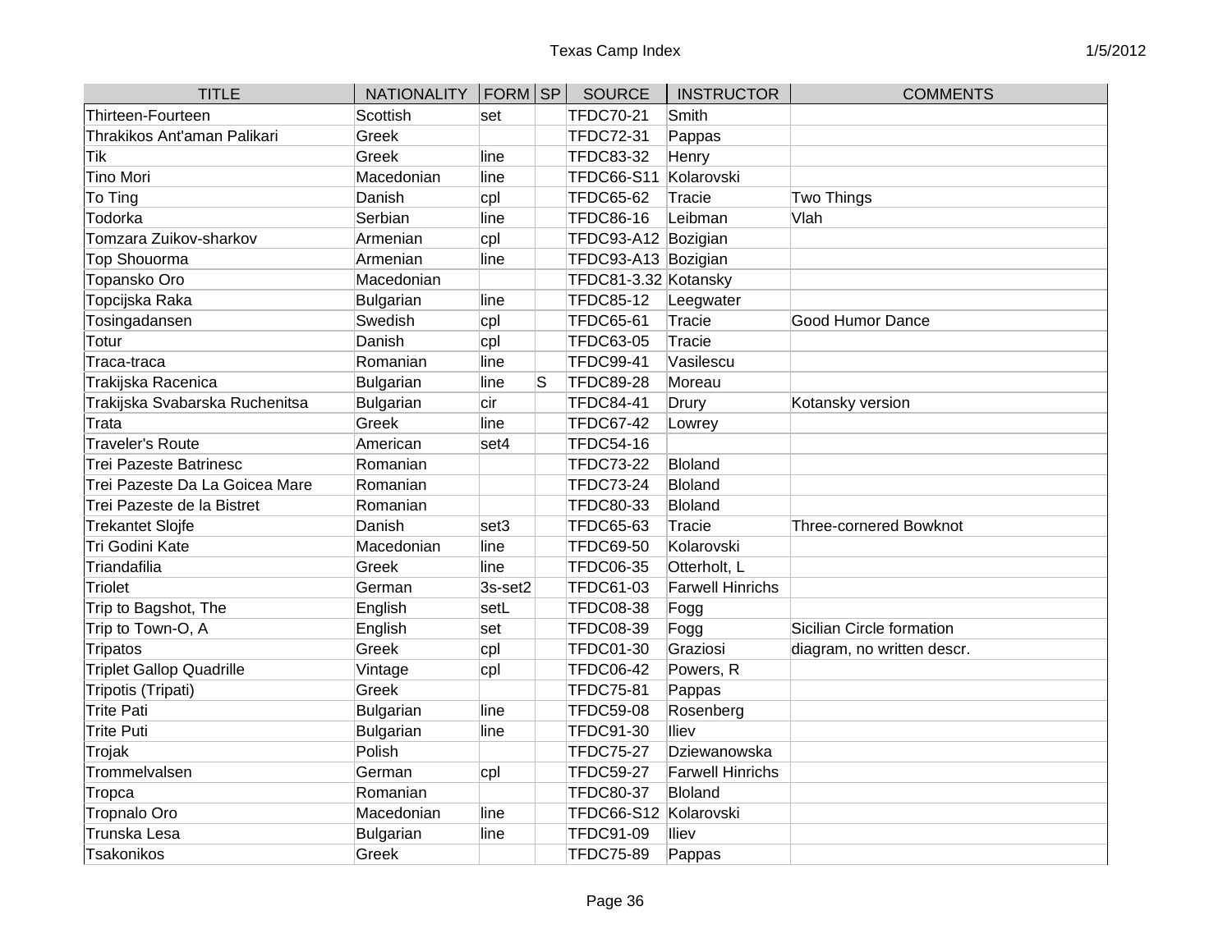| TITLE | NATIONALITY | FORM | SP | SOURCE | INSTRUCTOR | COMMENTS |
|---|---|---|---|---|---|---|
| Thirteen-Fourteen | Scottish | set | | TFDC70-21 | Smith | |
| Thrakikos Ant'aman Palikari | Greek | | | TFDC72-31 | Pappas | |
| Tik | Greek | line | | TFDC83-32 | Henry | |
| Tino Mori | Macedonian | line | | TFDC66-S11 | Kolarovski | |
| To Ting | Danish | cpl | | TFDC65-62 | Tracie | Two Things |
| Todorka | Serbian | line | | TFDC86-16 | Leibman | Vlah |
| Tomzara Zuikov-sharkov | Armenian | cpl | | TFDC93-A12 | Bozigian | |
| Top Shouorma | Armenian | line | | TFDC93-A13 | Bozigian | |
| Topansko Oro | Macedonian | | | TFDC81-3.32 | Kotansky | |
| Topcijska Raka | Bulgarian | line | | TFDC85-12 | Leegwater | |
| Tosingadansen | Swedish | cpl | | TFDC65-61 | Tracie | Good Humor Dance |
| Totur | Danish | cpl | | TFDC63-05 | Tracie | |
| Traca-traca | Romanian | line | | TFDC99-41 | Vasilescu | |
| Trakijska Racenica | Bulgarian | line | S | TFDC89-28 | Moreau | |
| Trakijska Svabarska Ruchenitsa | Bulgarian | cir | | TFDC84-41 | Drury | Kotansky version |
| Trata | Greek | line | | TFDC67-42 | Lowrey | |
| Traveler's Route | American | set4 | | TFDC54-16 | | |
| Trei Pazeste Batrinesc | Romanian | | | TFDC73-22 | Bloland | |
| Trei Pazeste Da La Goicea Mare | Romanian | | | TFDC73-24 | Bloland | |
| Trei Pazeste de la Bistret | Romanian | | | TFDC80-33 | Bloland | |
| Trekantet Slojfe | Danish | set3 | | TFDC65-63 | Tracie | Three-cornered Bowknot |
| Tri Godini Kate | Macedonian | line | | TFDC69-50 | Kolarovski | |
| Triandafilia | Greek | line | | TFDC06-35 | Otterholt, L | |
| Triolet | German | 3s-set2 | | TFDC61-03 | Farwell Hinrichs | |
| Trip to Bagshot, The | English | setL | | TFDC08-38 | Fogg | |
| Trip to Town-O, A | English | set | | TFDC08-39 | Fogg | Sicilian Circle formation |
| Tripatos | Greek | cpl | | TFDC01-30 | Graziosi | diagram, no written descr. |
| Triplet Gallop Quadrille | Vintage | cpl | | TFDC06-42 | Powers, R | |
| Tripotis (Tripati) | Greek | | | TFDC75-81 | Pappas | |
| Trite Pati | Bulgarian | line | | TFDC59-08 | Rosenberg | |
| Trite Puti | Bulgarian | line | | TFDC91-30 | Iliev | |
| Trojak | Polish | | | TFDC75-27 | Dziewanowska | |
| Trommelvalsen | German | cpl | | TFDC59-27 | Farwell Hinrichs | |
| Tropca | Romanian | | | TFDC80-37 | Bloland | |
| Tropnalo Oro | Macedonian | line | | TFDC66-S12 | Kolarovski | |
| Trunska Lesa | Bulgarian | line | | TFDC91-09 | Iliev | |
| Tsakonikos | Greek | | | TFDC75-89 | Pappas | |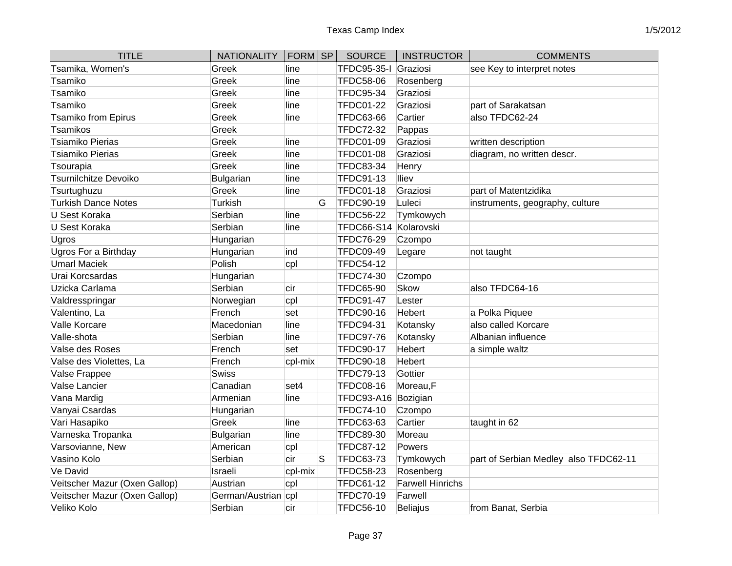| TITLE | NATIONALITY | FORM | SP | SOURCE | INSTRUCTOR | COMMENTS |
|---|---|---|---|---|---|---|
| Tsamika, Women's | Greek | line | | TFDC95-35-I | Graziosi | see Key to interpret notes |
| Tsamiko | Greek | line | | TFDC58-06 | Rosenberg | |
| Tsamiko | Greek | line | | TFDC95-34 | Graziosi | |
| Tsamiko | Greek | line | | TFDC01-22 | Graziosi | part of Sarakatsan |
| Tsamiko from Epirus | Greek | line | | TFDC63-66 | Cartier | also TFDC62-24 |
| Tsamikos | Greek | | | TFDC72-32 | Pappas | |
| Tsiamiko Pierias | Greek | line | | TFDC01-09 | Graziosi | written description |
| Tsiamiko Pierias | Greek | line | | TFDC01-08 | Graziosi | diagram, no written descr. |
| Tsourapia | Greek | line | | TFDC83-34 | Henry | |
| Tsurnilchitze Devoiko | Bulgarian | line | | TFDC91-13 | Iliev | |
| Tsurtughuzu | Greek | line | | TFDC01-18 | Graziosi | part of Matentzidika |
| Turkish Dance Notes | Turkish | | G | TFDC90-19 | Luleci | instruments, geography, culture |
| U Sest Koraka | Serbian | line | | TFDC56-22 | Tymkowych | |
| U Sest Koraka | Serbian | line | | TFDC66-S14 | Kolarovski | |
| Ugros | Hungarian | | | TFDC76-29 | Czompo | |
| Ugros For a Birthday | Hungarian | ind | | TFDC09-49 | Legare | not taught |
| Umarl Maciek | Polish | cpl | | TFDC54-12 | | |
| Urai Korcsardas | Hungarian | | | TFDC74-30 | Czompo | |
| Uzicka Carlama | Serbian | cir | | TFDC65-90 | Skow | also TFDC64-16 |
| Valdresspringar | Norwegian | cpl | | TFDC91-47 | Lester | |
| Valentino, La | French | set | | TFDC90-16 | Hebert | a Polka Piquee |
| Valle Korcare | Macedonian | line | | TFDC94-31 | Kotansky | also called Korcare |
| Valle-shota | Serbian | line | | TFDC97-76 | Kotansky | Albanian influence |
| Valse des Roses | French | set | | TFDC90-17 | Hebert | a simple waltz |
| Valse des Violettes, La | French | cpl-mix | | TFDC90-18 | Hebert | |
| Valse Frappee | Swiss | | | TFDC79-13 | Gottier | |
| Valse Lancier | Canadian | set4 | | TFDC08-16 | Moreau,F | |
| Vana Mardig | Armenian | line | | TFDC93-A16 | Bozigian | |
| Vanyai Csardas | Hungarian | | | TFDC74-10 | Czompo | |
| Vari Hasapiko | Greek | line | | TFDC63-63 | Cartier | taught in 62 |
| Varneska Tropanka | Bulgarian | line | | TFDC89-30 | Moreau | |
| Varsovianne, New | American | cpl | | TFDC87-12 | Powers | |
| Vasino Kolo | Serbian | cir | S | TFDC63-73 | Tymkowych | part of Serbian Medley also TFDC62-11 |
| Ve David | Israeli | cpl-mix | | TFDC58-23 | Rosenberg | |
| Veitscher Mazur (Oxen Gallop) | Austrian | cpl | | TFDC61-12 | Farwell Hinrichs | |
| Veitscher Mazur (Oxen Gallop) | German/Austrian | cpl | | TFDC70-19 | Farwell | |
| Veliko Kolo | Serbian | cir | | TFDC56-10 | Beliajus | from Banat, Serbia |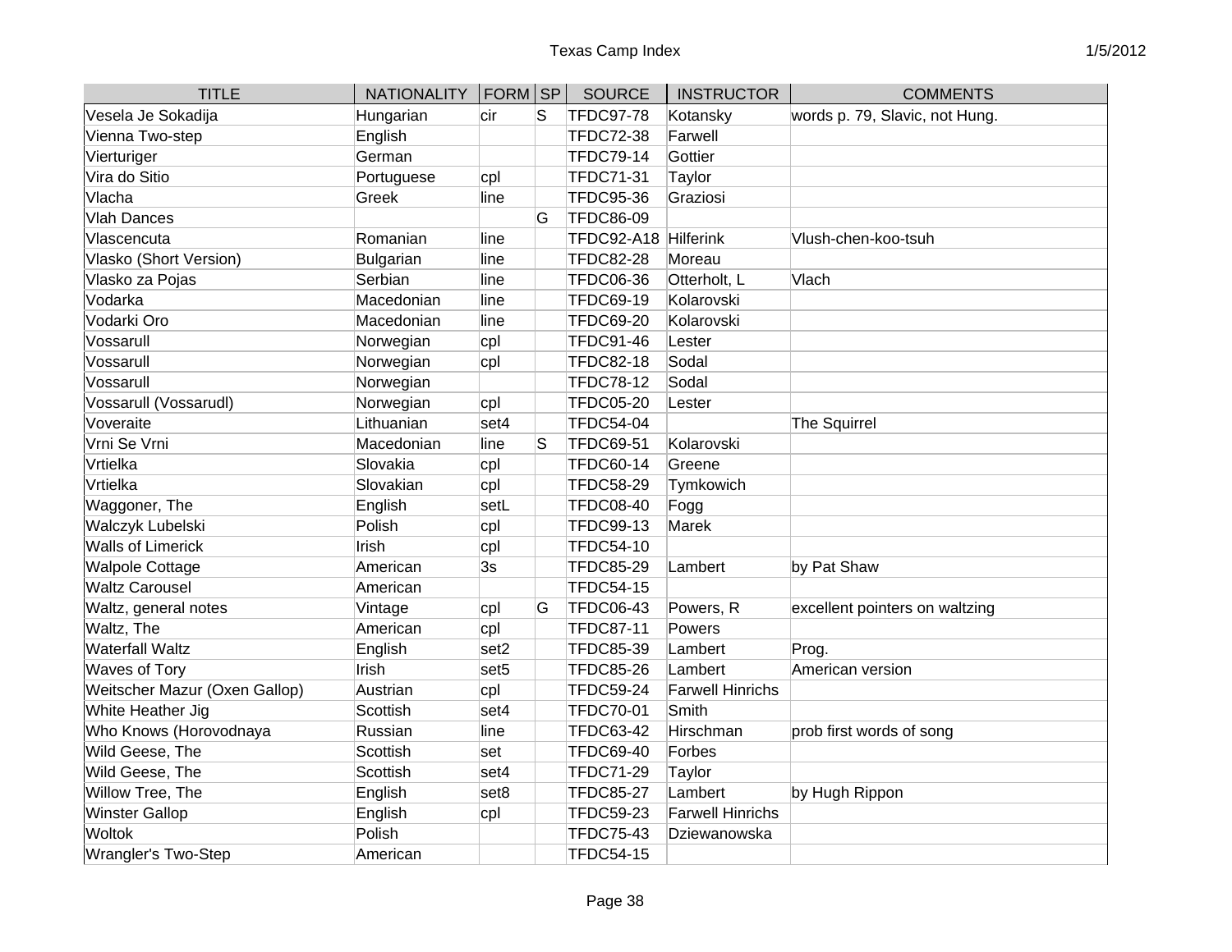| TITLE | NATIONALITY | FORM | SP | SOURCE | INSTRUCTOR | COMMENTS |
|---|---|---|---|---|---|---|
| Vesela Je Sokadija | Hungarian | cir | S | TFDC97-78 | Kotansky | words p. 79, Slavic, not Hung. |
| Vienna Two-step | English | | | TFDC72-38 | Farwell | |
| Vierturiger | German | | | TFDC79-14 | Gottier | |
| Vira do Sitio | Portuguese | cpl | | TFDC71-31 | Taylor | |
| Vlacha | Greek | line | | TFDC95-36 | Graziosi | |
| Vlah Dances | | | G | TFDC86-09 | | |
| Vlascencuta | Romanian | line | | TFDC92-A18 | Hilferink | Vlush-chen-koo-tsuh |
| Vlasko (Short Version) | Bulgarian | line | | TFDC82-28 | Moreau | |
| Vlasko za Pojas | Serbian | line | | TFDC06-36 | Otterholt, L | Vlach |
| Vodarka | Macedonian | line | | TFDC69-19 | Kolarovski | |
| Vodarki Oro | Macedonian | line | | TFDC69-20 | Kolarovski | |
| Vossarull | Norwegian | cpl | | TFDC91-46 | Lester | |
| Vossarull | Norwegian | cpl | | TFDC82-18 | Sodal | |
| Vossarull | Norwegian | | | TFDC78-12 | Sodal | |
| Vossarull (Vossarudl) | Norwegian | cpl | | TFDC05-20 | Lester | |
| Voveraite | Lithuanian | set4 | | TFDC54-04 | | The Squirrel |
| Vrni Se Vrni | Macedonian | line | S | TFDC69-51 | Kolarovski | |
| Vrtielka | Slovakia | cpl | | TFDC60-14 | Greene | |
| Vrtielka | Slovakian | cpl | | TFDC58-29 | Tymkowich | |
| Waggoner, The | English | setL | | TFDC08-40 | Fogg | |
| Walczyk Lubelski | Polish | cpl | | TFDC99-13 | Marek | |
| Walls of Limerick | Irish | cpl | | TFDC54-10 | | |
| Walpole Cottage | American | 3s | | TFDC85-29 | Lambert | by Pat Shaw |
| Waltz Carousel | American | | | TFDC54-15 | | |
| Waltz, general notes | Vintage | cpl | G | TFDC06-43 | Powers, R | excellent pointers on waltzing |
| Waltz, The | American | cpl | | TFDC87-11 | Powers | |
| Waterfall Waltz | English | set2 | | TFDC85-39 | Lambert | Prog. |
| Waves of Tory | Irish | set5 | | TFDC85-26 | Lambert | American version |
| Weitscher Mazur (Oxen Gallop) | Austrian | cpl | | TFDC59-24 | Farwell Hinrichs | |
| White Heather Jig | Scottish | set4 | | TFDC70-01 | Smith | |
| Who Knows (Horovodnaya | Russian | line | | TFDC63-42 | Hirschman | prob first words of song |
| Wild Geese, The | Scottish | set | | TFDC69-40 | Forbes | |
| Wild Geese, The | Scottish | set4 | | TFDC71-29 | Taylor | |
| Willow Tree, The | English | set8 | | TFDC85-27 | Lambert | by Hugh Rippon |
| Winster Gallop | English | cpl | | TFDC59-23 | Farwell Hinrichs | |
| Woltok | Polish | | | TFDC75-43 | Dziewanowska | |
| Wrangler's Two-Step | American | | | TFDC54-15 | | |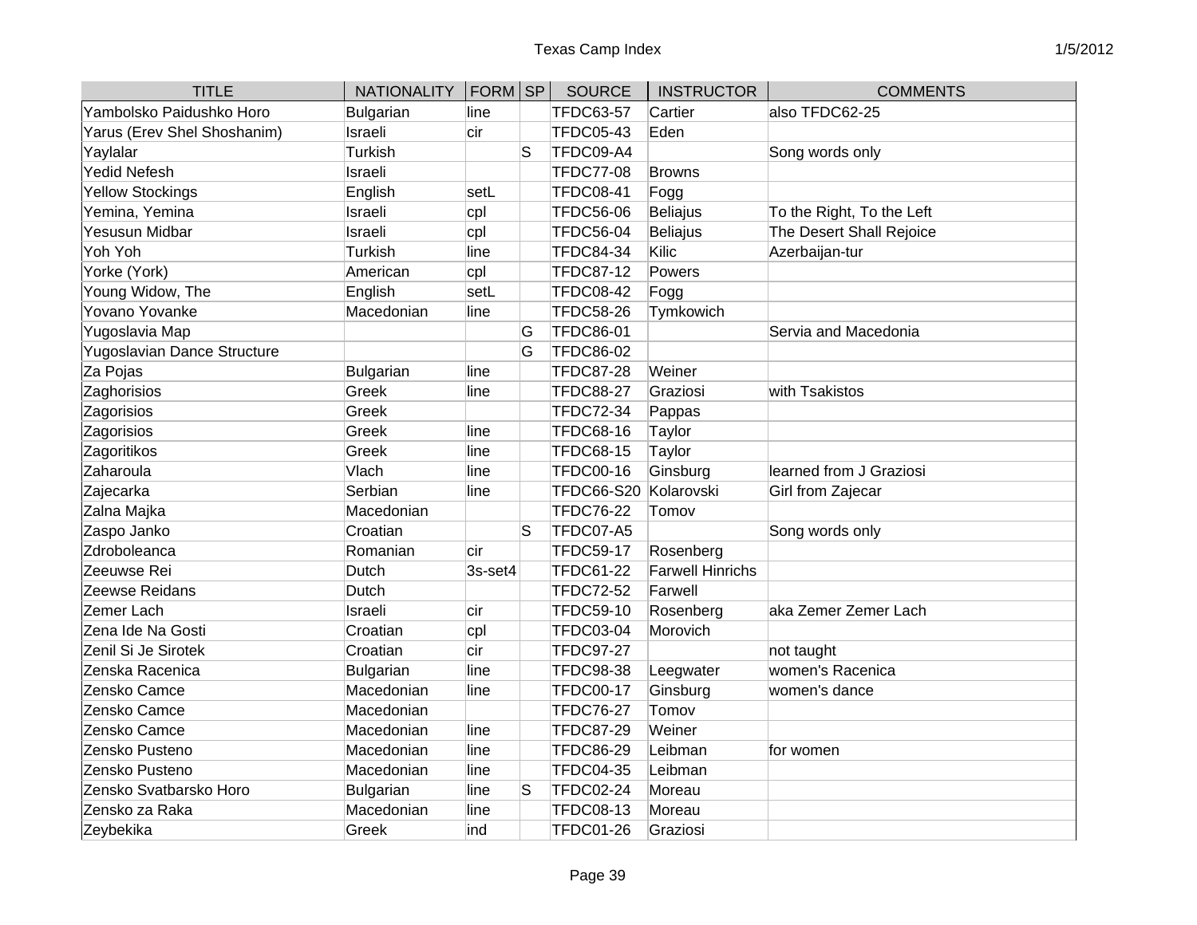| TITLE | NATIONALITY | FORM | SP | SOURCE | INSTRUCTOR | COMMENTS |
|---|---|---|---|---|---|---|
| Yambolsko Paidushko Horo | Bulgarian | line | | TFDC63-57 | Cartier | also TFDC62-25 |
| Yarus (Erev Shel Shoshanim) | Israeli | cir | | TFDC05-43 | Eden | |
| Yaylalar | Turkish | | S | TFDC09-A4 | | Song words only |
| Yedid Nefesh | Israeli | | | TFDC77-08 | Browns | |
| Yellow Stockings | English | setL | | TFDC08-41 | Fogg | |
| Yemina, Yemina | Israeli | cpl | | TFDC56-06 | Beliajus | To the Right, To the Left |
| Yesusun Midbar | Israeli | cpl | | TFDC56-04 | Beliajus | The Desert Shall Rejoice |
| Yoh Yoh | Turkish | line | | TFDC84-34 | Kilic | Azerbaijan-tur |
| Yorke (York) | American | cpl | | TFDC87-12 | Powers | |
| Young Widow, The | English | setL | | TFDC08-42 | Fogg | |
| Yovano Yovanke | Macedonian | line | | TFDC58-26 | Tymkowich | |
| Yugoslavia Map | | | G | TFDC86-01 | | Servia and Macedonia |
| Yugoslavian Dance Structure | | | G | TFDC86-02 | | |
| Za Pojas | Bulgarian | line | | TFDC87-28 | Weiner | |
| Zaghorisios | Greek | line | | TFDC88-27 | Graziosi | with Tsakistos |
| Zagorisios | Greek | | | TFDC72-34 | Pappas | |
| Zagorisios | Greek | line | | TFDC68-16 | Taylor | |
| Zagoritikos | Greek | line | | TFDC68-15 | Taylor | |
| Zaharoula | Vlach | line | | TFDC00-16 | Ginsburg | learned from J Graziosi |
| Zajecarka | Serbian | line | | TFDC66-S20 | Kolarovski | Girl from Zajecar |
| Zalna Majka | Macedonian | | | TFDC76-22 | Tomov | |
| Zaspo Janko | Croatian | | S | TFDC07-A5 | | Song words only |
| Zdroboleanca | Romanian | cir | | TFDC59-17 | Rosenberg | |
| Zeeuwse Rei | Dutch | 3s-set4 | | TFDC61-22 | Farwell Hinrichs | |
| Zeewse Reidans | Dutch | | | TFDC72-52 | Farwell | |
| Zemer Lach | Israeli | cir | | TFDC59-10 | Rosenberg | aka Zemer Zemer Lach |
| Zena Ide Na Gosti | Croatian | cpl | | TFDC03-04 | Morovich | |
| Zenil Si Je Sirotek | Croatian | cir | | TFDC97-27 | | not taught |
| Zenska Racenica | Bulgarian | line | | TFDC98-38 | Leegwater | women's Racenica |
| Zensko Camce | Macedonian | line | | TFDC00-17 | Ginsburg | women's dance |
| Zensko Camce | Macedonian | | | TFDC76-27 | Tomov | |
| Zensko Camce | Macedonian | line | | TFDC87-29 | Weiner | |
| Zensko Pusteno | Macedonian | line | | TFDC86-29 | Leibman | for women |
| Zensko Pusteno | Macedonian | line | | TFDC04-35 | Leibman | |
| Zensko Svatbarsko Horo | Bulgarian | line | S | TFDC02-24 | Moreau | |
| Zensko za Raka | Macedonian | line | | TFDC08-13 | Moreau | |
| Zeybekika | Greek | ind | | TFDC01-26 | Graziosi | |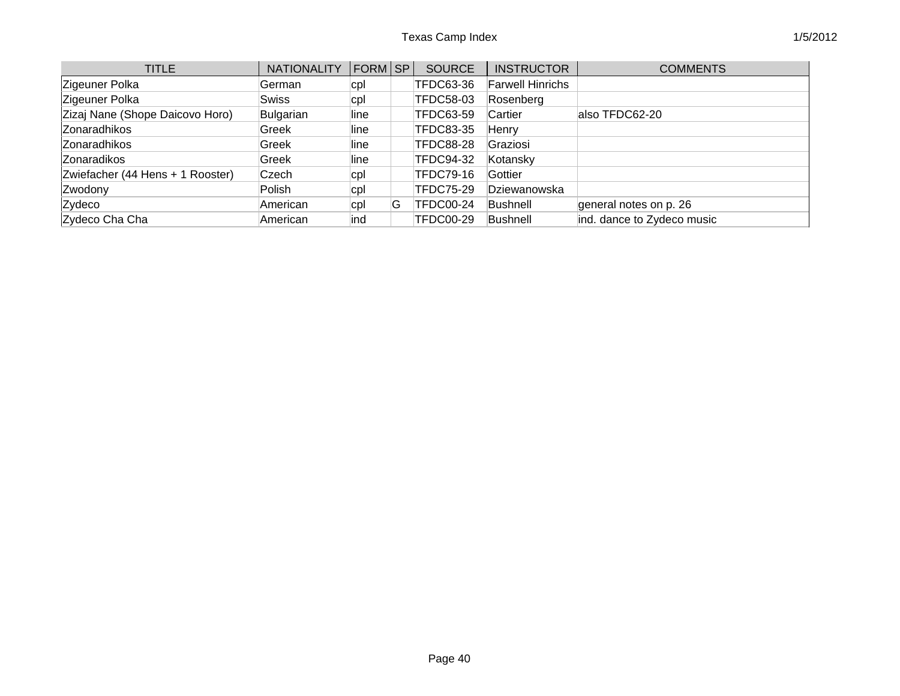| TITLE | NATIONALITY | FORM | SP | SOURCE | INSTRUCTOR | COMMENTS |
|---|---|---|---|---|---|---|
| Zigeuner Polka | German | cpl | | TFDC63-36 | Farwell Hinrichs | |
| Zigeuner Polka | Swiss | cpl | | TFDC58-03 | Rosenberg | |
| Zizaj Nane (Shope Daicovo Horo) | Bulgarian | line | | TFDC63-59 | Cartier | also TFDC62-20 |
| Zonaradhikos | Greek | line | | TFDC83-35 | Henry | |
| Zonaradhikos | Greek | line | | TFDC88-28 | Graziosi | |
| Zonaradikos | Greek | line | | TFDC94-32 | Kotansky | |
| Zwiefacher (44 Hens + 1 Rooster) | Czech | cpl | | TFDC79-16 | Gottier | |
| Zwodony | Polish | cpl | | TFDC75-29 | Dziewanowska | |
| Zydeco | American | cpl | G | TFDC00-24 | Bushnell | general notes on p. 26 |
| Zydeco Cha Cha | American | ind | | TFDC00-29 | Bushnell | ind. dance to Zydeco music |